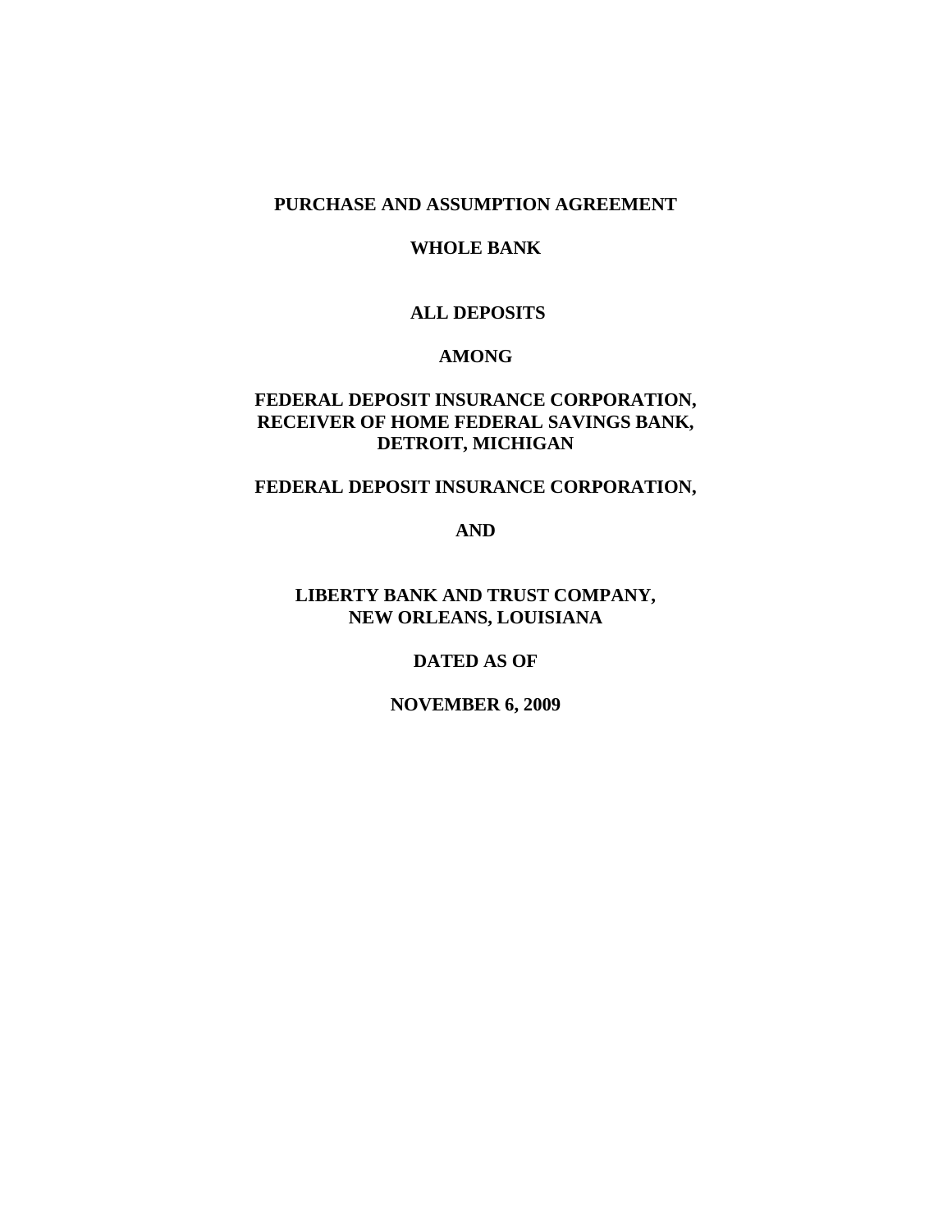# PURCHASE AND ASSUMPTION AGREEMENT

## WHOLE BANK

## ALL DEPOSITS

**AMONG**

**FEDERAL DEPOSIT INSURANCE CORPORATION,**
**RECEIVER OF HOME FEDERAL SAVINGS BANK,**
**DETROIT, MICHIGAN**

**FEDERAL DEPOSIT INSURANCE CORPORATION,**

**AND**

**LIBERTY BANK AND TRUST COMPANY,**
**NEW ORLEANS, LOUISIANA**

**DATED AS OF**

**NOVEMBER 6, 2009**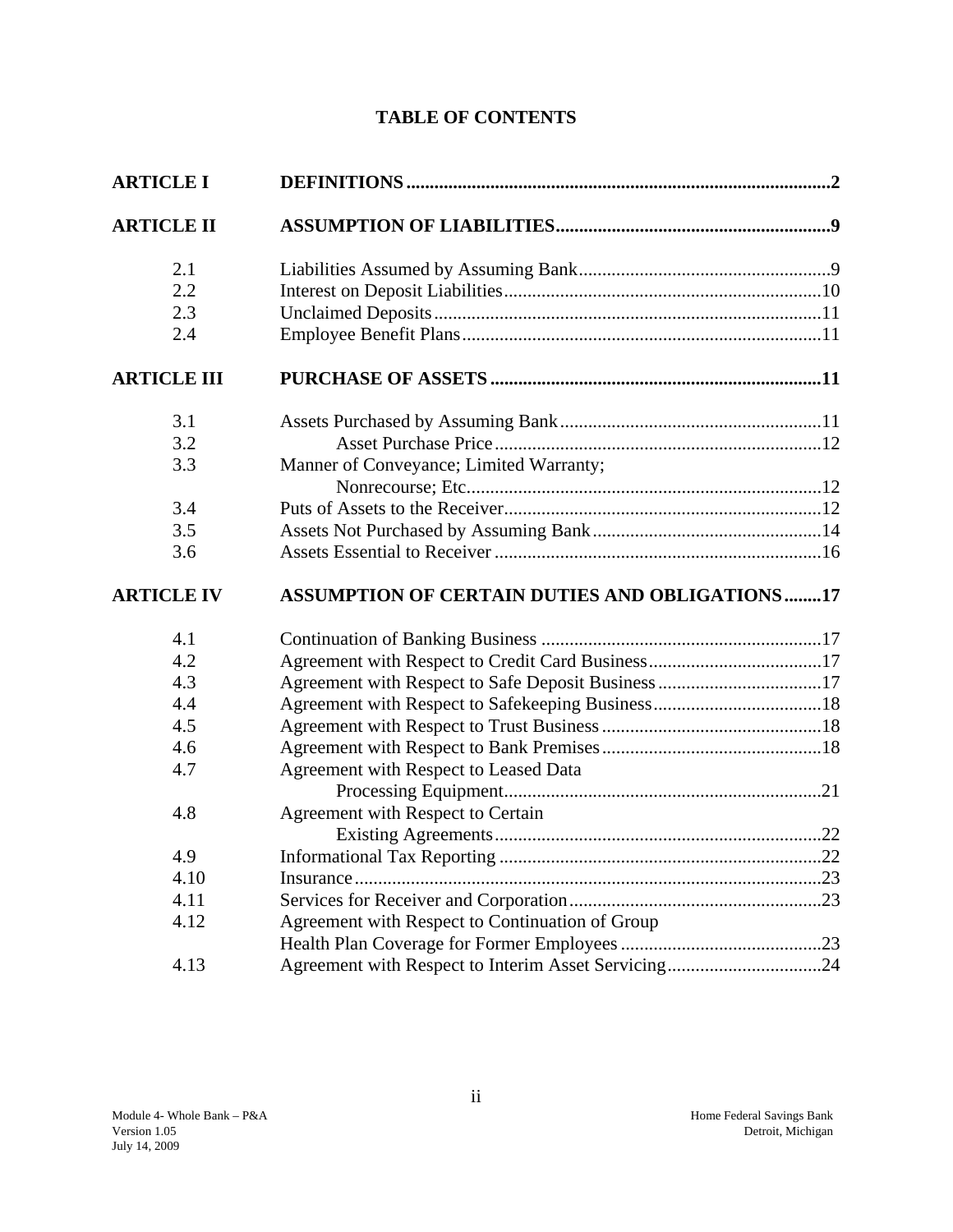# TABLE OF CONTENTS

| | | |
|---|---|---|
| **ARTICLE I** | **DEFINITIONS** | **2** |
| **ARTICLE II** | **ASSUMPTION OF LIABILITIES** | **9** |
| 2.1 | Liabilities Assumed by Assuming Bank | 9 |
| 2.2 | Interest on Deposit Liabilities | 10 |
| 2.3 | Unclaimed Deposits | 11 |
| 2.4 | Employee Benefit Plans | 11 |
| **ARTICLE III** | **PURCHASE OF ASSETS** | **11** |
| 3.1 | Assets Purchased by Assuming Bank | 11 |
| 3.2 | Asset Purchase Price | 12 |
| 3.3 | Manner of Conveyance; Limited Warranty; Nonrecourse; Etc. | 12 |
| 3.4 | Puts of Assets to the Receiver | 12 |
| 3.5 | Assets Not Purchased by Assuming Bank | 14 |
| 3.6 | Assets Essential to Receiver | 16 |
| **ARTICLE IV** | **ASSUMPTION OF CERTAIN DUTIES AND OBLIGATIONS** | **17** |
| 4.1 | Continuation of Banking Business | 17 |
| 4.2 | Agreement with Respect to Credit Card Business | 17 |
| 4.3 | Agreement with Respect to Safe Deposit Business | 17 |
| 4.4 | Agreement with Respect to Safekeeping Business | 18 |
| 4.5 | Agreement with Respect to Trust Business | 18 |
| 4.6 | Agreement with Respect to Bank Premises | 18 |
| 4.7 | Agreement with Respect to Leased Data Processing Equipment | 21 |
| 4.8 | Agreement with Respect to Certain Existing Agreements | 22 |
| 4.9 | Informational Tax Reporting | 22 |
| 4.10 | Insurance | 23 |
| 4.11 | Services for Receiver and Corporation | 23 |
| 4.12 | Agreement with Respect to Continuation of Group Health Plan Coverage for Former Employees | 23 |
| 4.13 | Agreement with Respect to Interim Asset Servicing | 24 |

Module 4- Whole Bank – P&A
Version 1.05
July 14, 2009

Home Federal Savings Bank
Detroit, Michigan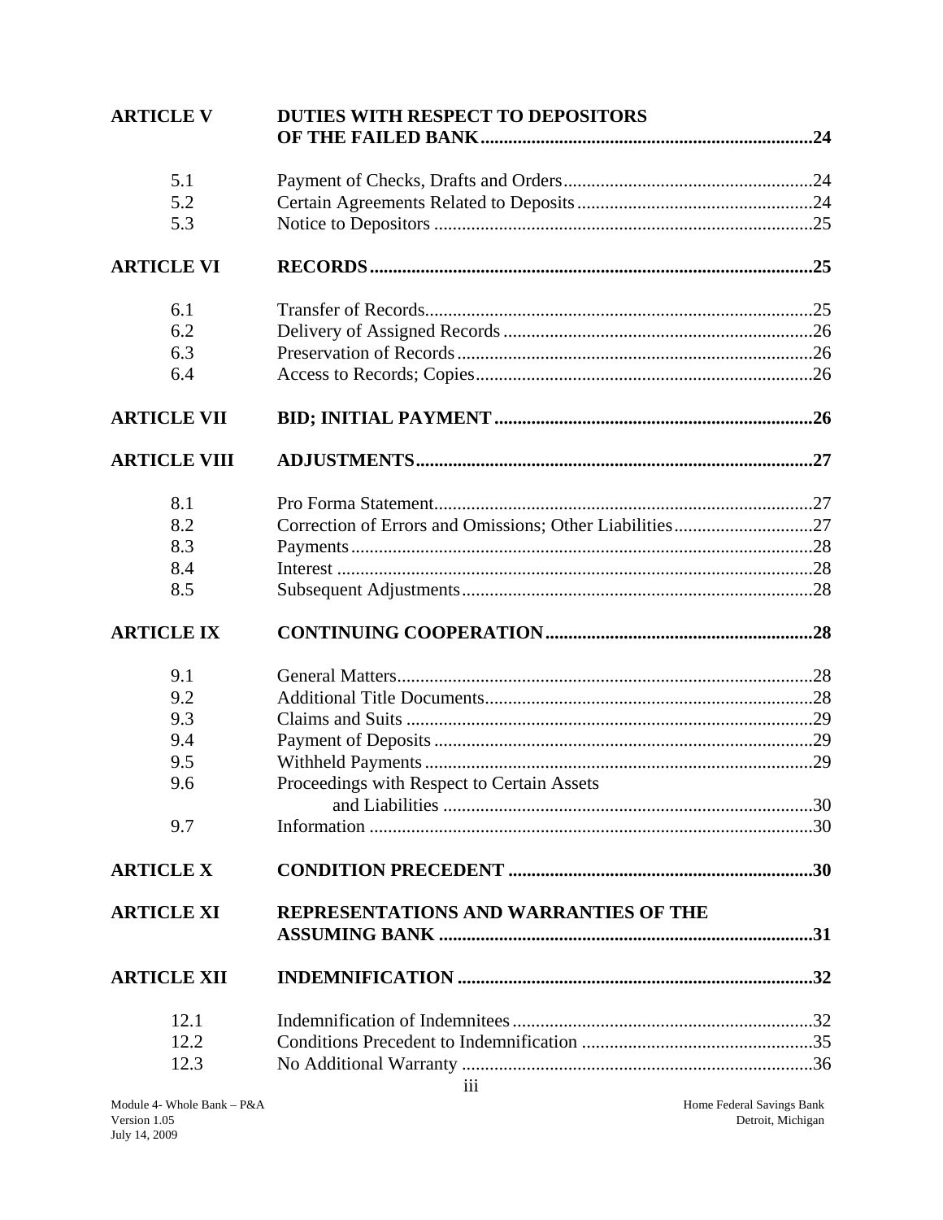| | | |
|---|---|---|
| **ARTICLE V** | **DUTIES WITH RESPECT TO DEPOSITORS OF THE FAILED BANK** | **24** |
| 5.1 | Payment of Checks, Drafts and Orders | 24 |
| 5.2 | Certain Agreements Related to Deposits | 24 |
| 5.3 | Notice to Depositors | 25 |
| **ARTICLE VI** | **RECORDS** | **25** |
| 6.1 | Transfer of Records | 25 |
| 6.2 | Delivery of Assigned Records | 26 |
| 6.3 | Preservation of Records | 26 |
| 6.4 | Access to Records; Copies | 26 |
| **ARTICLE VII** | **BID; INITIAL PAYMENT** | **26** |
| **ARTICLE VIII** | **ADJUSTMENTS** | **27** |
| 8.1 | Pro Forma Statement | 27 |
| 8.2 | Correction of Errors and Omissions; Other Liabilities | 27 |
| 8.3 | Payments | 28 |
| 8.4 | Interest | 28 |
| 8.5 | Subsequent Adjustments | 28 |
| **ARTICLE IX** | **CONTINUING COOPERATION** | **28** |
| 9.1 | General Matters | 28 |
| 9.2 | Additional Title Documents | 28 |
| 9.3 | Claims and Suits | 29 |
| 9.4 | Payment of Deposits | 29 |
| 9.5 | Withheld Payments | 29 |
| 9.6 | Proceedings with Respect to Certain Assets and Liabilities | 30 |
| 9.7 | Information | 30 |
| **ARTICLE X** | **CONDITION PRECEDENT** | **30** |
| **ARTICLE XI** | **REPRESENTATIONS AND WARRANTIES OF THE ASSUMING BANK** | **31** |
| **ARTICLE XII** | **INDEMNIFICATION** | **32** |
| 12.1 | Indemnification of Indemnitees | 32 |
| 12.2 | Conditions Precedent to Indemnification | 35 |
| 12.3 | No Additional Warranty | 36 |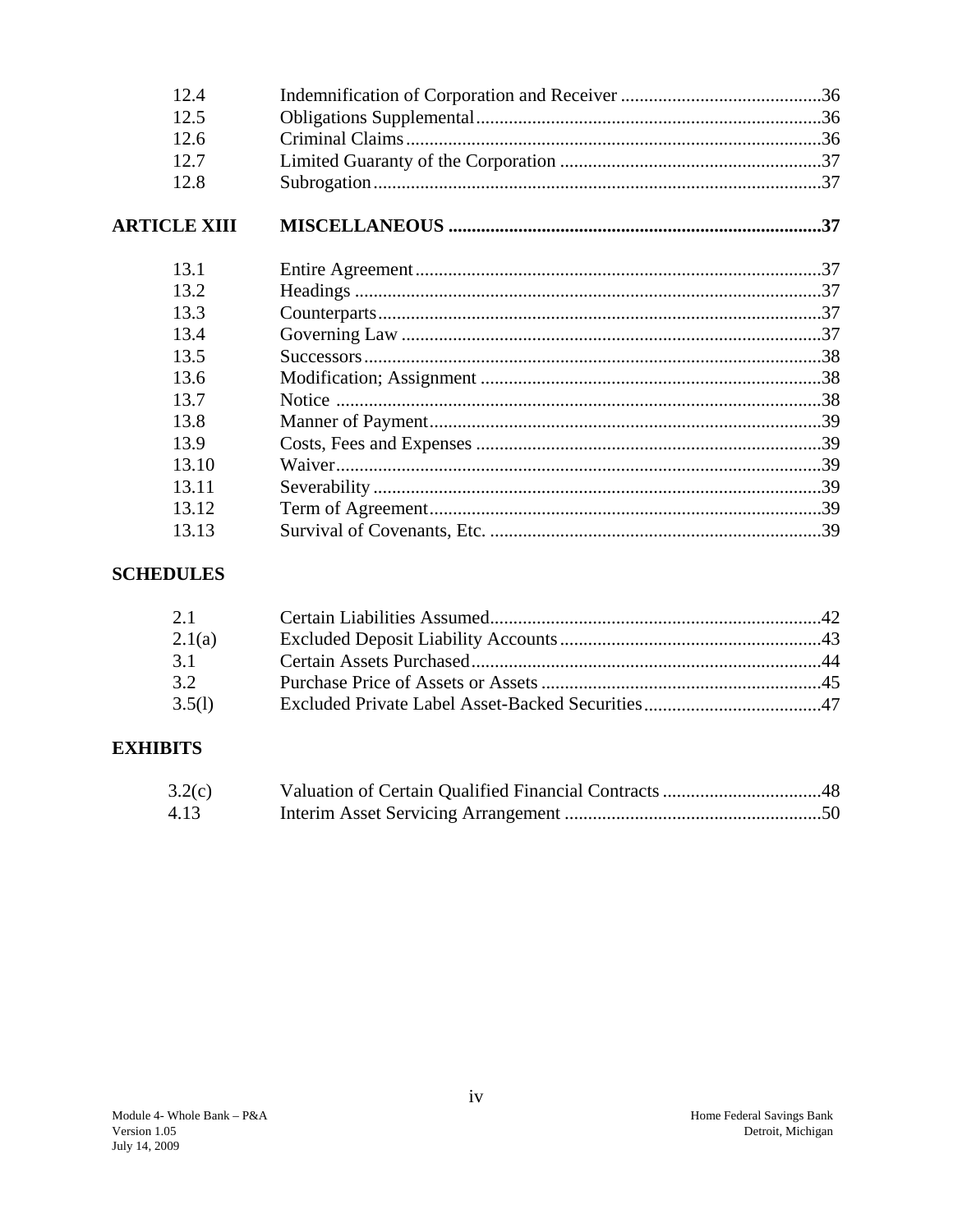| | | |
|---|---|---|
| 12.4 | Indemnification of Corporation and Receiver | 36 |
| 12.5 | Obligations Supplemental | 36 |
| 12.6 | Criminal Claims | 36 |
| 12.7 | Limited Guaranty of the Corporation | 37 |
| 12.8 | Subrogation | 37 |
| **ARTICLE XIII** | **MISCELLANEOUS** | **37** |
| 13.1 | Entire Agreement | 37 |
| 13.2 | Headings | 37 |
| 13.3 | Counterparts | 37 |
| 13.4 | Governing Law | 37 |
| 13.5 | Successors | 38 |
| 13.6 | Modification; Assignment | 38 |
| 13.7 | Notice | 38 |
| 13.8 | Manner of Payment | 39 |
| 13.9 | Costs, Fees and Expenses | 39 |
| 13.10 | Waiver | 39 |
| 13.11 | Severability | 39 |
| 13.12 | Term of Agreement | 39 |
| 13.13 | Survival of Covenants, Etc. | 39 |

**SCHEDULES**

| | | |
|---|---|---|
| 2.1 | Certain Liabilities Assumed | 42 |
| 2.1(a) | Excluded Deposit Liability Accounts | 43 |
| 3.1 | Certain Assets Purchased | 44 |
| 3.2 | Purchase Price of Assets or Assets | 45 |
| 3.5(l) | Excluded Private Label Asset-Backed Securities | 47 |

**EXHIBITS**

| | | |
|---|---|---|
| 3.2(c) | Valuation of Certain Qualified Financial Contracts | 48 |
| 4.13 | Interim Asset Servicing Arrangement | 50 |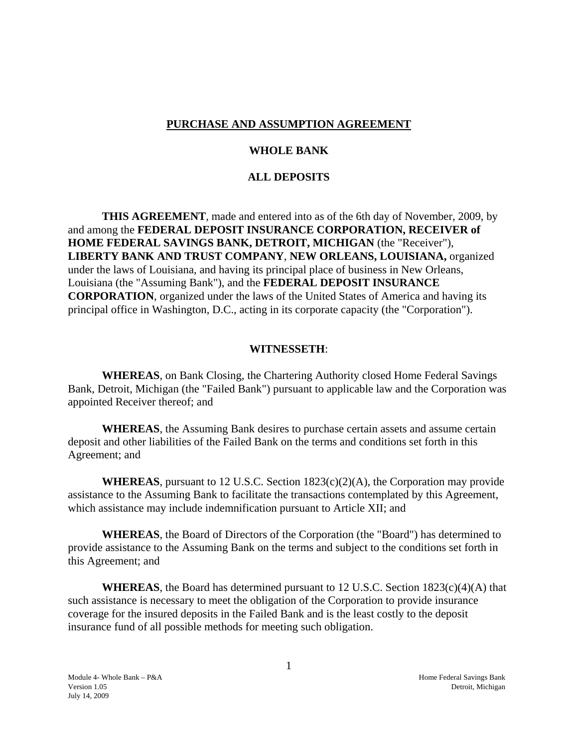# PURCHASE AND ASSUMPTION AGREEMENT

## WHOLE BANK

## ALL DEPOSITS

**THIS AGREEMENT**, made and entered into as of the 6th day of November, 2009, by and among the **FEDERAL DEPOSIT INSURANCE CORPORATION, RECEIVER of HOME FEDERAL SAVINGS BANK, DETROIT, MICHIGAN** (the "Receiver"), **LIBERTY BANK AND TRUST COMPANY**, **NEW ORLEANS, LOUISIANA,** organized under the laws of Louisiana, and having its principal place of business in New Orleans, Louisiana (the "Assuming Bank"), and the **FEDERAL DEPOSIT INSURANCE CORPORATION**, organized under the laws of the United States of America and having its principal office in Washington, D.C., acting in its corporate capacity (the "Corporation").

**WITNESSETH**:

**WHEREAS**, on Bank Closing, the Chartering Authority closed Home Federal Savings Bank, Detroit, Michigan (the "Failed Bank") pursuant to applicable law and the Corporation was appointed Receiver thereof; and

**WHEREAS**, the Assuming Bank desires to purchase certain assets and assume certain deposit and other liabilities of the Failed Bank on the terms and conditions set forth in this Agreement; and

**WHEREAS**, pursuant to 12 U.S.C. Section 1823(c)(2)(A), the Corporation may provide assistance to the Assuming Bank to facilitate the transactions contemplated by this Agreement, which assistance may include indemnification pursuant to Article XII; and

**WHEREAS**, the Board of Directors of the Corporation (the "Board") has determined to provide assistance to the Assuming Bank on the terms and subject to the conditions set forth in this Agreement; and

**WHEREAS**, the Board has determined pursuant to 12 U.S.C. Section 1823(c)(4)(A) that such assistance is necessary to meet the obligation of the Corporation to provide insurance coverage for the insured deposits in the Failed Bank and is the least costly to the deposit insurance fund of all possible methods for meeting such obligation.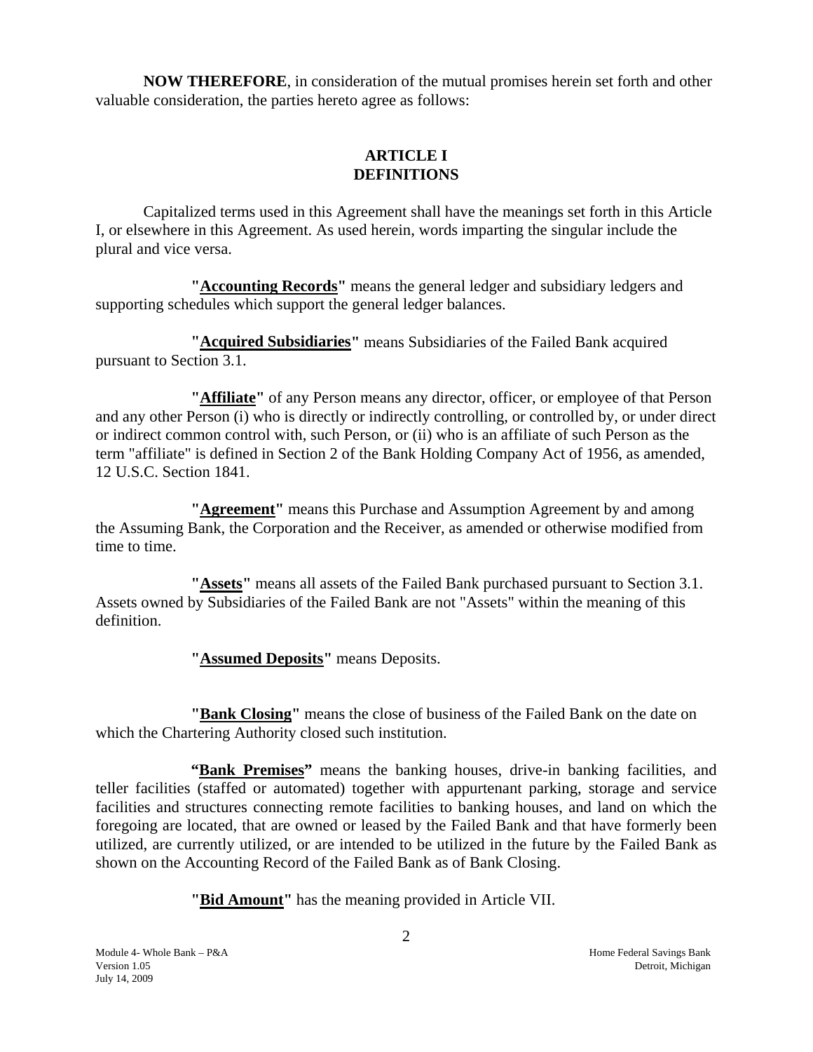**NOW THEREFORE**, in consideration of the mutual promises herein set forth and other valuable consideration, the parties hereto agree as follows:

## ARTICLE I DEFINITIONS

Capitalized terms used in this Agreement shall have the meanings set forth in this Article I, or elsewhere in this Agreement. As used herein, words imparting the singular include the plural and vice versa.

**"Accounting Records"** means the general ledger and subsidiary ledgers and supporting schedules which support the general ledger balances.

**"Acquired Subsidiaries"** means Subsidiaries of the Failed Bank acquired pursuant to Section 3.1.

**"Affiliate"** of any Person means any director, officer, or employee of that Person and any other Person (i) who is directly or indirectly controlling, or controlled by, or under direct or indirect common control with, such Person, or (ii) who is an affiliate of such Person as the term "affiliate" is defined in Section 2 of the Bank Holding Company Act of 1956, as amended, 12 U.S.C. Section 1841.

**"Agreement"** means this Purchase and Assumption Agreement by and among the Assuming Bank, the Corporation and the Receiver, as amended or otherwise modified from time to time.

**"Assets"** means all assets of the Failed Bank purchased pursuant to Section 3.1. Assets owned by Subsidiaries of the Failed Bank are not "Assets" within the meaning of this definition.

**"Assumed Deposits"** means Deposits.

**"Bank Closing"** means the close of business of the Failed Bank on the date on which the Chartering Authority closed such institution.

**"Bank Premises"** means the banking houses, drive-in banking facilities, and teller facilities (staffed or automated) together with appurtenant parking, storage and service facilities and structures connecting remote facilities to banking houses, and land on which the foregoing are located, that are owned or leased by the Failed Bank and that have formerly been utilized, are currently utilized, or are intended to be utilized in the future by the Failed Bank as shown on the Accounting Record of the Failed Bank as of Bank Closing.

**"Bid Amount"** has the meaning provided in Article VII.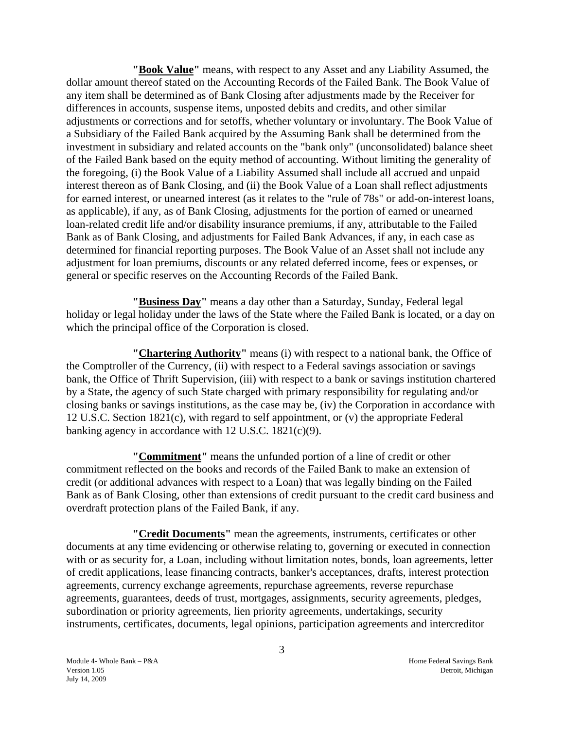**"Book Value"** means, with respect to any Asset and any Liability Assumed, the dollar amount thereof stated on the Accounting Records of the Failed Bank. The Book Value of any item shall be determined as of Bank Closing after adjustments made by the Receiver for differences in accounts, suspense items, unposted debits and credits, and other similar adjustments or corrections and for setoffs, whether voluntary or involuntary. The Book Value of a Subsidiary of the Failed Bank acquired by the Assuming Bank shall be determined from the investment in subsidiary and related accounts on the "bank only" (unconsolidated) balance sheet of the Failed Bank based on the equity method of accounting. Without limiting the generality of the foregoing, (i) the Book Value of a Liability Assumed shall include all accrued and unpaid interest thereon as of Bank Closing, and (ii) the Book Value of a Loan shall reflect adjustments for earned interest, or unearned interest (as it relates to the "rule of 78s" or add-on-interest loans, as applicable), if any, as of Bank Closing, adjustments for the portion of earned or unearned loan-related credit life and/or disability insurance premiums, if any, attributable to the Failed Bank as of Bank Closing, and adjustments for Failed Bank Advances, if any, in each case as determined for financial reporting purposes. The Book Value of an Asset shall not include any adjustment for loan premiums, discounts or any related deferred income, fees or expenses, or general or specific reserves on the Accounting Records of the Failed Bank.

**"Business Day"** means a day other than a Saturday, Sunday, Federal legal holiday or legal holiday under the laws of the State where the Failed Bank is located, or a day on which the principal office of the Corporation is closed.

**"Chartering Authority"** means (i) with respect to a national bank, the Office of the Comptroller of the Currency, (ii) with respect to a Federal savings association or savings bank, the Office of Thrift Supervision, (iii) with respect to a bank or savings institution chartered by a State, the agency of such State charged with primary responsibility for regulating and/or closing banks or savings institutions, as the case may be, (iv) the Corporation in accordance with 12 U.S.C. Section 1821(c), with regard to self appointment, or (v) the appropriate Federal banking agency in accordance with 12 U.S.C. 1821(c)(9).

**"Commitment"** means the unfunded portion of a line of credit or other commitment reflected on the books and records of the Failed Bank to make an extension of credit (or additional advances with respect to a Loan) that was legally binding on the Failed Bank as of Bank Closing, other than extensions of credit pursuant to the credit card business and overdraft protection plans of the Failed Bank, if any.

**"Credit Documents"** mean the agreements, instruments, certificates or other documents at any time evidencing or otherwise relating to, governing or executed in connection with or as security for, a Loan, including without limitation notes, bonds, loan agreements, letter of credit applications, lease financing contracts, banker's acceptances, drafts, interest protection agreements, currency exchange agreements, repurchase agreements, reverse repurchase agreements, guarantees, deeds of trust, mortgages, assignments, security agreements, pledges, subordination or priority agreements, lien priority agreements, undertakings, security instruments, certificates, documents, legal opinions, participation agreements and intercreditor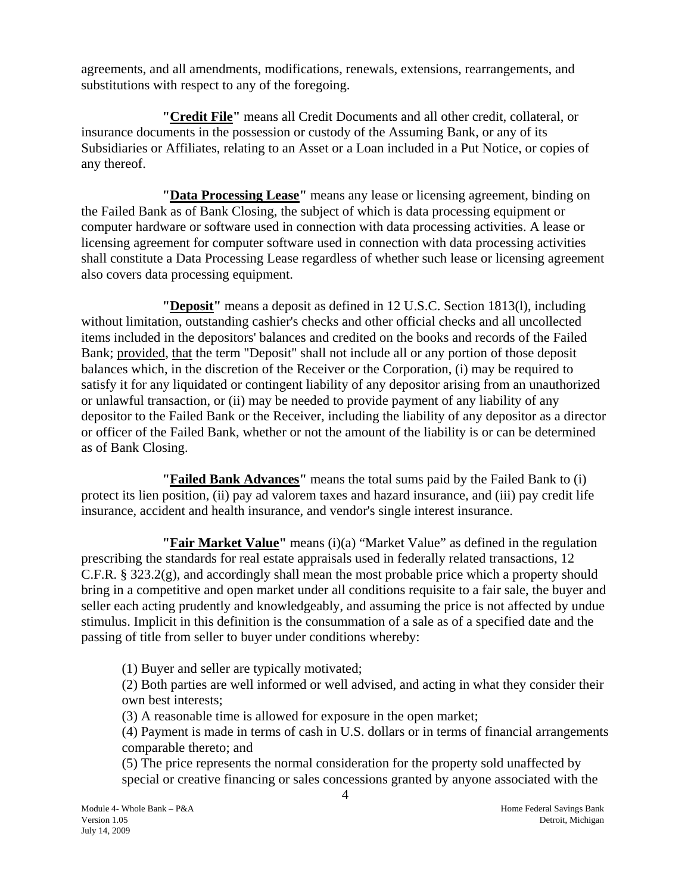agreements, and all amendments, modifications, renewals, extensions, rearrangements, and substitutions with respect to any of the foregoing.

**"Credit File"** means all Credit Documents and all other credit, collateral, or insurance documents in the possession or custody of the Assuming Bank, or any of its Subsidiaries or Affiliates, relating to an Asset or a Loan included in a Put Notice, or copies of any thereof.

**"Data Processing Lease"** means any lease or licensing agreement, binding on the Failed Bank as of Bank Closing, the subject of which is data processing equipment or computer hardware or software used in connection with data processing activities. A lease or licensing agreement for computer software used in connection with data processing activities shall constitute a Data Processing Lease regardless of whether such lease or licensing agreement also covers data processing equipment.

**"Deposit"** means a deposit as defined in 12 U.S.C. Section 1813(l), including without limitation, outstanding cashier's checks and other official checks and all uncollected items included in the depositors' balances and credited on the books and records of the Failed Bank; provided, that the term "Deposit" shall not include all or any portion of those deposit balances which, in the discretion of the Receiver or the Corporation, (i) may be required to satisfy it for any liquidated or contingent liability of any depositor arising from an unauthorized or unlawful transaction, or (ii) may be needed to provide payment of any liability of any depositor to the Failed Bank or the Receiver, including the liability of any depositor as a director or officer of the Failed Bank, whether or not the amount of the liability is or can be determined as of Bank Closing.

**"Failed Bank Advances"** means the total sums paid by the Failed Bank to (i) protect its lien position, (ii) pay ad valorem taxes and hazard insurance, and (iii) pay credit life insurance, accident and health insurance, and vendor's single interest insurance.

**"Fair Market Value"** means (i)(a) "Market Value" as defined in the regulation prescribing the standards for real estate appraisals used in federally related transactions, 12 C.F.R. § 323.2(g), and accordingly shall mean the most probable price which a property should bring in a competitive and open market under all conditions requisite to a fair sale, the buyer and seller each acting prudently and knowledgeably, and assuming the price is not affected by undue stimulus. Implicit in this definition is the consummation of a sale as of a specified date and the passing of title from seller to buyer under conditions whereby:

(1) Buyer and seller are typically motivated;
(2) Both parties are well informed or well advised, and acting in what they consider their own best interests;
(3) A reasonable time is allowed for exposure in the open market;
(4) Payment is made in terms of cash in U.S. dollars or in terms of financial arrangements comparable thereto; and
(5) The price represents the normal consideration for the property sold unaffected by special or creative financing or sales concessions granted by anyone associated with the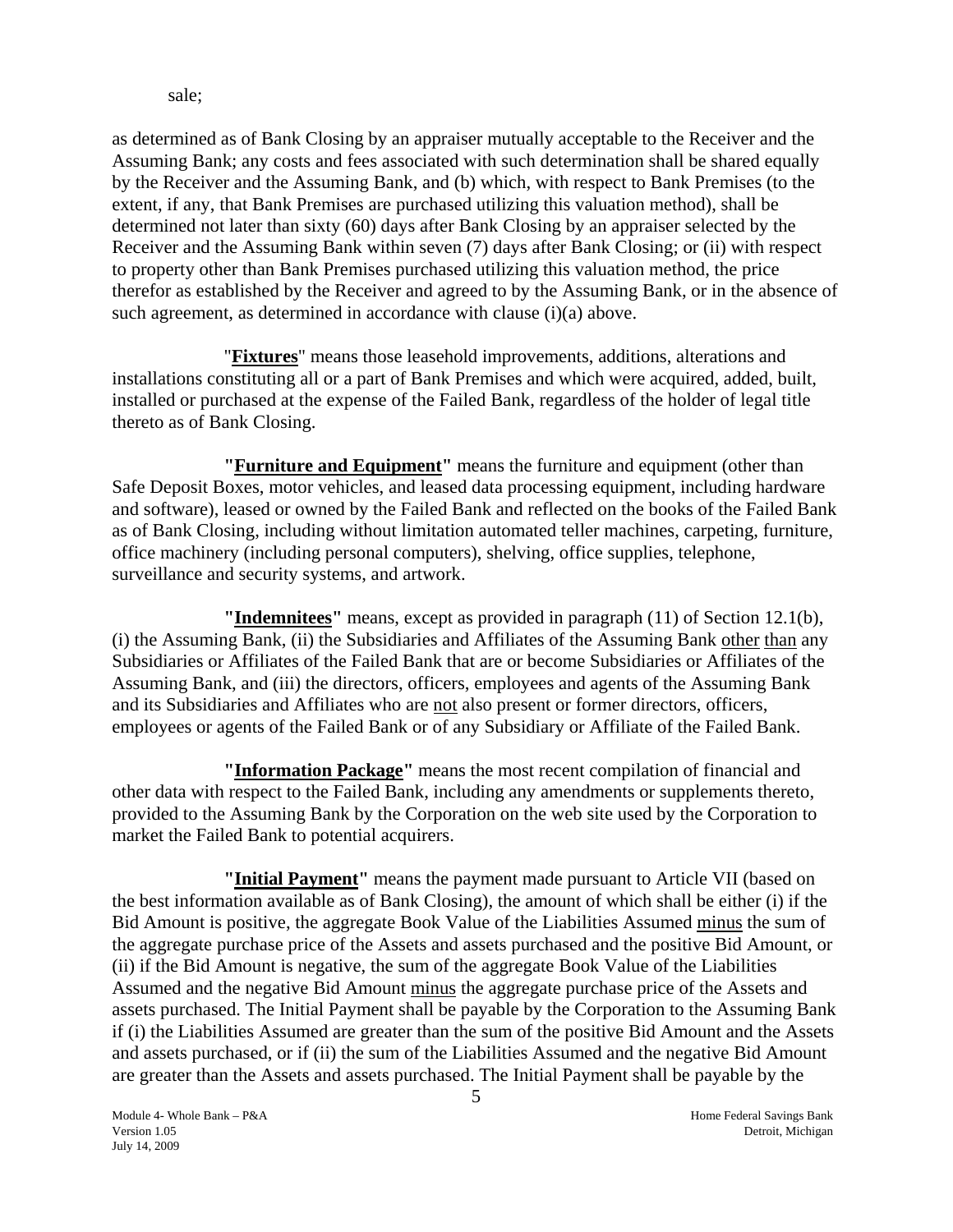sale;

as determined as of Bank Closing by an appraiser mutually acceptable to the Receiver and the Assuming Bank; any costs and fees associated with such determination shall be shared equally by the Receiver and the Assuming Bank, and (b) which, with respect to Bank Premises (to the extent, if any, that Bank Premises are purchased utilizing this valuation method), shall be determined not later than sixty (60) days after Bank Closing by an appraiser selected by the Receiver and the Assuming Bank within seven (7) days after Bank Closing; or (ii) with respect to property other than Bank Premises purchased utilizing this valuation method, the price therefor as established by the Receiver and agreed to by the Assuming Bank, or in the absence of such agreement, as determined in accordance with clause (i)(a) above.

"**Fixtures**" means those leasehold improvements, additions, alterations and installations constituting all or a part of Bank Premises and which were acquired, added, built, installed or purchased at the expense of the Failed Bank, regardless of the holder of legal title thereto as of Bank Closing.

**"Furniture and Equipment"** means the furniture and equipment (other than Safe Deposit Boxes, motor vehicles, and leased data processing equipment, including hardware and software), leased or owned by the Failed Bank and reflected on the books of the Failed Bank as of Bank Closing, including without limitation automated teller machines, carpeting, furniture, office machinery (including personal computers), shelving, office supplies, telephone, surveillance and security systems, and artwork.

**"Indemnitees"** means, except as provided in paragraph (11) of Section 12.1(b), (i) the Assuming Bank, (ii) the Subsidiaries and Affiliates of the Assuming Bank other than any Subsidiaries or Affiliates of the Failed Bank that are or become Subsidiaries or Affiliates of the Assuming Bank, and (iii) the directors, officers, employees and agents of the Assuming Bank and its Subsidiaries and Affiliates who are not also present or former directors, officers, employees or agents of the Failed Bank or of any Subsidiary or Affiliate of the Failed Bank.

**"Information Package"** means the most recent compilation of financial and other data with respect to the Failed Bank, including any amendments or supplements thereto, provided to the Assuming Bank by the Corporation on the web site used by the Corporation to market the Failed Bank to potential acquirers.

**"Initial Payment"** means the payment made pursuant to Article VII (based on the best information available as of Bank Closing), the amount of which shall be either (i) if the Bid Amount is positive, the aggregate Book Value of the Liabilities Assumed minus the sum of the aggregate purchase price of the Assets and assets purchased and the positive Bid Amount, or (ii) if the Bid Amount is negative, the sum of the aggregate Book Value of the Liabilities Assumed and the negative Bid Amount minus the aggregate purchase price of the Assets and assets purchased. The Initial Payment shall be payable by the Corporation to the Assuming Bank if (i) the Liabilities Assumed are greater than the sum of the positive Bid Amount and the Assets and assets purchased, or if (ii) the sum of the Liabilities Assumed and the negative Bid Amount are greater than the Assets and assets purchased. The Initial Payment shall be payable by the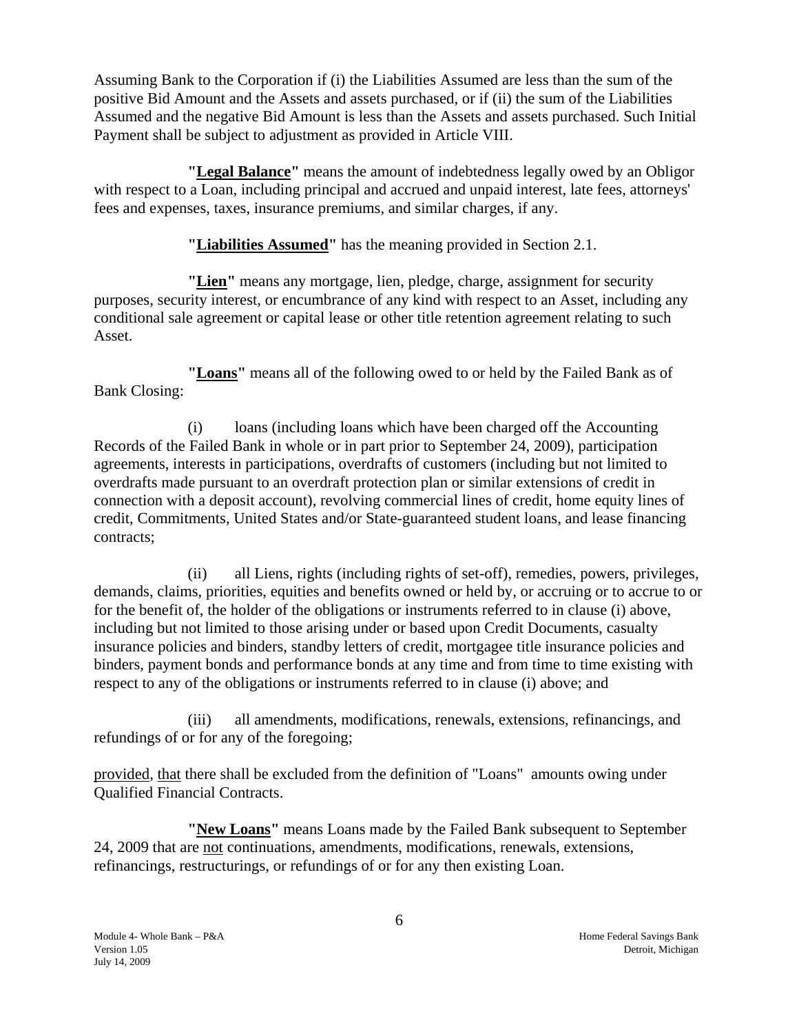Assuming Bank to the Corporation if (i) the Liabilities Assumed are less than the sum of the positive Bid Amount and the Assets and assets purchased, or if (ii) the sum of the Liabilities Assumed and the negative Bid Amount is less than the Assets and assets purchased. Such Initial Payment shall be subject to adjustment as provided in Article VIII.

**"Legal Balance"** means the amount of indebtedness legally owed by an Obligor with respect to a Loan, including principal and accrued and unpaid interest, late fees, attorneys' fees and expenses, taxes, insurance premiums, and similar charges, if any.

**"Liabilities Assumed"** has the meaning provided in Section 2.1.

**"Lien"** means any mortgage, lien, pledge, charge, assignment for security purposes, security interest, or encumbrance of any kind with respect to an Asset, including any conditional sale agreement or capital lease or other title retention agreement relating to such Asset.

**"Loans"** means all of the following owed to or held by the Failed Bank as of Bank Closing:

(i) loans (including loans which have been charged off the Accounting Records of the Failed Bank in whole or in part prior to September 24, 2009), participation agreements, interests in participations, overdrafts of customers (including but not limited to overdrafts made pursuant to an overdraft protection plan or similar extensions of credit in connection with a deposit account), revolving commercial lines of credit, home equity lines of credit, Commitments, United States and/or State-guaranteed student loans, and lease financing contracts;

(ii) all Liens, rights (including rights of set-off), remedies, powers, privileges, demands, claims, priorities, equities and benefits owned or held by, or accruing or to accrue to or for the benefit of, the holder of the obligations or instruments referred to in clause (i) above, including but not limited to those arising under or based upon Credit Documents, casualty insurance policies and binders, standby letters of credit, mortgagee title insurance policies and binders, payment bonds and performance bonds at any time and from time to time existing with respect to any of the obligations or instruments referred to in clause (i) above; and

(iii) all amendments, modifications, renewals, extensions, refinancings, and refundings of or for any of the foregoing;

provided, that there shall be excluded from the definition of "Loans" amounts owing under Qualified Financial Contracts.

**"New Loans"** means Loans made by the Failed Bank subsequent to September 24, 2009 that are not continuations, amendments, modifications, renewals, extensions, refinancings, restructurings, or refundings of or for any then existing Loan.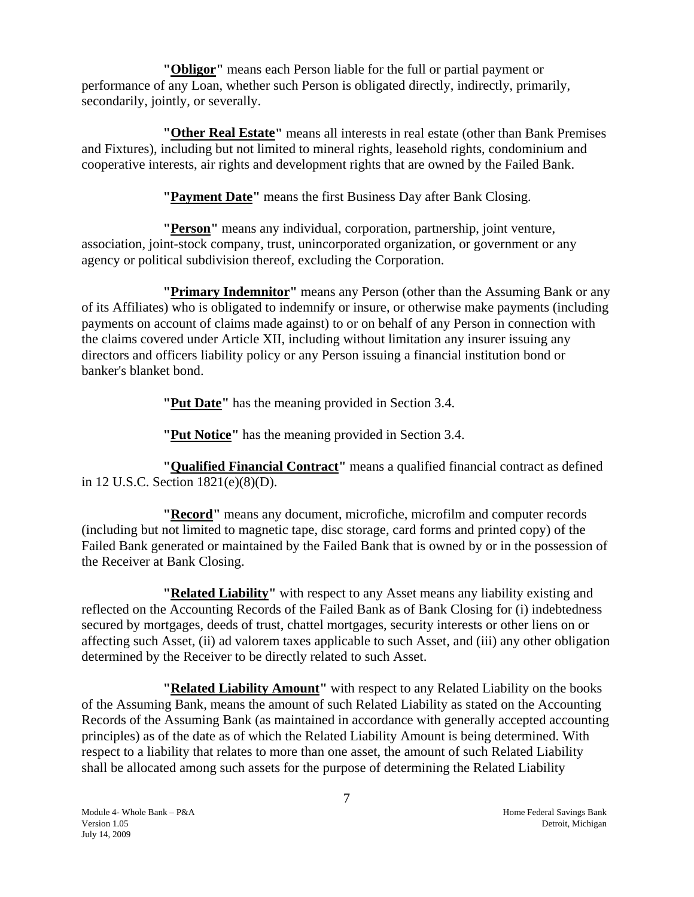**"Obligor"** means each Person liable for the full or partial payment or performance of any Loan, whether such Person is obligated directly, indirectly, primarily, secondarily, jointly, or severally.

**"Other Real Estate"** means all interests in real estate (other than Bank Premises and Fixtures), including but not limited to mineral rights, leasehold rights, condominium and cooperative interests, air rights and development rights that are owned by the Failed Bank.

**"Payment Date"** means the first Business Day after Bank Closing.

**"Person"** means any individual, corporation, partnership, joint venture, association, joint-stock company, trust, unincorporated organization, or government or any agency or political subdivision thereof, excluding the Corporation.

**"Primary Indemnitor"** means any Person (other than the Assuming Bank or any of its Affiliates) who is obligated to indemnify or insure, or otherwise make payments (including payments on account of claims made against) to or on behalf of any Person in connection with the claims covered under Article XII, including without limitation any insurer issuing any directors and officers liability policy or any Person issuing a financial institution bond or banker's blanket bond.

**"Put Date"** has the meaning provided in Section 3.4.

**"Put Notice"** has the meaning provided in Section 3.4.

**"Qualified Financial Contract"** means a qualified financial contract as defined in 12 U.S.C. Section 1821(e)(8)(D).

**"Record"** means any document, microfiche, microfilm and computer records (including but not limited to magnetic tape, disc storage, card forms and printed copy) of the Failed Bank generated or maintained by the Failed Bank that is owned by or in the possession of the Receiver at Bank Closing.

**"Related Liability"** with respect to any Asset means any liability existing and reflected on the Accounting Records of the Failed Bank as of Bank Closing for (i) indebtedness secured by mortgages, deeds of trust, chattel mortgages, security interests or other liens on or affecting such Asset, (ii) ad valorem taxes applicable to such Asset, and (iii) any other obligation determined by the Receiver to be directly related to such Asset.

**"Related Liability Amount"** with respect to any Related Liability on the books of the Assuming Bank, means the amount of such Related Liability as stated on the Accounting Records of the Assuming Bank (as maintained in accordance with generally accepted accounting principles) as of the date as of which the Related Liability Amount is being determined. With respect to a liability that relates to more than one asset, the amount of such Related Liability shall be allocated among such assets for the purpose of determining the Related Liability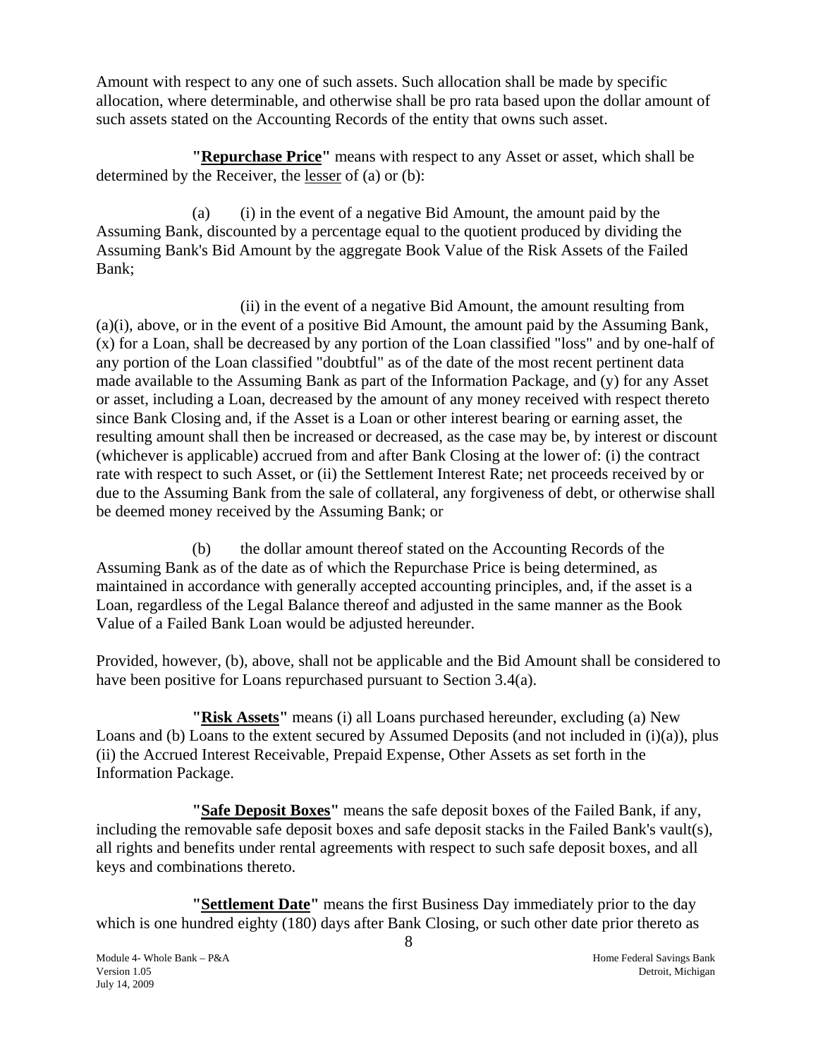Amount with respect to any one of such assets. Such allocation shall be made by specific allocation, where determinable, and otherwise shall be pro rata based upon the dollar amount of such assets stated on the Accounting Records of the entity that owns such asset.

**"Repurchase Price"** means with respect to any Asset or asset, which shall be determined by the Receiver, the lesser of (a) or (b):

(a) (i) in the event of a negative Bid Amount, the amount paid by the Assuming Bank, discounted by a percentage equal to the quotient produced by dividing the Assuming Bank's Bid Amount by the aggregate Book Value of the Risk Assets of the Failed Bank;

(ii) in the event of a negative Bid Amount, the amount resulting from (a)(i), above, or in the event of a positive Bid Amount, the amount paid by the Assuming Bank, (x) for a Loan, shall be decreased by any portion of the Loan classified "loss" and by one-half of any portion of the Loan classified "doubtful" as of the date of the most recent pertinent data made available to the Assuming Bank as part of the Information Package, and (y) for any Asset or asset, including a Loan, decreased by the amount of any money received with respect thereto since Bank Closing and, if the Asset is a Loan or other interest bearing or earning asset, the resulting amount shall then be increased or decreased, as the case may be, by interest or discount (whichever is applicable) accrued from and after Bank Closing at the lower of: (i) the contract rate with respect to such Asset, or (ii) the Settlement Interest Rate; net proceeds received by or due to the Assuming Bank from the sale of collateral, any forgiveness of debt, or otherwise shall be deemed money received by the Assuming Bank; or

(b) the dollar amount thereof stated on the Accounting Records of the Assuming Bank as of the date as of which the Repurchase Price is being determined, as maintained in accordance with generally accepted accounting principles, and, if the asset is a Loan, regardless of the Legal Balance thereof and adjusted in the same manner as the Book Value of a Failed Bank Loan would be adjusted hereunder.

Provided, however, (b), above, shall not be applicable and the Bid Amount shall be considered to have been positive for Loans repurchased pursuant to Section 3.4(a).

**"Risk Assets"** means (i) all Loans purchased hereunder, excluding (a) New Loans and (b) Loans to the extent secured by Assumed Deposits (and not included in (i)(a)), plus (ii) the Accrued Interest Receivable, Prepaid Expense, Other Assets as set forth in the Information Package.

**"Safe Deposit Boxes"** means the safe deposit boxes of the Failed Bank, if any, including the removable safe deposit boxes and safe deposit stacks in the Failed Bank's vault(s), all rights and benefits under rental agreements with respect to such safe deposit boxes, and all keys and combinations thereto.

**"Settlement Date"** means the first Business Day immediately prior to the day which is one hundred eighty (180) days after Bank Closing, or such other date prior thereto as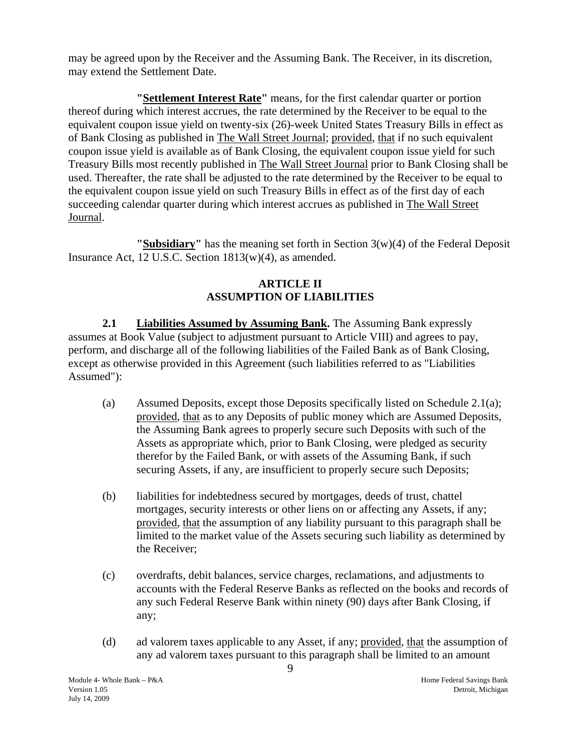may be agreed upon by the Receiver and the Assuming Bank. The Receiver, in its discretion, may extend the Settlement Date.

**"Settlement Interest Rate"** means, for the first calendar quarter or portion thereof during which interest accrues, the rate determined by the Receiver to be equal to the equivalent coupon issue yield on twenty-six (26)-week United States Treasury Bills in effect as of Bank Closing as published in The Wall Street Journal; provided, that if no such equivalent coupon issue yield is available as of Bank Closing, the equivalent coupon issue yield for such Treasury Bills most recently published in The Wall Street Journal prior to Bank Closing shall be used. Thereafter, the rate shall be adjusted to the rate determined by the Receiver to be equal to the equivalent coupon issue yield on such Treasury Bills in effect as of the first day of each succeeding calendar quarter during which interest accrues as published in The Wall Street Journal.

**"Subsidiary"** has the meaning set forth in Section 3(w)(4) of the Federal Deposit Insurance Act, 12 U.S.C. Section 1813(w)(4), as amended.

## ARTICLE II
## ASSUMPTION OF LIABILITIES

**2.1 Liabilities Assumed by Assuming Bank.** The Assuming Bank expressly assumes at Book Value (subject to adjustment pursuant to Article VIII) and agrees to pay, perform, and discharge all of the following liabilities of the Failed Bank as of Bank Closing, except as otherwise provided in this Agreement (such liabilities referred to as "Liabilities Assumed"):

(a) Assumed Deposits, except those Deposits specifically listed on Schedule 2.1(a); provided, that as to any Deposits of public money which are Assumed Deposits, the Assuming Bank agrees to properly secure such Deposits with such of the Assets as appropriate which, prior to Bank Closing, were pledged as security therefor by the Failed Bank, or with assets of the Assuming Bank, if such securing Assets, if any, are insufficient to properly secure such Deposits;

(b) liabilities for indebtedness secured by mortgages, deeds of trust, chattel mortgages, security interests or other liens on or affecting any Assets, if any; provided, that the assumption of any liability pursuant to this paragraph shall be limited to the market value of the Assets securing such liability as determined by the Receiver;

(c) overdrafts, debit balances, service charges, reclamations, and adjustments to accounts with the Federal Reserve Banks as reflected on the books and records of any such Federal Reserve Bank within ninety (90) days after Bank Closing, if any;

(d) ad valorem taxes applicable to any Asset, if any; provided, that the assumption of any ad valorem taxes pursuant to this paragraph shall be limited to an amount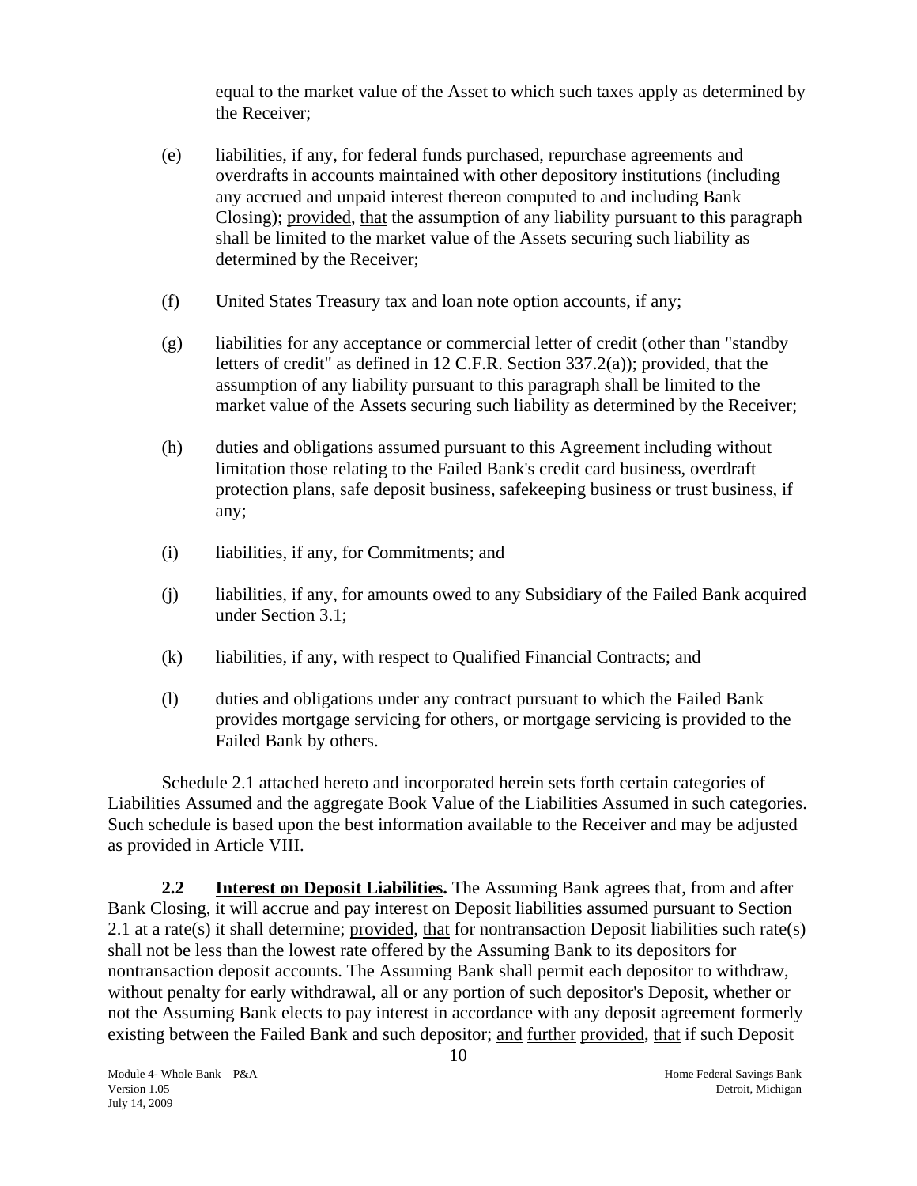equal to the market value of the Asset to which such taxes apply as determined by the Receiver;

(e) liabilities, if any, for federal funds purchased, repurchase agreements and overdrafts in accounts maintained with other depository institutions (including any accrued and unpaid interest thereon computed to and including Bank Closing); provided, that the assumption of any liability pursuant to this paragraph shall be limited to the market value of the Assets securing such liability as determined by the Receiver;

(f) United States Treasury tax and loan note option accounts, if any;

(g) liabilities for any acceptance or commercial letter of credit (other than "standby letters of credit" as defined in 12 C.F.R. Section 337.2(a)); provided, that the assumption of any liability pursuant to this paragraph shall be limited to the market value of the Assets securing such liability as determined by the Receiver;

(h) duties and obligations assumed pursuant to this Agreement including without limitation those relating to the Failed Bank's credit card business, overdraft protection plans, safe deposit business, safekeeping business or trust business, if any;

(i) liabilities, if any, for Commitments; and

(j) liabilities, if any, for amounts owed to any Subsidiary of the Failed Bank acquired under Section 3.1;

(k) liabilities, if any, with respect to Qualified Financial Contracts; and

(l) duties and obligations under any contract pursuant to which the Failed Bank provides mortgage servicing for others, or mortgage servicing is provided to the Failed Bank by others.

Schedule 2.1 attached hereto and incorporated herein sets forth certain categories of Liabilities Assumed and the aggregate Book Value of the Liabilities Assumed in such categories. Such schedule is based upon the best information available to the Receiver and may be adjusted as provided in Article VIII.

**2.2 Interest on Deposit Liabilities.** The Assuming Bank agrees that, from and after Bank Closing, it will accrue and pay interest on Deposit liabilities assumed pursuant to Section 2.1 at a rate(s) it shall determine; provided, that for nontransaction Deposit liabilities such rate(s) shall not be less than the lowest rate offered by the Assuming Bank to its depositors for nontransaction deposit accounts. The Assuming Bank shall permit each depositor to withdraw, without penalty for early withdrawal, all or any portion of such depositor's Deposit, whether or not the Assuming Bank elects to pay interest in accordance with any deposit agreement formerly existing between the Failed Bank and such depositor; and further provided, that if such Deposit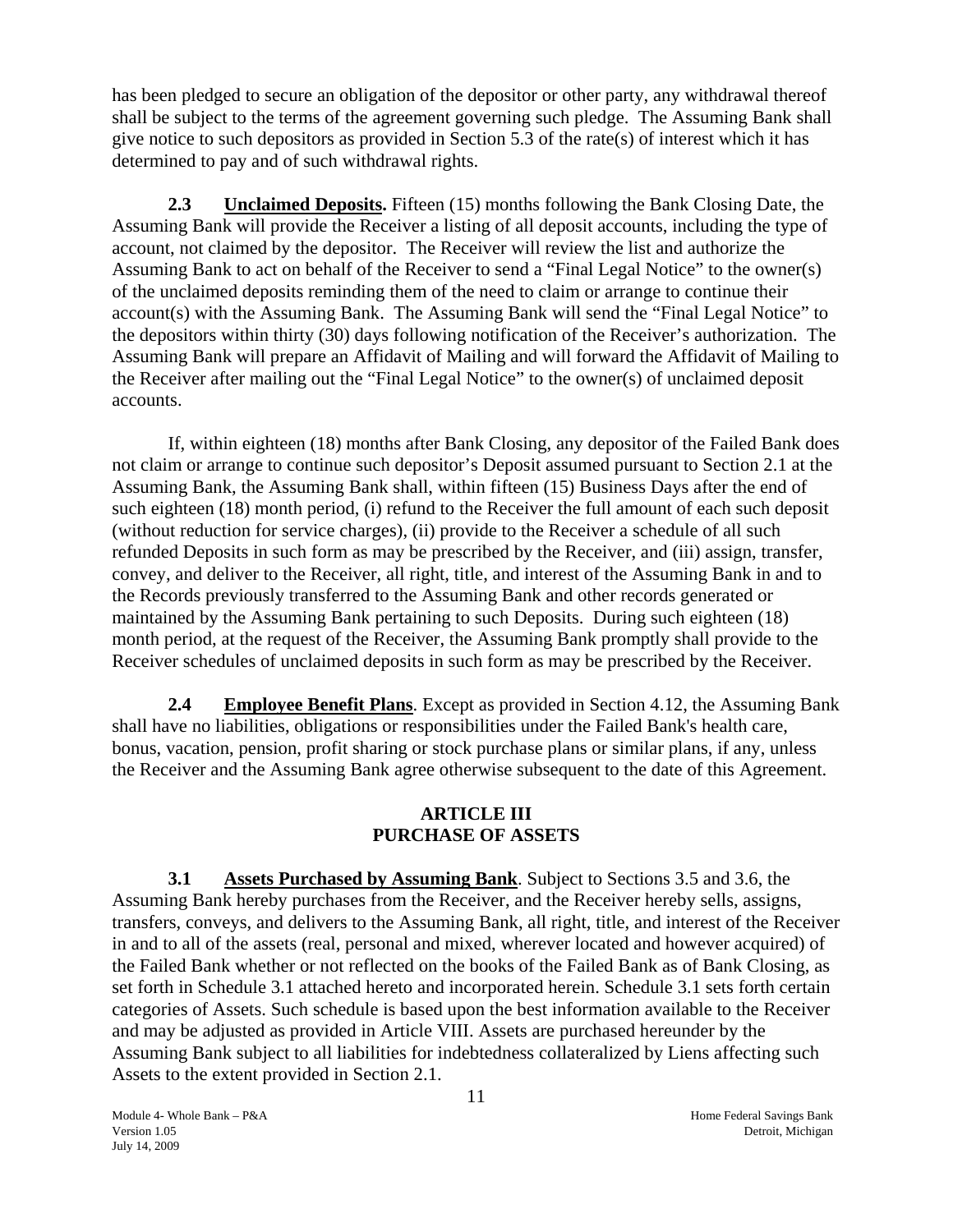has been pledged to secure an obligation of the depositor or other party, any withdrawal thereof shall be subject to the terms of the agreement governing such pledge. The Assuming Bank shall give notice to such depositors as provided in Section 5.3 of the rate(s) of interest which it has determined to pay and of such withdrawal rights.

**2.3 Unclaimed Deposits.** Fifteen (15) months following the Bank Closing Date, the Assuming Bank will provide the Receiver a listing of all deposit accounts, including the type of account, not claimed by the depositor. The Receiver will review the list and authorize the Assuming Bank to act on behalf of the Receiver to send a "Final Legal Notice" to the owner(s) of the unclaimed deposits reminding them of the need to claim or arrange to continue their account(s) with the Assuming Bank. The Assuming Bank will send the "Final Legal Notice" to the depositors within thirty (30) days following notification of the Receiver's authorization. The Assuming Bank will prepare an Affidavit of Mailing and will forward the Affidavit of Mailing to the Receiver after mailing out the "Final Legal Notice" to the owner(s) of unclaimed deposit accounts.

If, within eighteen (18) months after Bank Closing, any depositor of the Failed Bank does not claim or arrange to continue such depositor's Deposit assumed pursuant to Section 2.1 at the Assuming Bank, the Assuming Bank shall, within fifteen (15) Business Days after the end of such eighteen (18) month period, (i) refund to the Receiver the full amount of each such deposit (without reduction for service charges), (ii) provide to the Receiver a schedule of all such refunded Deposits in such form as may be prescribed by the Receiver, and (iii) assign, transfer, convey, and deliver to the Receiver, all right, title, and interest of the Assuming Bank in and to the Records previously transferred to the Assuming Bank and other records generated or maintained by the Assuming Bank pertaining to such Deposits. During such eighteen (18) month period, at the request of the Receiver, the Assuming Bank promptly shall provide to the Receiver schedules of unclaimed deposits in such form as may be prescribed by the Receiver.

**2.4 Employee Benefit Plans**. Except as provided in Section 4.12, the Assuming Bank shall have no liabilities, obligations or responsibilities under the Failed Bank's health care, bonus, vacation, pension, profit sharing or stock purchase plans or similar plans, if any, unless the Receiver and the Assuming Bank agree otherwise subsequent to the date of this Agreement.

## ARTICLE III
## PURCHASE OF ASSETS

**3.1 Assets Purchased by Assuming Bank**. Subject to Sections 3.5 and 3.6, the Assuming Bank hereby purchases from the Receiver, and the Receiver hereby sells, assigns, transfers, conveys, and delivers to the Assuming Bank, all right, title, and interest of the Receiver in and to all of the assets (real, personal and mixed, wherever located and however acquired) of the Failed Bank whether or not reflected on the books of the Failed Bank as of Bank Closing, as set forth in Schedule 3.1 attached hereto and incorporated herein. Schedule 3.1 sets forth certain categories of Assets. Such schedule is based upon the best information available to the Receiver and may be adjusted as provided in Article VIII. Assets are purchased hereunder by the Assuming Bank subject to all liabilities for indebtedness collateralized by Liens affecting such Assets to the extent provided in Section 2.1.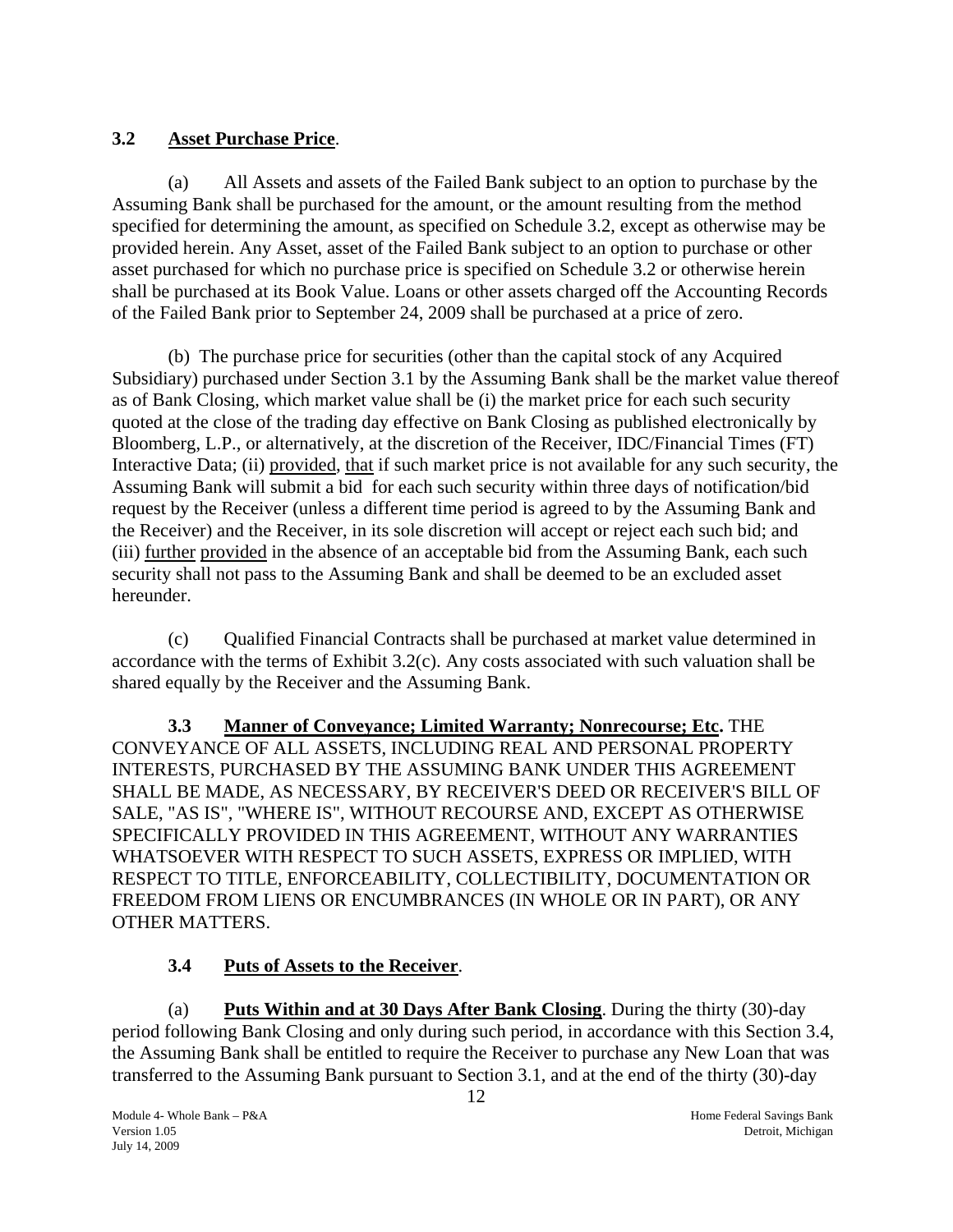**3.2 Asset Purchase Price**.

(a) All Assets and assets of the Failed Bank subject to an option to purchase by the Assuming Bank shall be purchased for the amount, or the amount resulting from the method specified for determining the amount, as specified on Schedule 3.2, except as otherwise may be provided herein. Any Asset, asset of the Failed Bank subject to an option to purchase or other asset purchased for which no purchase price is specified on Schedule 3.2 or otherwise herein shall be purchased at its Book Value. Loans or other assets charged off the Accounting Records of the Failed Bank prior to September 24, 2009 shall be purchased at a price of zero.

(b) The purchase price for securities (other than the capital stock of any Acquired Subsidiary) purchased under Section 3.1 by the Assuming Bank shall be the market value thereof as of Bank Closing, which market value shall be (i) the market price for each such security quoted at the close of the trading day effective on Bank Closing as published electronically by Bloomberg, L.P., or alternatively, at the discretion of the Receiver, IDC/Financial Times (FT) Interactive Data; (ii) provided, that if such market price is not available for any such security, the Assuming Bank will submit a bid for each such security within three days of notification/bid request by the Receiver (unless a different time period is agreed to by the Assuming Bank and the Receiver) and the Receiver, in its sole discretion will accept or reject each such bid; and (iii) further provided in the absence of an acceptable bid from the Assuming Bank, each such security shall not pass to the Assuming Bank and shall be deemed to be an excluded asset hereunder.

(c) Qualified Financial Contracts shall be purchased at market value determined in accordance with the terms of Exhibit 3.2(c). Any costs associated with such valuation shall be shared equally by the Receiver and the Assuming Bank.

**3.3 Manner of Conveyance; Limited Warranty; Nonrecourse; Etc.** THE CONVEYANCE OF ALL ASSETS, INCLUDING REAL AND PERSONAL PROPERTY INTERESTS, PURCHASED BY THE ASSUMING BANK UNDER THIS AGREEMENT SHALL BE MADE, AS NECESSARY, BY RECEIVER'S DEED OR RECEIVER'S BILL OF SALE, "AS IS", "WHERE IS", WITHOUT RECOURSE AND, EXCEPT AS OTHERWISE SPECIFICALLY PROVIDED IN THIS AGREEMENT, WITHOUT ANY WARRANTIES WHATSOEVER WITH RESPECT TO SUCH ASSETS, EXPRESS OR IMPLIED, WITH RESPECT TO TITLE, ENFORCEABILITY, COLLECTIBILITY, DOCUMENTATION OR FREEDOM FROM LIENS OR ENCUMBRANCES (IN WHOLE OR IN PART), OR ANY OTHER MATTERS.

**3.4 Puts of Assets to the Receiver**.

(a) **Puts Within and at 30 Days After Bank Closing**. During the thirty (30)-day period following Bank Closing and only during such period, in accordance with this Section 3.4, the Assuming Bank shall be entitled to require the Receiver to purchase any New Loan that was transferred to the Assuming Bank pursuant to Section 3.1, and at the end of the thirty (30)-day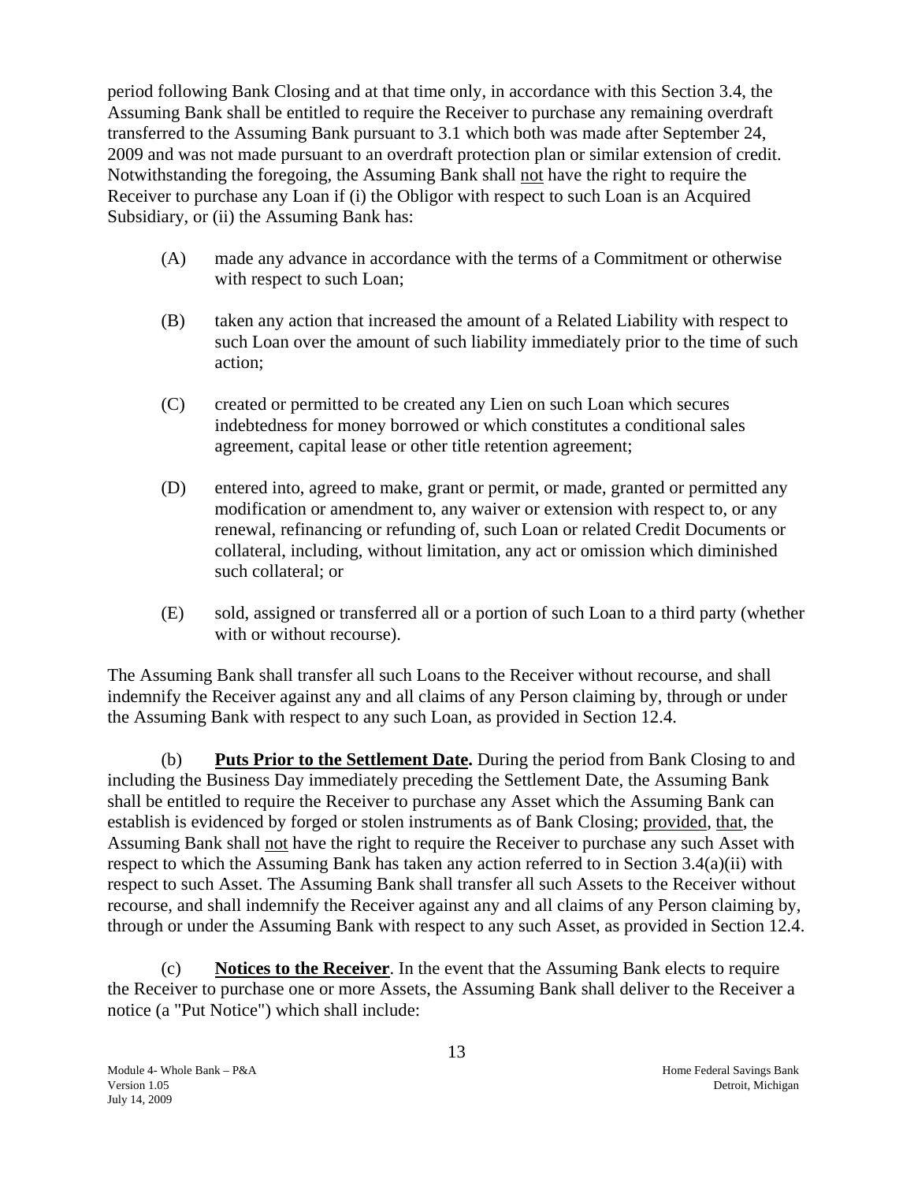period following Bank Closing and at that time only, in accordance with this Section 3.4, the Assuming Bank shall be entitled to require the Receiver to purchase any remaining overdraft transferred to the Assuming Bank pursuant to 3.1 which both was made after September 24, 2009 and was not made pursuant to an overdraft protection plan or similar extension of credit. Notwithstanding the foregoing, the Assuming Bank shall not have the right to require the Receiver to purchase any Loan if (i) the Obligor with respect to such Loan is an Acquired Subsidiary, or (ii) the Assuming Bank has:

(A) made any advance in accordance with the terms of a Commitment or otherwise with respect to such Loan;

(B) taken any action that increased the amount of a Related Liability with respect to such Loan over the amount of such liability immediately prior to the time of such action;

(C) created or permitted to be created any Lien on such Loan which secures indebtedness for money borrowed or which constitutes a conditional sales agreement, capital lease or other title retention agreement;

(D) entered into, agreed to make, grant or permit, or made, granted or permitted any modification or amendment to, any waiver or extension with respect to, or any renewal, refinancing or refunding of, such Loan or related Credit Documents or collateral, including, without limitation, any act or omission which diminished such collateral; or

(E) sold, assigned or transferred all or a portion of such Loan to a third party (whether with or without recourse).

The Assuming Bank shall transfer all such Loans to the Receiver without recourse, and shall indemnify the Receiver against any and all claims of any Person claiming by, through or under the Assuming Bank with respect to any such Loan, as provided in Section 12.4.

(b) **Puts Prior to the Settlement Date.** During the period from Bank Closing to and including the Business Day immediately preceding the Settlement Date, the Assuming Bank shall be entitled to require the Receiver to purchase any Asset which the Assuming Bank can establish is evidenced by forged or stolen instruments as of Bank Closing; provided, that, the Assuming Bank shall not have the right to require the Receiver to purchase any such Asset with respect to which the Assuming Bank has taken any action referred to in Section 3.4(a)(ii) with respect to such Asset. The Assuming Bank shall transfer all such Assets to the Receiver without recourse, and shall indemnify the Receiver against any and all claims of any Person claiming by, through or under the Assuming Bank with respect to any such Asset, as provided in Section 12.4.

(c) **Notices to the Receiver**. In the event that the Assuming Bank elects to require the Receiver to purchase one or more Assets, the Assuming Bank shall deliver to the Receiver a notice (a "Put Notice") which shall include: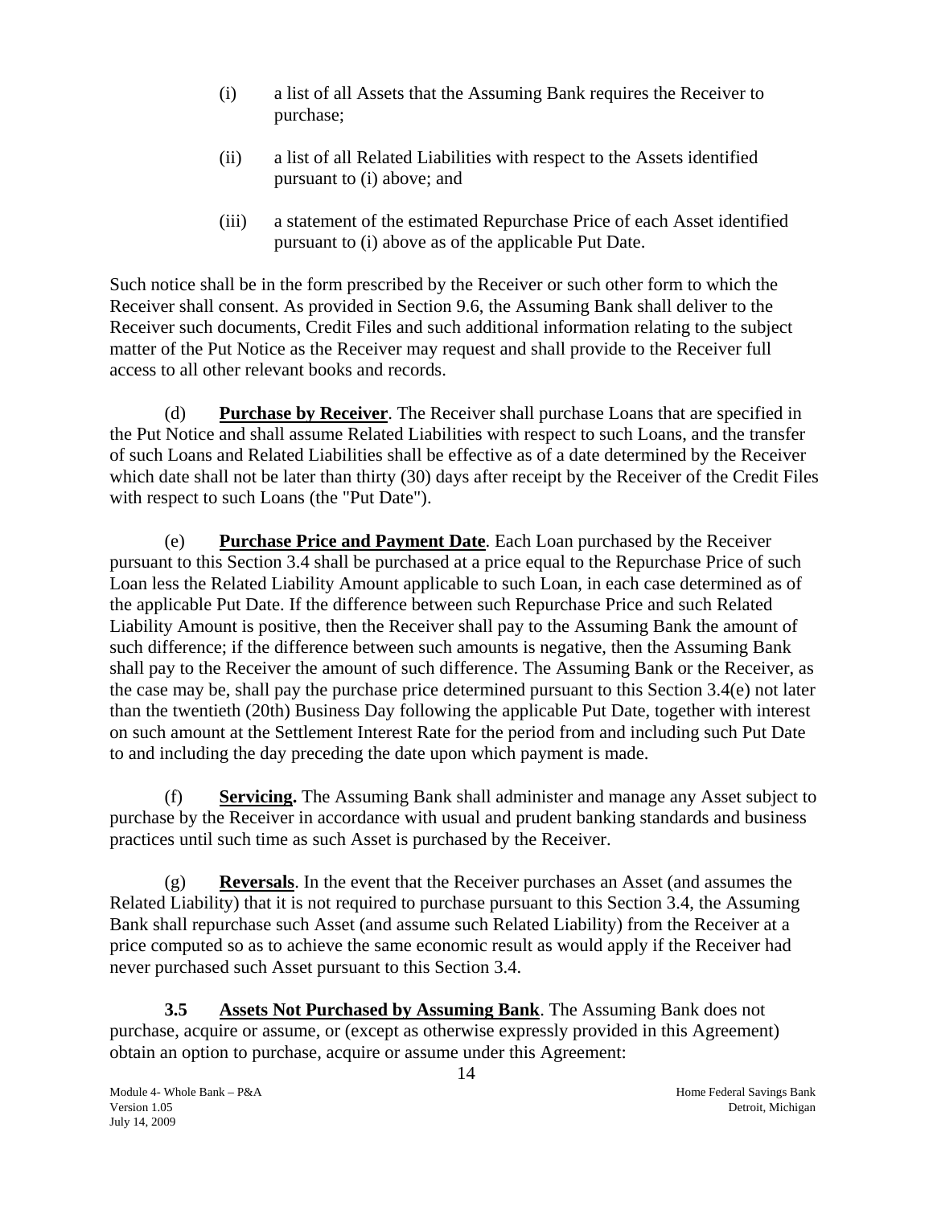(i) a list of all Assets that the Assuming Bank requires the Receiver to purchase;

(ii) a list of all Related Liabilities with respect to the Assets identified pursuant to (i) above; and

(iii) a statement of the estimated Repurchase Price of each Asset identified pursuant to (i) above as of the applicable Put Date.

Such notice shall be in the form prescribed by the Receiver or such other form to which the Receiver shall consent. As provided in Section 9.6, the Assuming Bank shall deliver to the Receiver such documents, Credit Files and such additional information relating to the subject matter of the Put Notice as the Receiver may request and shall provide to the Receiver full access to all other relevant books and records.

(d) **Purchase by Receiver**. The Receiver shall purchase Loans that are specified in the Put Notice and shall assume Related Liabilities with respect to such Loans, and the transfer of such Loans and Related Liabilities shall be effective as of a date determined by the Receiver which date shall not be later than thirty (30) days after receipt by the Receiver of the Credit Files with respect to such Loans (the "Put Date").

(e) **Purchase Price and Payment Date**. Each Loan purchased by the Receiver pursuant to this Section 3.4 shall be purchased at a price equal to the Repurchase Price of such Loan less the Related Liability Amount applicable to such Loan, in each case determined as of the applicable Put Date. If the difference between such Repurchase Price and such Related Liability Amount is positive, then the Receiver shall pay to the Assuming Bank the amount of such difference; if the difference between such amounts is negative, then the Assuming Bank shall pay to the Receiver the amount of such difference. The Assuming Bank or the Receiver, as the case may be, shall pay the purchase price determined pursuant to this Section 3.4(e) not later than the twentieth (20th) Business Day following the applicable Put Date, together with interest on such amount at the Settlement Interest Rate for the period from and including such Put Date to and including the day preceding the date upon which payment is made.

(f) **Servicing.** The Assuming Bank shall administer and manage any Asset subject to purchase by the Receiver in accordance with usual and prudent banking standards and business practices until such time as such Asset is purchased by the Receiver.

(g) **Reversals**. In the event that the Receiver purchases an Asset (and assumes the Related Liability) that it is not required to purchase pursuant to this Section 3.4, the Assuming Bank shall repurchase such Asset (and assume such Related Liability) from the Receiver at a price computed so as to achieve the same economic result as would apply if the Receiver had never purchased such Asset pursuant to this Section 3.4.

**3.5 Assets Not Purchased by Assuming Bank**. The Assuming Bank does not purchase, acquire or assume, or (except as otherwise expressly provided in this Agreement) obtain an option to purchase, acquire or assume under this Agreement: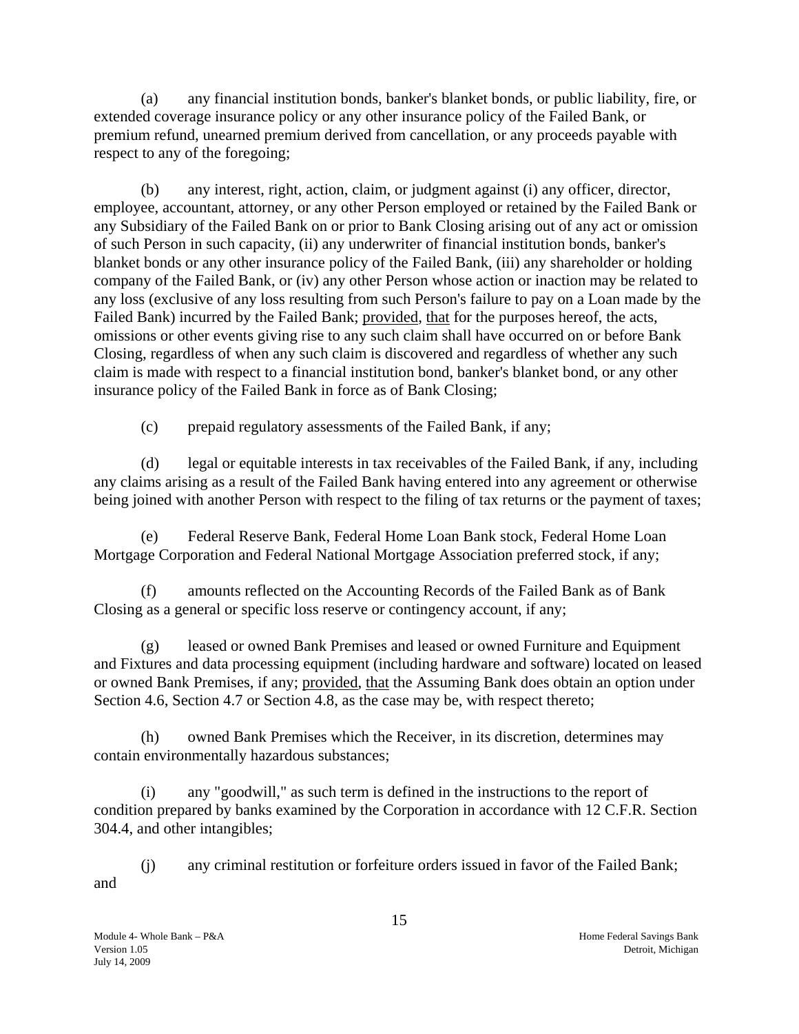(a) any financial institution bonds, banker's blanket bonds, or public liability, fire, or extended coverage insurance policy or any other insurance policy of the Failed Bank, or premium refund, unearned premium derived from cancellation, or any proceeds payable with respect to any of the foregoing;

(b) any interest, right, action, claim, or judgment against (i) any officer, director, employee, accountant, attorney, or any other Person employed or retained by the Failed Bank or any Subsidiary of the Failed Bank on or prior to Bank Closing arising out of any act or omission of such Person in such capacity, (ii) any underwriter of financial institution bonds, banker's blanket bonds or any other insurance policy of the Failed Bank, (iii) any shareholder or holding company of the Failed Bank, or (iv) any other Person whose action or inaction may be related to any loss (exclusive of any loss resulting from such Person's failure to pay on a Loan made by the Failed Bank) incurred by the Failed Bank; provided, that for the purposes hereof, the acts, omissions or other events giving rise to any such claim shall have occurred on or before Bank Closing, regardless of when any such claim is discovered and regardless of whether any such claim is made with respect to a financial institution bond, banker's blanket bond, or any other insurance policy of the Failed Bank in force as of Bank Closing;

(c) prepaid regulatory assessments of the Failed Bank, if any;

(d) legal or equitable interests in tax receivables of the Failed Bank, if any, including any claims arising as a result of the Failed Bank having entered into any agreement or otherwise being joined with another Person with respect to the filing of tax returns or the payment of taxes;

(e) Federal Reserve Bank, Federal Home Loan Bank stock, Federal Home Loan Mortgage Corporation and Federal National Mortgage Association preferred stock, if any;

(f) amounts reflected on the Accounting Records of the Failed Bank as of Bank Closing as a general or specific loss reserve or contingency account, if any;

(g) leased or owned Bank Premises and leased or owned Furniture and Equipment and Fixtures and data processing equipment (including hardware and software) located on leased or owned Bank Premises, if any; provided, that the Assuming Bank does obtain an option under Section 4.6, Section 4.7 or Section 4.8, as the case may be, with respect thereto;

(h) owned Bank Premises which the Receiver, in its discretion, determines may contain environmentally hazardous substances;

(i) any "goodwill," as such term is defined in the instructions to the report of condition prepared by banks examined by the Corporation in accordance with 12 C.F.R. Section 304.4, and other intangibles;

(j) any criminal restitution or forfeiture orders issued in favor of the Failed Bank; and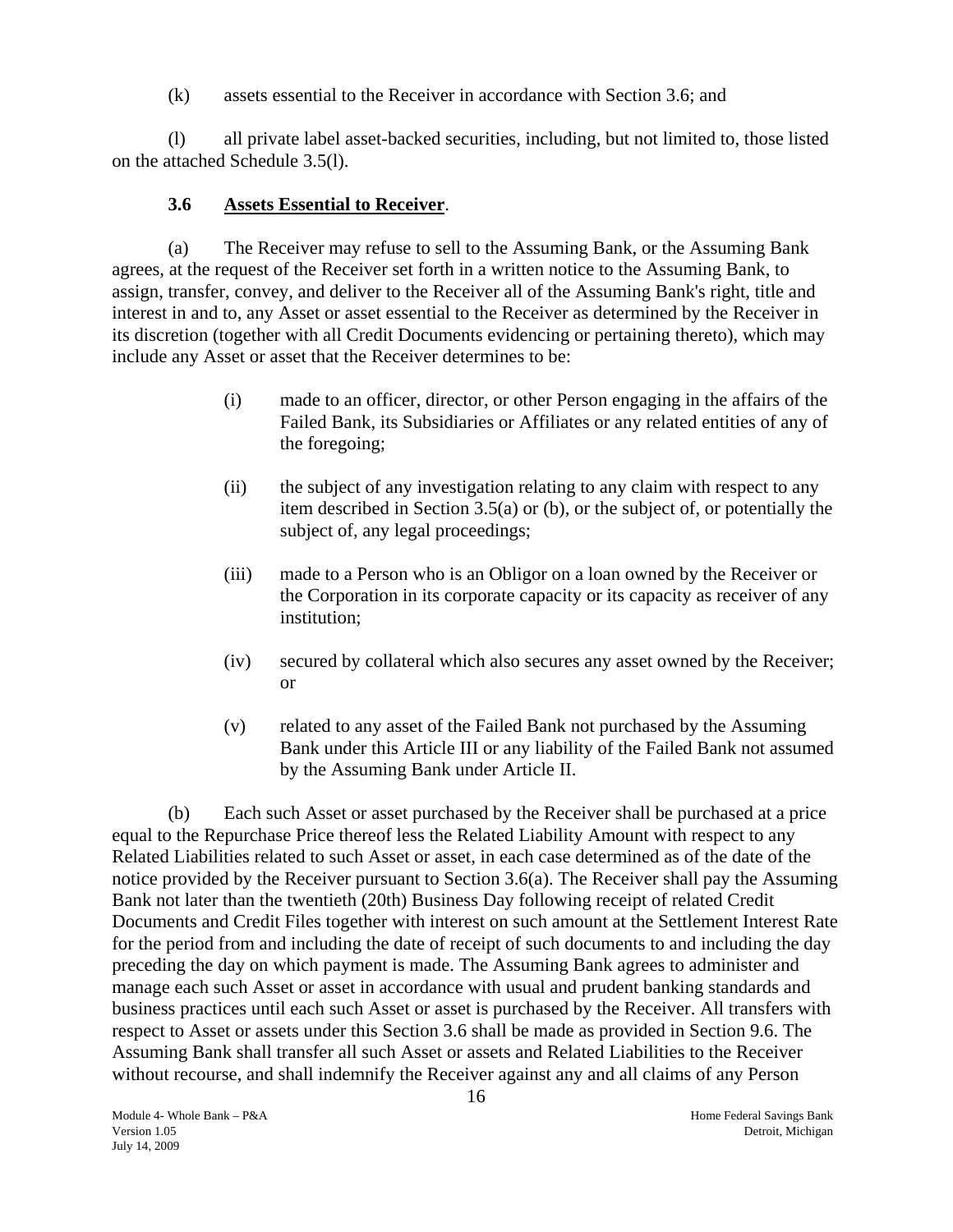(k) assets essential to the Receiver in accordance with Section 3.6; and

(l) all private label asset-backed securities, including, but not limited to, those listed on the attached Schedule 3.5(l).

**3.6 Assets Essential to Receiver**.

(a) The Receiver may refuse to sell to the Assuming Bank, or the Assuming Bank agrees, at the request of the Receiver set forth in a written notice to the Assuming Bank, to assign, transfer, convey, and deliver to the Receiver all of the Assuming Bank's right, title and interest in and to, any Asset or asset essential to the Receiver as determined by the Receiver in its discretion (together with all Credit Documents evidencing or pertaining thereto), which may include any Asset or asset that the Receiver determines to be:

(i) made to an officer, director, or other Person engaging in the affairs of the Failed Bank, its Subsidiaries or Affiliates or any related entities of any of the foregoing;

(ii) the subject of any investigation relating to any claim with respect to any item described in Section 3.5(a) or (b), or the subject of, or potentially the subject of, any legal proceedings;

(iii) made to a Person who is an Obligor on a loan owned by the Receiver or the Corporation in its corporate capacity or its capacity as receiver of any institution;

(iv) secured by collateral which also secures any asset owned by the Receiver; or

(v) related to any asset of the Failed Bank not purchased by the Assuming Bank under this Article III or any liability of the Failed Bank not assumed by the Assuming Bank under Article II.

(b) Each such Asset or asset purchased by the Receiver shall be purchased at a price equal to the Repurchase Price thereof less the Related Liability Amount with respect to any Related Liabilities related to such Asset or asset, in each case determined as of the date of the notice provided by the Receiver pursuant to Section 3.6(a). The Receiver shall pay the Assuming Bank not later than the twentieth (20th) Business Day following receipt of related Credit Documents and Credit Files together with interest on such amount at the Settlement Interest Rate for the period from and including the date of receipt of such documents to and including the day preceding the day on which payment is made. The Assuming Bank agrees to administer and manage each such Asset or asset in accordance with usual and prudent banking standards and business practices until each such Asset or asset is purchased by the Receiver. All transfers with respect to Asset or assets under this Section 3.6 shall be made as provided in Section 9.6. The Assuming Bank shall transfer all such Asset or assets and Related Liabilities to the Receiver without recourse, and shall indemnify the Receiver against any and all claims of any Person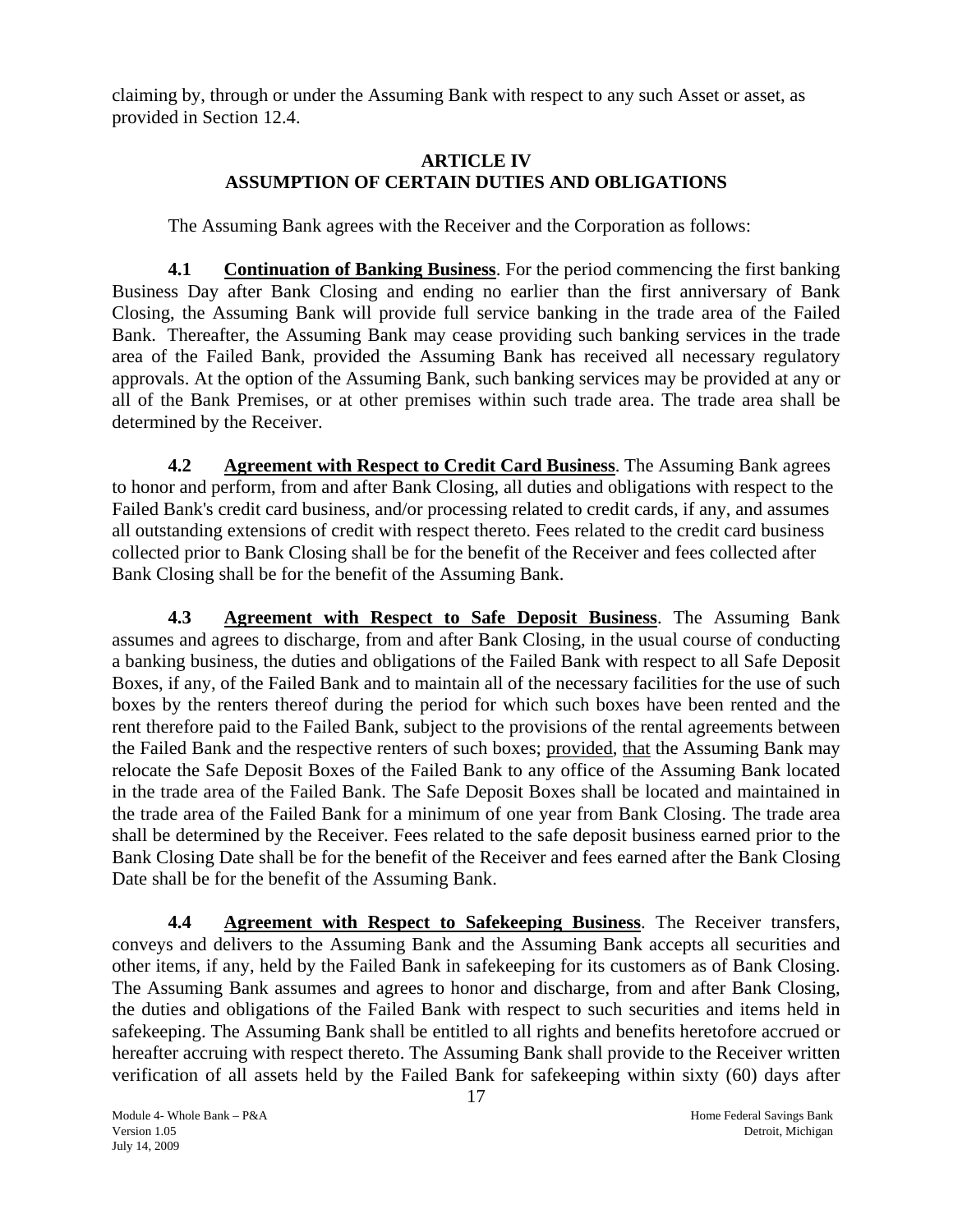claiming by, through or under the Assuming Bank with respect to any such Asset or asset, as provided in Section 12.4.

## ARTICLE IV
## ASSUMPTION OF CERTAIN DUTIES AND OBLIGATIONS

The Assuming Bank agrees with the Receiver and the Corporation as follows:

**4.1** **Continuation of Banking Business**. For the period commencing the first banking Business Day after Bank Closing and ending no earlier than the first anniversary of Bank Closing, the Assuming Bank will provide full service banking in the trade area of the Failed Bank. Thereafter, the Assuming Bank may cease providing such banking services in the trade area of the Failed Bank, provided the Assuming Bank has received all necessary regulatory approvals. At the option of the Assuming Bank, such banking services may be provided at any or all of the Bank Premises, or at other premises within such trade area. The trade area shall be determined by the Receiver.

**4.2** **Agreement with Respect to Credit Card Business**. The Assuming Bank agrees to honor and perform, from and after Bank Closing, all duties and obligations with respect to the Failed Bank's credit card business, and/or processing related to credit cards, if any, and assumes all outstanding extensions of credit with respect thereto. Fees related to the credit card business collected prior to Bank Closing shall be for the benefit of the Receiver and fees collected after Bank Closing shall be for the benefit of the Assuming Bank.

**4.3** **Agreement with Respect to Safe Deposit Business**. The Assuming Bank assumes and agrees to discharge, from and after Bank Closing, in the usual course of conducting a banking business, the duties and obligations of the Failed Bank with respect to all Safe Deposit Boxes, if any, of the Failed Bank and to maintain all of the necessary facilities for the use of such boxes by the renters thereof during the period for which such boxes have been rented and the rent therefore paid to the Failed Bank, subject to the provisions of the rental agreements between the Failed Bank and the respective renters of such boxes; provided, that the Assuming Bank may relocate the Safe Deposit Boxes of the Failed Bank to any office of the Assuming Bank located in the trade area of the Failed Bank. The Safe Deposit Boxes shall be located and maintained in the trade area of the Failed Bank for a minimum of one year from Bank Closing. The trade area shall be determined by the Receiver. Fees related to the safe deposit business earned prior to the Bank Closing Date shall be for the benefit of the Receiver and fees earned after the Bank Closing Date shall be for the benefit of the Assuming Bank.

**4.4** **Agreement with Respect to Safekeeping Business**. The Receiver transfers, conveys and delivers to the Assuming Bank and the Assuming Bank accepts all securities and other items, if any, held by the Failed Bank in safekeeping for its customers as of Bank Closing. The Assuming Bank assumes and agrees to honor and discharge, from and after Bank Closing, the duties and obligations of the Failed Bank with respect to such securities and items held in safekeeping. The Assuming Bank shall be entitled to all rights and benefits heretofore accrued or hereafter accruing with respect thereto. The Assuming Bank shall provide to the Receiver written verification of all assets held by the Failed Bank for safekeeping within sixty (60) days after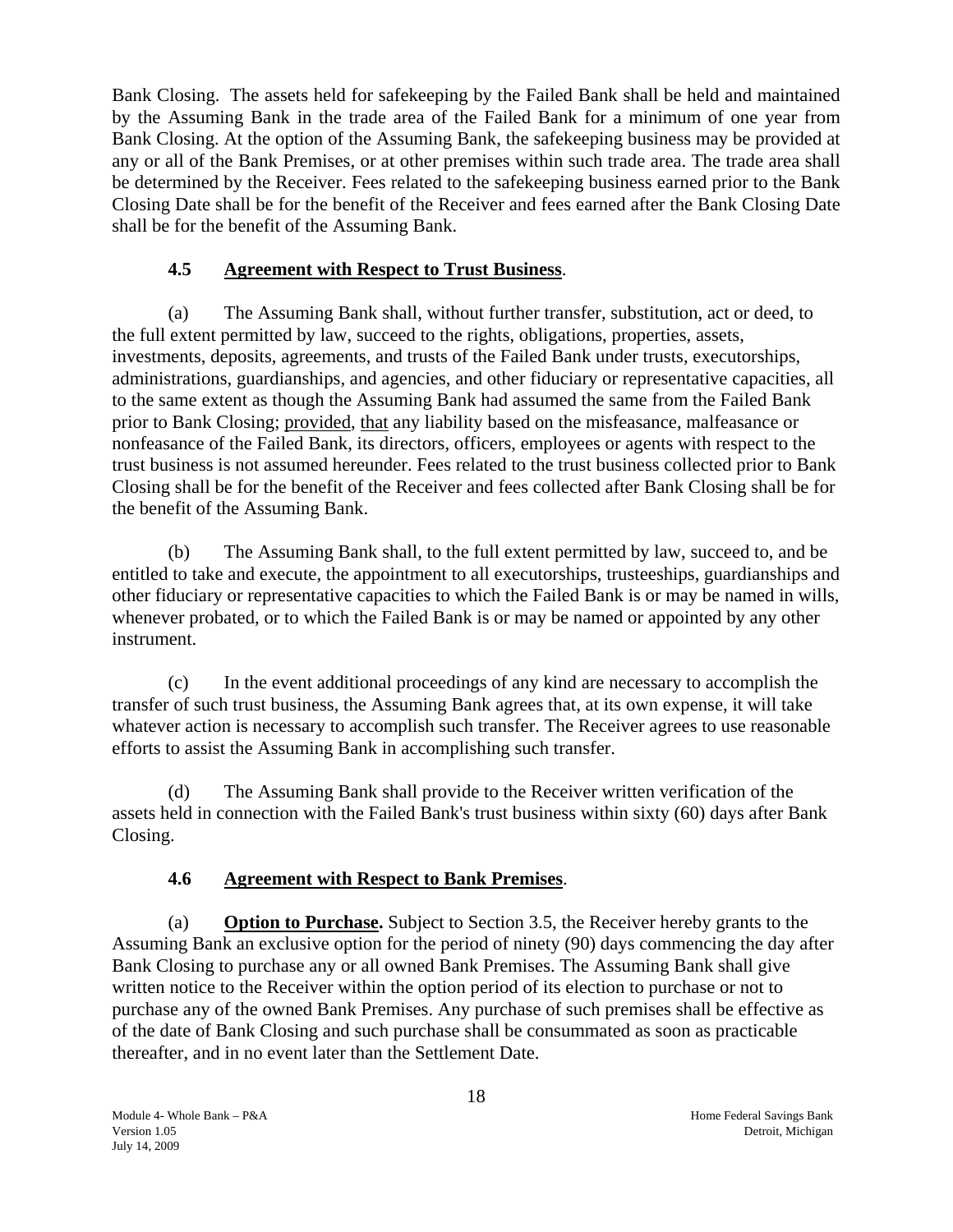Bank Closing. The assets held for safekeeping by the Failed Bank shall be held and maintained by the Assuming Bank in the trade area of the Failed Bank for a minimum of one year from Bank Closing. At the option of the Assuming Bank, the safekeeping business may be provided at any or all of the Bank Premises, or at other premises within such trade area. The trade area shall be determined by the Receiver. Fees related to the safekeeping business earned prior to the Bank Closing Date shall be for the benefit of the Receiver and fees earned after the Bank Closing Date shall be for the benefit of the Assuming Bank.

### 4.5 Agreement with Respect to Trust Business.

(a) The Assuming Bank shall, without further transfer, substitution, act or deed, to the full extent permitted by law, succeed to the rights, obligations, properties, assets, investments, deposits, agreements, and trusts of the Failed Bank under trusts, executorships, administrations, guardianships, and agencies, and other fiduciary or representative capacities, all to the same extent as though the Assuming Bank had assumed the same from the Failed Bank prior to Bank Closing; provided, that any liability based on the misfeasance, malfeasance or nonfeasance of the Failed Bank, its directors, officers, employees or agents with respect to the trust business is not assumed hereunder. Fees related to the trust business collected prior to Bank Closing shall be for the benefit of the Receiver and fees collected after Bank Closing shall be for the benefit of the Assuming Bank.

(b) The Assuming Bank shall, to the full extent permitted by law, succeed to, and be entitled to take and execute, the appointment to all executorships, trusteeships, guardianships and other fiduciary or representative capacities to which the Failed Bank is or may be named in wills, whenever probated, or to which the Failed Bank is or may be named or appointed by any other instrument.

(c) In the event additional proceedings of any kind are necessary to accomplish the transfer of such trust business, the Assuming Bank agrees that, at its own expense, it will take whatever action is necessary to accomplish such transfer. The Receiver agrees to use reasonable efforts to assist the Assuming Bank in accomplishing such transfer.

(d) The Assuming Bank shall provide to the Receiver written verification of the assets held in connection with the Failed Bank's trust business within sixty (60) days after Bank Closing.

### 4.6 Agreement with Respect to Bank Premises.

(a) **Option to Purchase.** Subject to Section 3.5, the Receiver hereby grants to the Assuming Bank an exclusive option for the period of ninety (90) days commencing the day after Bank Closing to purchase any or all owned Bank Premises. The Assuming Bank shall give written notice to the Receiver within the option period of its election to purchase or not to purchase any of the owned Bank Premises. Any purchase of such premises shall be effective as of the date of Bank Closing and such purchase shall be consummated as soon as practicable thereafter, and in no event later than the Settlement Date.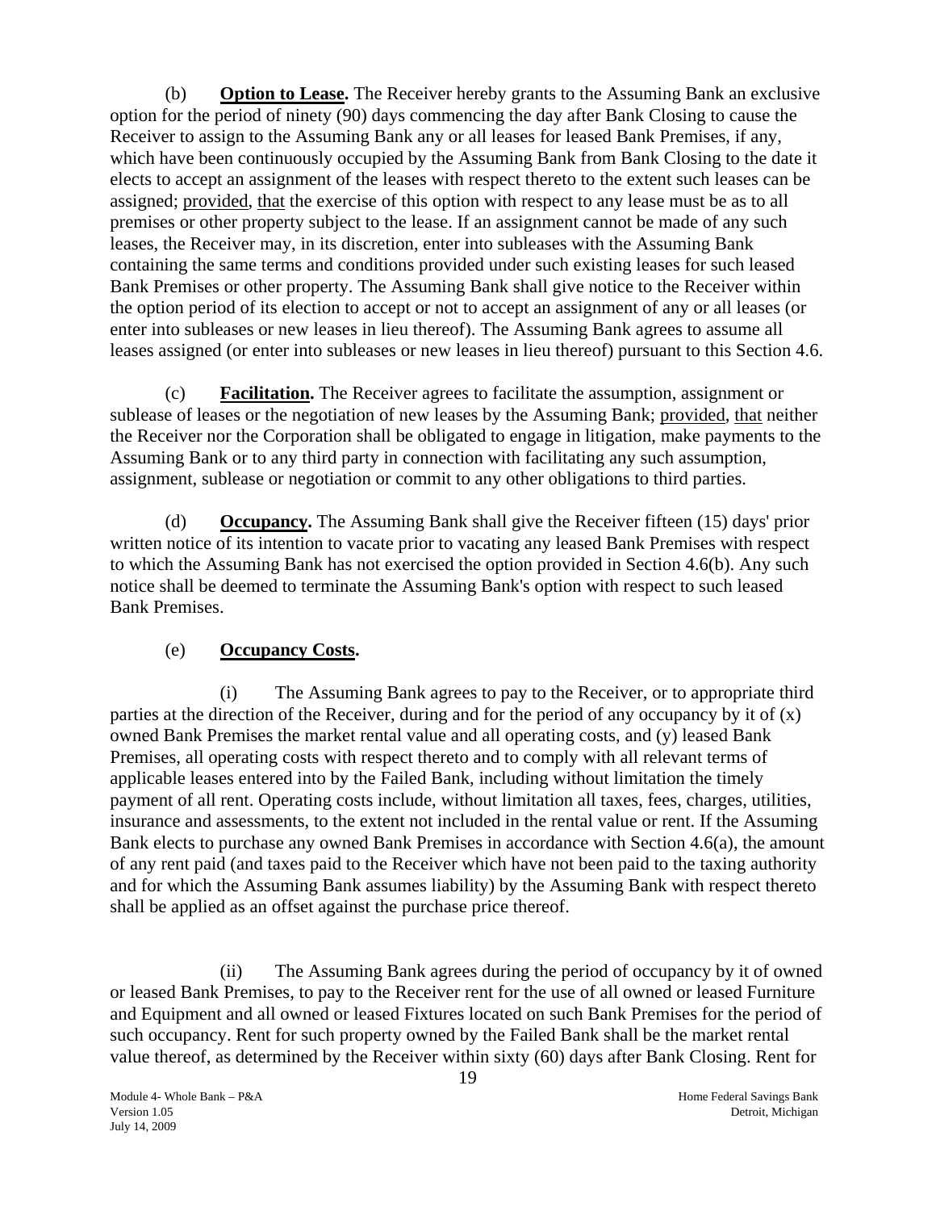(b) **Option to Lease.** The Receiver hereby grants to the Assuming Bank an exclusive option for the period of ninety (90) days commencing the day after Bank Closing to cause the Receiver to assign to the Assuming Bank any or all leases for leased Bank Premises, if any, which have been continuously occupied by the Assuming Bank from Bank Closing to the date it elects to accept an assignment of the leases with respect thereto to the extent such leases can be assigned; provided, that the exercise of this option with respect to any lease must be as to all premises or other property subject to the lease. If an assignment cannot be made of any such leases, the Receiver may, in its discretion, enter into subleases with the Assuming Bank containing the same terms and conditions provided under such existing leases for such leased Bank Premises or other property. The Assuming Bank shall give notice to the Receiver within the option period of its election to accept or not to accept an assignment of any or all leases (or enter into subleases or new leases in lieu thereof). The Assuming Bank agrees to assume all leases assigned (or enter into subleases or new leases in lieu thereof) pursuant to this Section 4.6.

(c) **Facilitation.** The Receiver agrees to facilitate the assumption, assignment or sublease of leases or the negotiation of new leases by the Assuming Bank; provided, that neither the Receiver nor the Corporation shall be obligated to engage in litigation, make payments to the Assuming Bank or to any third party in connection with facilitating any such assumption, assignment, sublease or negotiation or commit to any other obligations to third parties.

(d) **Occupancy.** The Assuming Bank shall give the Receiver fifteen (15) days' prior written notice of its intention to vacate prior to vacating any leased Bank Premises with respect to which the Assuming Bank has not exercised the option provided in Section 4.6(b). Any such notice shall be deemed to terminate the Assuming Bank's option with respect to such leased Bank Premises.

(e) **Occupancy Costs.**

(i) The Assuming Bank agrees to pay to the Receiver, or to appropriate third parties at the direction of the Receiver, during and for the period of any occupancy by it of (x) owned Bank Premises the market rental value and all operating costs, and (y) leased Bank Premises, all operating costs with respect thereto and to comply with all relevant terms of applicable leases entered into by the Failed Bank, including without limitation the timely payment of all rent. Operating costs include, without limitation all taxes, fees, charges, utilities, insurance and assessments, to the extent not included in the rental value or rent. If the Assuming Bank elects to purchase any owned Bank Premises in accordance with Section 4.6(a), the amount of any rent paid (and taxes paid to the Receiver which have not been paid to the taxing authority and for which the Assuming Bank assumes liability) by the Assuming Bank with respect thereto shall be applied as an offset against the purchase price thereof.

(ii) The Assuming Bank agrees during the period of occupancy by it of owned or leased Bank Premises, to pay to the Receiver rent for the use of all owned or leased Furniture and Equipment and all owned or leased Fixtures located on such Bank Premises for the period of such occupancy. Rent for such property owned by the Failed Bank shall be the market rental value thereof, as determined by the Receiver within sixty (60) days after Bank Closing. Rent for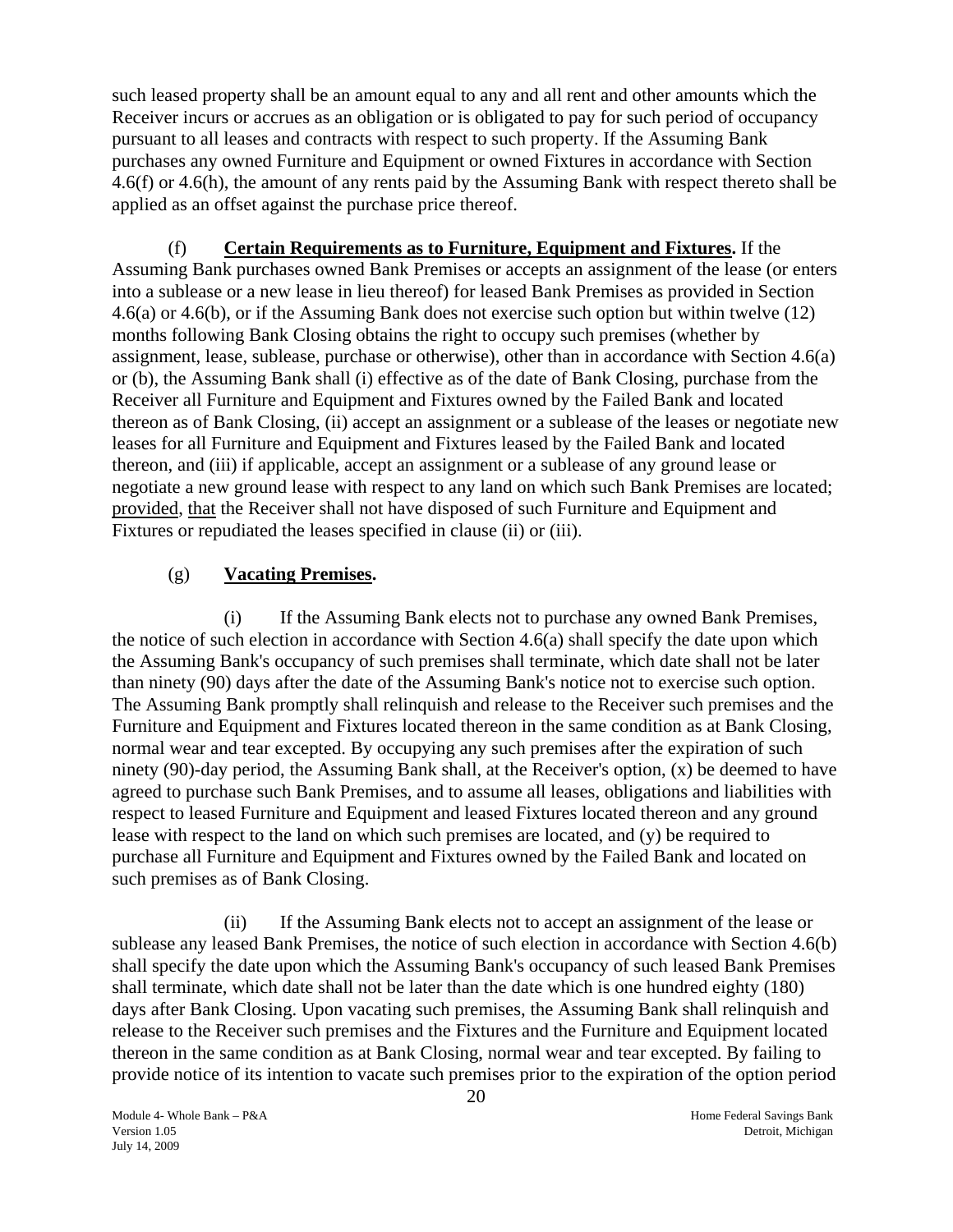such leased property shall be an amount equal to any and all rent and other amounts which the Receiver incurs or accrues as an obligation or is obligated to pay for such period of occupancy pursuant to all leases and contracts with respect to such property. If the Assuming Bank purchases any owned Furniture and Equipment or owned Fixtures in accordance with Section 4.6(f) or 4.6(h), the amount of any rents paid by the Assuming Bank with respect thereto shall be applied as an offset against the purchase price thereof.

(f) **Certain Requirements as to Furniture, Equipment and Fixtures.** If the Assuming Bank purchases owned Bank Premises or accepts an assignment of the lease (or enters into a sublease or a new lease in lieu thereof) for leased Bank Premises as provided in Section 4.6(a) or 4.6(b), or if the Assuming Bank does not exercise such option but within twelve (12) months following Bank Closing obtains the right to occupy such premises (whether by assignment, lease, sublease, purchase or otherwise), other than in accordance with Section 4.6(a) or (b), the Assuming Bank shall (i) effective as of the date of Bank Closing, purchase from the Receiver all Furniture and Equipment and Fixtures owned by the Failed Bank and located thereon as of Bank Closing, (ii) accept an assignment or a sublease of the leases or negotiate new leases for all Furniture and Equipment and Fixtures leased by the Failed Bank and located thereon, and (iii) if applicable, accept an assignment or a sublease of any ground lease or negotiate a new ground lease with respect to any land on which such Bank Premises are located; provided, that the Receiver shall not have disposed of such Furniture and Equipment and Fixtures or repudiated the leases specified in clause (ii) or (iii).

(g) **Vacating Premises.**

(i) If the Assuming Bank elects not to purchase any owned Bank Premises, the notice of such election in accordance with Section 4.6(a) shall specify the date upon which the Assuming Bank's occupancy of such premises shall terminate, which date shall not be later than ninety (90) days after the date of the Assuming Bank's notice not to exercise such option. The Assuming Bank promptly shall relinquish and release to the Receiver such premises and the Furniture and Equipment and Fixtures located thereon in the same condition as at Bank Closing, normal wear and tear excepted. By occupying any such premises after the expiration of such ninety (90)-day period, the Assuming Bank shall, at the Receiver's option, (x) be deemed to have agreed to purchase such Bank Premises, and to assume all leases, obligations and liabilities with respect to leased Furniture and Equipment and leased Fixtures located thereon and any ground lease with respect to the land on which such premises are located, and (y) be required to purchase all Furniture and Equipment and Fixtures owned by the Failed Bank and located on such premises as of Bank Closing.

(ii) If the Assuming Bank elects not to accept an assignment of the lease or sublease any leased Bank Premises, the notice of such election in accordance with Section 4.6(b) shall specify the date upon which the Assuming Bank's occupancy of such leased Bank Premises shall terminate, which date shall not be later than the date which is one hundred eighty (180) days after Bank Closing. Upon vacating such premises, the Assuming Bank shall relinquish and release to the Receiver such premises and the Fixtures and the Furniture and Equipment located thereon in the same condition as at Bank Closing, normal wear and tear excepted. By failing to provide notice of its intention to vacate such premises prior to the expiration of the option period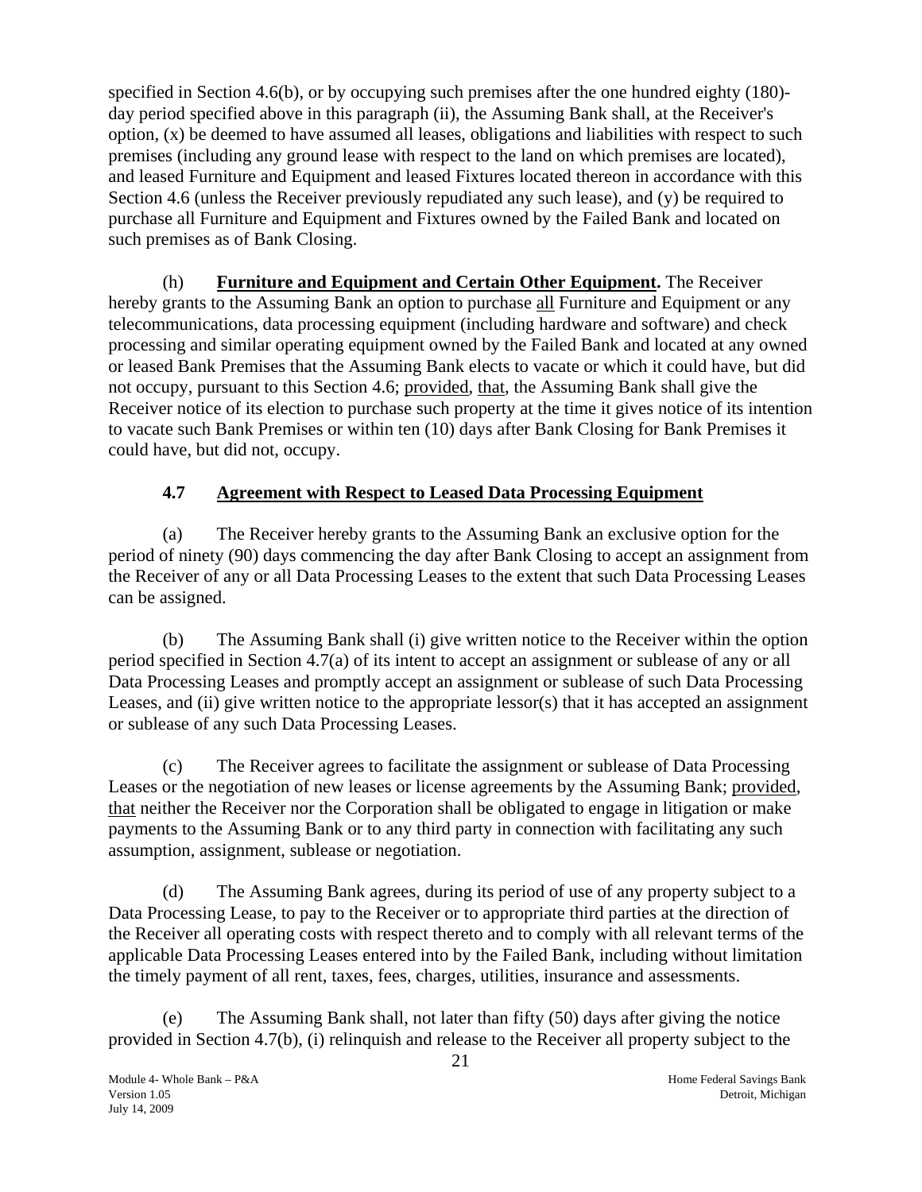specified in Section 4.6(b), or by occupying such premises after the one hundred eighty (180)-day period specified above in this paragraph (ii), the Assuming Bank shall, at the Receiver's option, (x) be deemed to have assumed all leases, obligations and liabilities with respect to such premises (including any ground lease with respect to the land on which premises are located), and leased Furniture and Equipment and leased Fixtures located thereon in accordance with this Section 4.6 (unless the Receiver previously repudiated any such lease), and (y) be required to purchase all Furniture and Equipment and Fixtures owned by the Failed Bank and located on such premises as of Bank Closing.

(h) **Furniture and Equipment and Certain Other Equipment.** The Receiver hereby grants to the Assuming Bank an option to purchase all Furniture and Equipment or any telecommunications, data processing equipment (including hardware and software) and check processing and similar operating equipment owned by the Failed Bank and located at any owned or leased Bank Premises that the Assuming Bank elects to vacate or which it could have, but did not occupy, pursuant to this Section 4.6; provided, that, the Assuming Bank shall give the Receiver notice of its election to purchase such property at the time it gives notice of its intention to vacate such Bank Premises or within ten (10) days after Bank Closing for Bank Premises it could have, but did not, occupy.

### 4.7 Agreement with Respect to Leased Data Processing Equipment

(a) The Receiver hereby grants to the Assuming Bank an exclusive option for the period of ninety (90) days commencing the day after Bank Closing to accept an assignment from the Receiver of any or all Data Processing Leases to the extent that such Data Processing Leases can be assigned.

(b) The Assuming Bank shall (i) give written notice to the Receiver within the option period specified in Section 4.7(a) of its intent to accept an assignment or sublease of any or all Data Processing Leases and promptly accept an assignment or sublease of such Data Processing Leases, and (ii) give written notice to the appropriate lessor(s) that it has accepted an assignment or sublease of any such Data Processing Leases.

(c) The Receiver agrees to facilitate the assignment or sublease of Data Processing Leases or the negotiation of new leases or license agreements by the Assuming Bank; provided, that neither the Receiver nor the Corporation shall be obligated to engage in litigation or make payments to the Assuming Bank or to any third party in connection with facilitating any such assumption, assignment, sublease or negotiation.

(d) The Assuming Bank agrees, during its period of use of any property subject to a Data Processing Lease, to pay to the Receiver or to appropriate third parties at the direction of the Receiver all operating costs with respect thereto and to comply with all relevant terms of the applicable Data Processing Leases entered into by the Failed Bank, including without limitation the timely payment of all rent, taxes, fees, charges, utilities, insurance and assessments.

(e) The Assuming Bank shall, not later than fifty (50) days after giving the notice provided in Section 4.7(b), (i) relinquish and release to the Receiver all property subject to the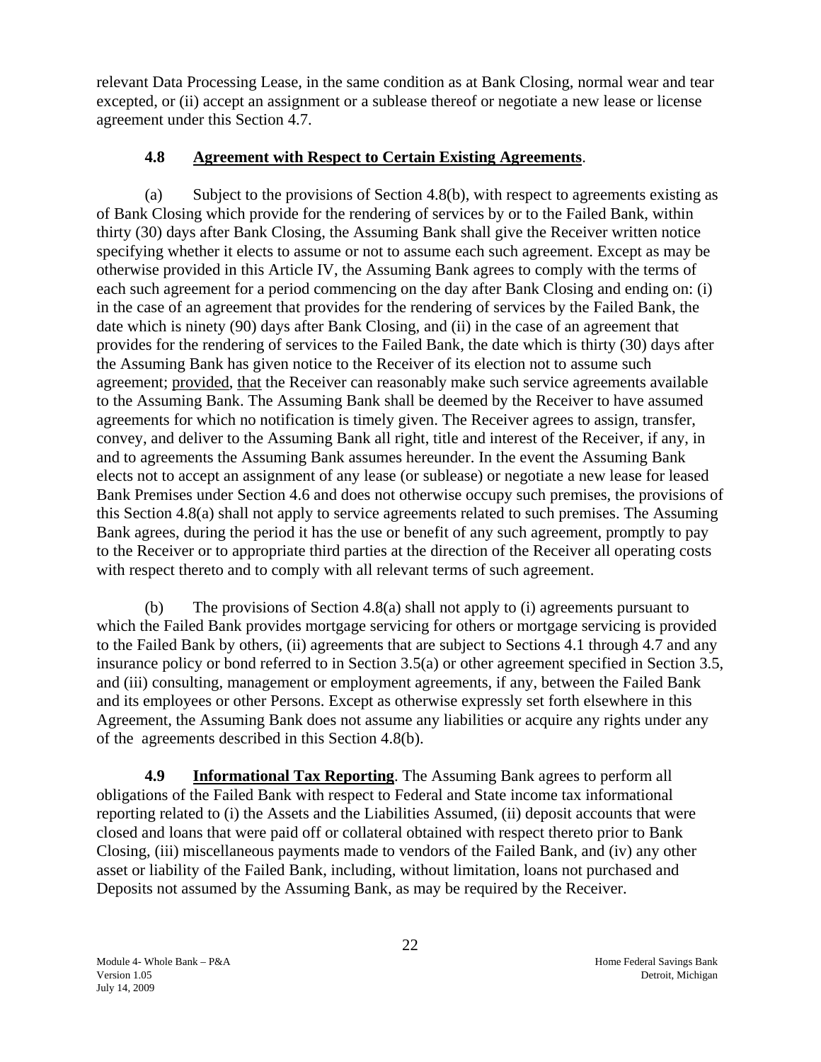relevant Data Processing Lease, in the same condition as at Bank Closing, normal wear and tear excepted, or (ii) accept an assignment or a sublease thereof or negotiate a new lease or license agreement under this Section 4.7.

### 4.8 Agreement with Respect to Certain Existing Agreements.

(a) Subject to the provisions of Section 4.8(b), with respect to agreements existing as of Bank Closing which provide for the rendering of services by or to the Failed Bank, within thirty (30) days after Bank Closing, the Assuming Bank shall give the Receiver written notice specifying whether it elects to assume or not to assume each such agreement. Except as may be otherwise provided in this Article IV, the Assuming Bank agrees to comply with the terms of each such agreement for a period commencing on the day after Bank Closing and ending on: (i) in the case of an agreement that provides for the rendering of services by the Failed Bank, the date which is ninety (90) days after Bank Closing, and (ii) in the case of an agreement that provides for the rendering of services to the Failed Bank, the date which is thirty (30) days after the Assuming Bank has given notice to the Receiver of its election not to assume such agreement; provided, that the Receiver can reasonably make such service agreements available to the Assuming Bank. The Assuming Bank shall be deemed by the Receiver to have assumed agreements for which no notification is timely given. The Receiver agrees to assign, transfer, convey, and deliver to the Assuming Bank all right, title and interest of the Receiver, if any, in and to agreements the Assuming Bank assumes hereunder. In the event the Assuming Bank elects not to accept an assignment of any lease (or sublease) or negotiate a new lease for leased Bank Premises under Section 4.6 and does not otherwise occupy such premises, the provisions of this Section 4.8(a) shall not apply to service agreements related to such premises. The Assuming Bank agrees, during the period it has the use or benefit of any such agreement, promptly to pay to the Receiver or to appropriate third parties at the direction of the Receiver all operating costs with respect thereto and to comply with all relevant terms of such agreement.

(b) The provisions of Section 4.8(a) shall not apply to (i) agreements pursuant to which the Failed Bank provides mortgage servicing for others or mortgage servicing is provided to the Failed Bank by others, (ii) agreements that are subject to Sections 4.1 through 4.7 and any insurance policy or bond referred to in Section 3.5(a) or other agreement specified in Section 3.5, and (iii) consulting, management or employment agreements, if any, between the Failed Bank and its employees or other Persons. Except as otherwise expressly set forth elsewhere in this Agreement, the Assuming Bank does not assume any liabilities or acquire any rights under any of the agreements described in this Section 4.8(b).

**4.9 Informational Tax Reporting**. The Assuming Bank agrees to perform all obligations of the Failed Bank with respect to Federal and State income tax informational reporting related to (i) the Assets and the Liabilities Assumed, (ii) deposit accounts that were closed and loans that were paid off or collateral obtained with respect thereto prior to Bank Closing, (iii) miscellaneous payments made to vendors of the Failed Bank, and (iv) any other asset or liability of the Failed Bank, including, without limitation, loans not purchased and Deposits not assumed by the Assuming Bank, as may be required by the Receiver.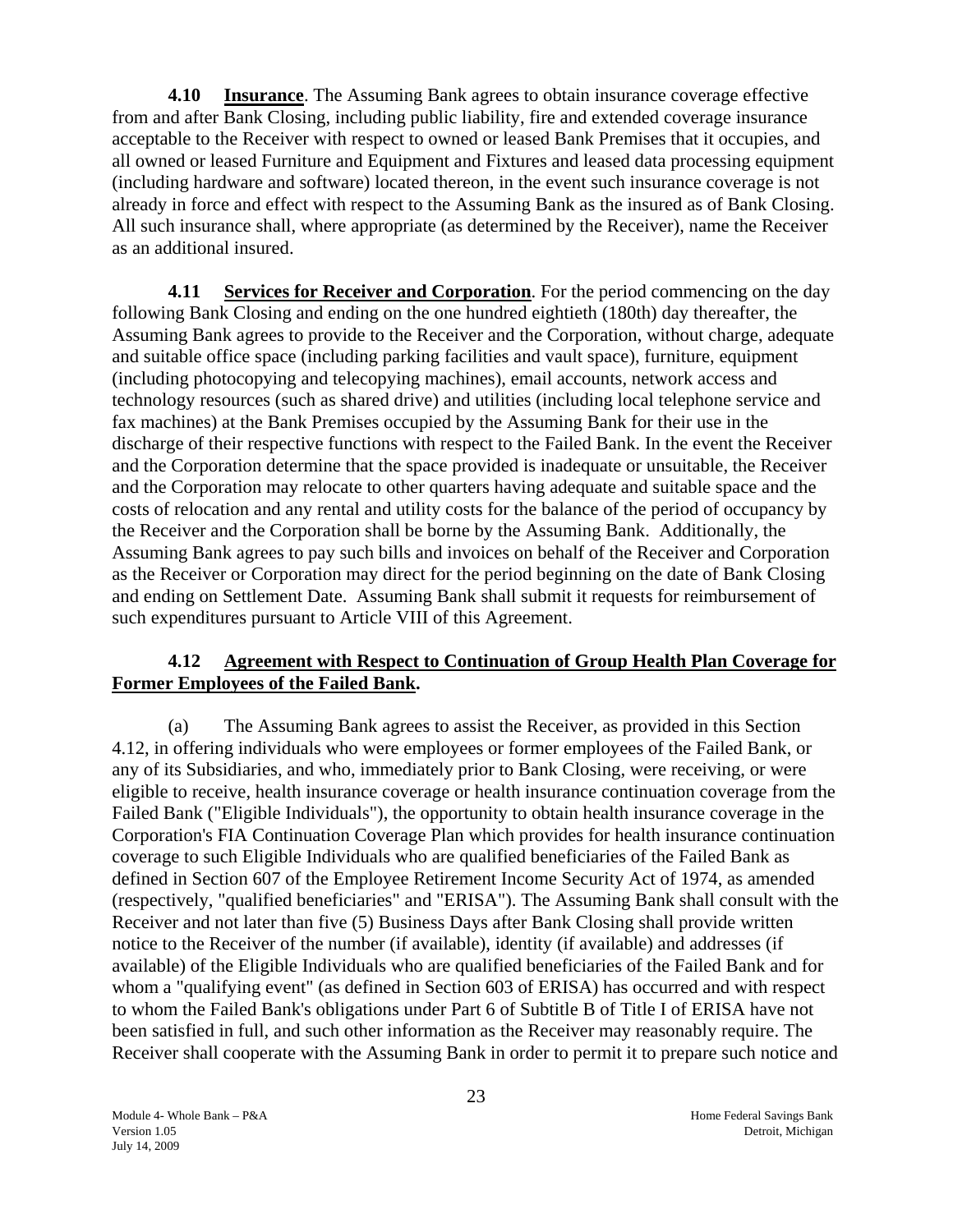**4.10 Insurance**. The Assuming Bank agrees to obtain insurance coverage effective from and after Bank Closing, including public liability, fire and extended coverage insurance acceptable to the Receiver with respect to owned or leased Bank Premises that it occupies, and all owned or leased Furniture and Equipment and Fixtures and leased data processing equipment (including hardware and software) located thereon, in the event such insurance coverage is not already in force and effect with respect to the Assuming Bank as the insured as of Bank Closing. All such insurance shall, where appropriate (as determined by the Receiver), name the Receiver as an additional insured.

**4.11 Services for Receiver and Corporation**. For the period commencing on the day following Bank Closing and ending on the one hundred eightieth (180th) day thereafter, the Assuming Bank agrees to provide to the Receiver and the Corporation, without charge, adequate and suitable office space (including parking facilities and vault space), furniture, equipment (including photocopying and telecopying machines), email accounts, network access and technology resources (such as shared drive) and utilities (including local telephone service and fax machines) at the Bank Premises occupied by the Assuming Bank for their use in the discharge of their respective functions with respect to the Failed Bank. In the event the Receiver and the Corporation determine that the space provided is inadequate or unsuitable, the Receiver and the Corporation may relocate to other quarters having adequate and suitable space and the costs of relocation and any rental and utility costs for the balance of the period of occupancy by the Receiver and the Corporation shall be borne by the Assuming Bank. Additionally, the Assuming Bank agrees to pay such bills and invoices on behalf of the Receiver and Corporation as the Receiver or Corporation may direct for the period beginning on the date of Bank Closing and ending on Settlement Date. Assuming Bank shall submit it requests for reimbursement of such expenditures pursuant to Article VIII of this Agreement.

**4.12 Agreement with Respect to Continuation of Group Health Plan Coverage for Former Employees of the Failed Bank.**

(a) The Assuming Bank agrees to assist the Receiver, as provided in this Section 4.12, in offering individuals who were employees or former employees of the Failed Bank, or any of its Subsidiaries, and who, immediately prior to Bank Closing, were receiving, or were eligible to receive, health insurance coverage or health insurance continuation coverage from the Failed Bank ("Eligible Individuals"), the opportunity to obtain health insurance coverage in the Corporation's FIA Continuation Coverage Plan which provides for health insurance continuation coverage to such Eligible Individuals who are qualified beneficiaries of the Failed Bank as defined in Section 607 of the Employee Retirement Income Security Act of 1974, as amended (respectively, "qualified beneficiaries" and "ERISA"). The Assuming Bank shall consult with the Receiver and not later than five (5) Business Days after Bank Closing shall provide written notice to the Receiver of the number (if available), identity (if available) and addresses (if available) of the Eligible Individuals who are qualified beneficiaries of the Failed Bank and for whom a "qualifying event" (as defined in Section 603 of ERISA) has occurred and with respect to whom the Failed Bank's obligations under Part 6 of Subtitle B of Title I of ERISA have not been satisfied in full, and such other information as the Receiver may reasonably require. The Receiver shall cooperate with the Assuming Bank in order to permit it to prepare such notice and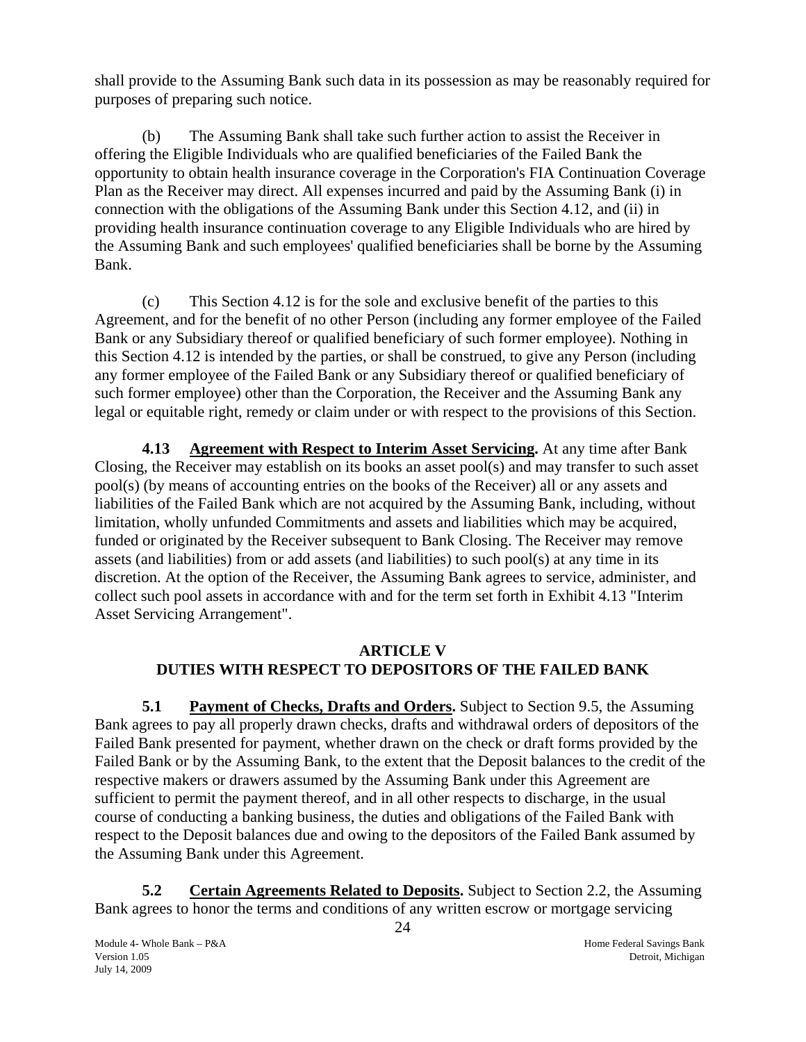shall provide to the Assuming Bank such data in its possession as may be reasonably required for purposes of preparing such notice.

(b) The Assuming Bank shall take such further action to assist the Receiver in offering the Eligible Individuals who are qualified beneficiaries of the Failed Bank the opportunity to obtain health insurance coverage in the Corporation's FIA Continuation Coverage Plan as the Receiver may direct. All expenses incurred and paid by the Assuming Bank (i) in connection with the obligations of the Assuming Bank under this Section 4.12, and (ii) in providing health insurance continuation coverage to any Eligible Individuals who are hired by the Assuming Bank and such employees' qualified beneficiaries shall be borne by the Assuming Bank.

(c) This Section 4.12 is for the sole and exclusive benefit of the parties to this Agreement, and for the benefit of no other Person (including any former employee of the Failed Bank or any Subsidiary thereof or qualified beneficiary of such former employee). Nothing in this Section 4.12 is intended by the parties, or shall be construed, to give any Person (including any former employee of the Failed Bank or any Subsidiary thereof or qualified beneficiary of such former employee) other than the Corporation, the Receiver and the Assuming Bank any legal or equitable right, remedy or claim under or with respect to the provisions of this Section.

**4.13 Agreement with Respect to Interim Asset Servicing.** At any time after Bank Closing, the Receiver may establish on its books an asset pool(s) and may transfer to such asset pool(s) (by means of accounting entries on the books of the Receiver) all or any assets and liabilities of the Failed Bank which are not acquired by the Assuming Bank, including, without limitation, wholly unfunded Commitments and assets and liabilities which may be acquired, funded or originated by the Receiver subsequent to Bank Closing. The Receiver may remove assets (and liabilities) from or add assets (and liabilities) to such pool(s) at any time in its discretion. At the option of the Receiver, the Assuming Bank agrees to service, administer, and collect such pool assets in accordance with and for the term set forth in Exhibit 4.13 "Interim Asset Servicing Arrangement".

## ARTICLE V
## DUTIES WITH RESPECT TO DEPOSITORS OF THE FAILED BANK

**5.1 Payment of Checks, Drafts and Orders.** Subject to Section 9.5, the Assuming Bank agrees to pay all properly drawn checks, drafts and withdrawal orders of depositors of the Failed Bank presented for payment, whether drawn on the check or draft forms provided by the Failed Bank or by the Assuming Bank, to the extent that the Deposit balances to the credit of the respective makers or drawers assumed by the Assuming Bank under this Agreement are sufficient to permit the payment thereof, and in all other respects to discharge, in the usual course of conducting a banking business, the duties and obligations of the Failed Bank with respect to the Deposit balances due and owing to the depositors of the Failed Bank assumed by the Assuming Bank under this Agreement.

**5.2 Certain Agreements Related to Deposits.** Subject to Section 2.2, the Assuming Bank agrees to honor the terms and conditions of any written escrow or mortgage servicing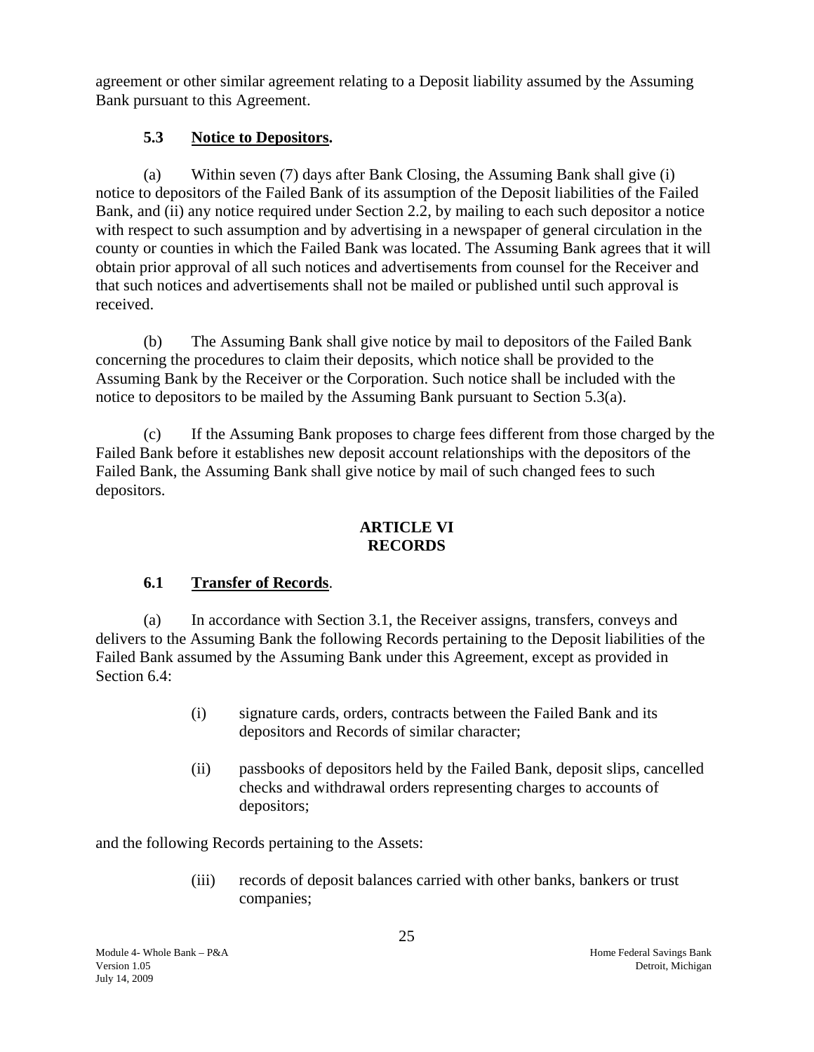agreement or other similar agreement relating to a Deposit liability assumed by the Assuming Bank pursuant to this Agreement.

### 5.3 Notice to Depositors.

(a) Within seven (7) days after Bank Closing, the Assuming Bank shall give (i) notice to depositors of the Failed Bank of its assumption of the Deposit liabilities of the Failed Bank, and (ii) any notice required under Section 2.2, by mailing to each such depositor a notice with respect to such assumption and by advertising in a newspaper of general circulation in the county or counties in which the Failed Bank was located. The Assuming Bank agrees that it will obtain prior approval of all such notices and advertisements from counsel for the Receiver and that such notices and advertisements shall not be mailed or published until such approval is received.

(b) The Assuming Bank shall give notice by mail to depositors of the Failed Bank concerning the procedures to claim their deposits, which notice shall be provided to the Assuming Bank by the Receiver or the Corporation. Such notice shall be included with the notice to depositors to be mailed by the Assuming Bank pursuant to Section 5.3(a).

(c) If the Assuming Bank proposes to charge fees different from those charged by the Failed Bank before it establishes new deposit account relationships with the depositors of the Failed Bank, the Assuming Bank shall give notice by mail of such changed fees to such depositors.

## ARTICLE VI
## RECORDS

### 6.1 Transfer of Records.

(a) In accordance with Section 3.1, the Receiver assigns, transfers, conveys and delivers to the Assuming Bank the following Records pertaining to the Deposit liabilities of the Failed Bank assumed by the Assuming Bank under this Agreement, except as provided in Section 6.4:

(i) signature cards, orders, contracts between the Failed Bank and its depositors and Records of similar character;

(ii) passbooks of depositors held by the Failed Bank, deposit slips, cancelled checks and withdrawal orders representing charges to accounts of depositors;

and the following Records pertaining to the Assets:

(iii) records of deposit balances carried with other banks, bankers or trust companies;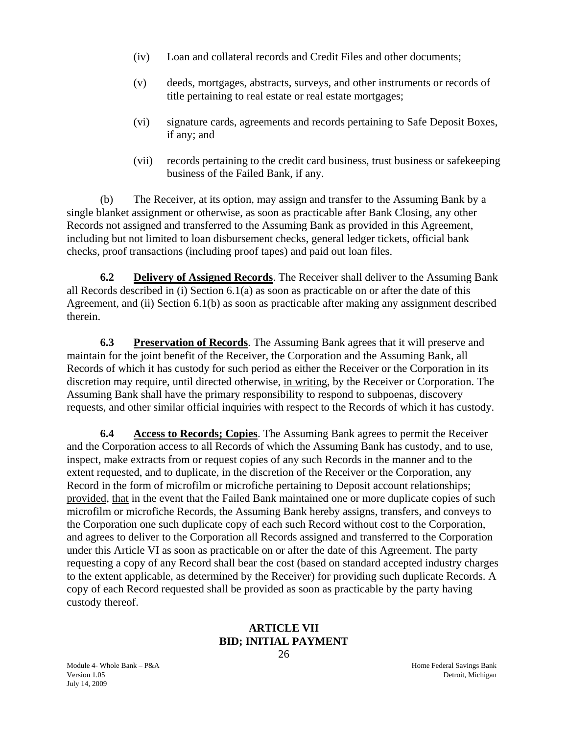(iv) Loan and collateral records and Credit Files and other documents;

(v) deeds, mortgages, abstracts, surveys, and other instruments or records of title pertaining to real estate or real estate mortgages;

(vi) signature cards, agreements and records pertaining to Safe Deposit Boxes, if any; and

(vii) records pertaining to the credit card business, trust business or safekeeping business of the Failed Bank, if any.

(b) The Receiver, at its option, may assign and transfer to the Assuming Bank by a single blanket assignment or otherwise, as soon as practicable after Bank Closing, any other Records not assigned and transferred to the Assuming Bank as provided in this Agreement, including but not limited to loan disbursement checks, general ledger tickets, official bank checks, proof transactions (including proof tapes) and paid out loan files.

**6.2 Delivery of Assigned Records**. The Receiver shall deliver to the Assuming Bank all Records described in (i) Section 6.1(a) as soon as practicable on or after the date of this Agreement, and (ii) Section 6.1(b) as soon as practicable after making any assignment described therein.

**6.3 Preservation of Records**. The Assuming Bank agrees that it will preserve and maintain for the joint benefit of the Receiver, the Corporation and the Assuming Bank, all Records of which it has custody for such period as either the Receiver or the Corporation in its discretion may require, until directed otherwise, in writing, by the Receiver or Corporation. The Assuming Bank shall have the primary responsibility to respond to subpoenas, discovery requests, and other similar official inquiries with respect to the Records of which it has custody.

**6.4 Access to Records; Copies**. The Assuming Bank agrees to permit the Receiver and the Corporation access to all Records of which the Assuming Bank has custody, and to use, inspect, make extracts from or request copies of any such Records in the manner and to the extent requested, and to duplicate, in the discretion of the Receiver or the Corporation, any Record in the form of microfilm or microfiche pertaining to Deposit account relationships; provided, that in the event that the Failed Bank maintained one or more duplicate copies of such microfilm or microfiche Records, the Assuming Bank hereby assigns, transfers, and conveys to the Corporation one such duplicate copy of each such Record without cost to the Corporation, and agrees to deliver to the Corporation all Records assigned and transferred to the Corporation under this Article VI as soon as practicable on or after the date of this Agreement. The party requesting a copy of any Record shall bear the cost (based on standard accepted industry charges to the extent applicable, as determined by the Receiver) for providing such duplicate Records. A copy of each Record requested shall be provided as soon as practicable by the party having custody thereof.

## ARTICLE VII
## BID; INITIAL PAYMENT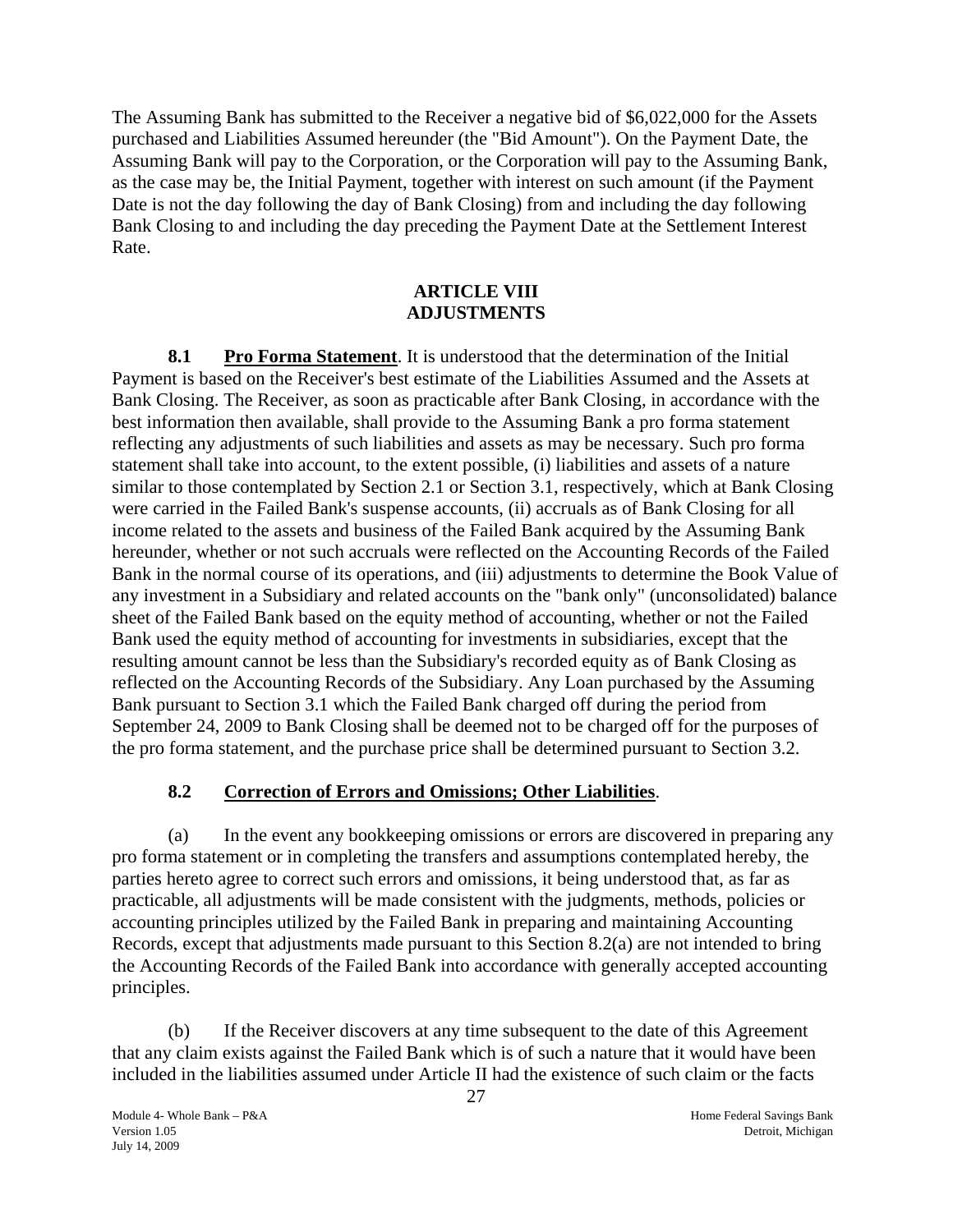The Assuming Bank has submitted to the Receiver a negative bid of $6,022,000 for the Assets purchased and Liabilities Assumed hereunder (the "Bid Amount"). On the Payment Date, the Assuming Bank will pay to the Corporation, or the Corporation will pay to the Assuming Bank, as the case may be, the Initial Payment, together with interest on such amount (if the Payment Date is not the day following the day of Bank Closing) from and including the day following Bank Closing to and including the day preceding the Payment Date at the Settlement Interest Rate.

## ARTICLE VIII
## ADJUSTMENTS

**8.1 Pro Forma Statement**. It is understood that the determination of the Initial Payment is based on the Receiver's best estimate of the Liabilities Assumed and the Assets at Bank Closing. The Receiver, as soon as practicable after Bank Closing, in accordance with the best information then available, shall provide to the Assuming Bank a pro forma statement reflecting any adjustments of such liabilities and assets as may be necessary. Such pro forma statement shall take into account, to the extent possible, (i) liabilities and assets of a nature similar to those contemplated by Section 2.1 or Section 3.1, respectively, which at Bank Closing were carried in the Failed Bank's suspense accounts, (ii) accruals as of Bank Closing for all income related to the assets and business of the Failed Bank acquired by the Assuming Bank hereunder, whether or not such accruals were reflected on the Accounting Records of the Failed Bank in the normal course of its operations, and (iii) adjustments to determine the Book Value of any investment in a Subsidiary and related accounts on the "bank only" (unconsolidated) balance sheet of the Failed Bank based on the equity method of accounting, whether or not the Failed Bank used the equity method of accounting for investments in subsidiaries, except that the resulting amount cannot be less than the Subsidiary's recorded equity as of Bank Closing as reflected on the Accounting Records of the Subsidiary. Any Loan purchased by the Assuming Bank pursuant to Section 3.1 which the Failed Bank charged off during the period from September 24, 2009 to Bank Closing shall be deemed not to be charged off for the purposes of the pro forma statement, and the purchase price shall be determined pursuant to Section 3.2.

### 8.2 Correction of Errors and Omissions; Other Liabilities.

(a) In the event any bookkeeping omissions or errors are discovered in preparing any pro forma statement or in completing the transfers and assumptions contemplated hereby, the parties hereto agree to correct such errors and omissions, it being understood that, as far as practicable, all adjustments will be made consistent with the judgments, methods, policies or accounting principles utilized by the Failed Bank in preparing and maintaining Accounting Records, except that adjustments made pursuant to this Section 8.2(a) are not intended to bring the Accounting Records of the Failed Bank into accordance with generally accepted accounting principles.

(b) If the Receiver discovers at any time subsequent to the date of this Agreement that any claim exists against the Failed Bank which is of such a nature that it would have been included in the liabilities assumed under Article II had the existence of such claim or the facts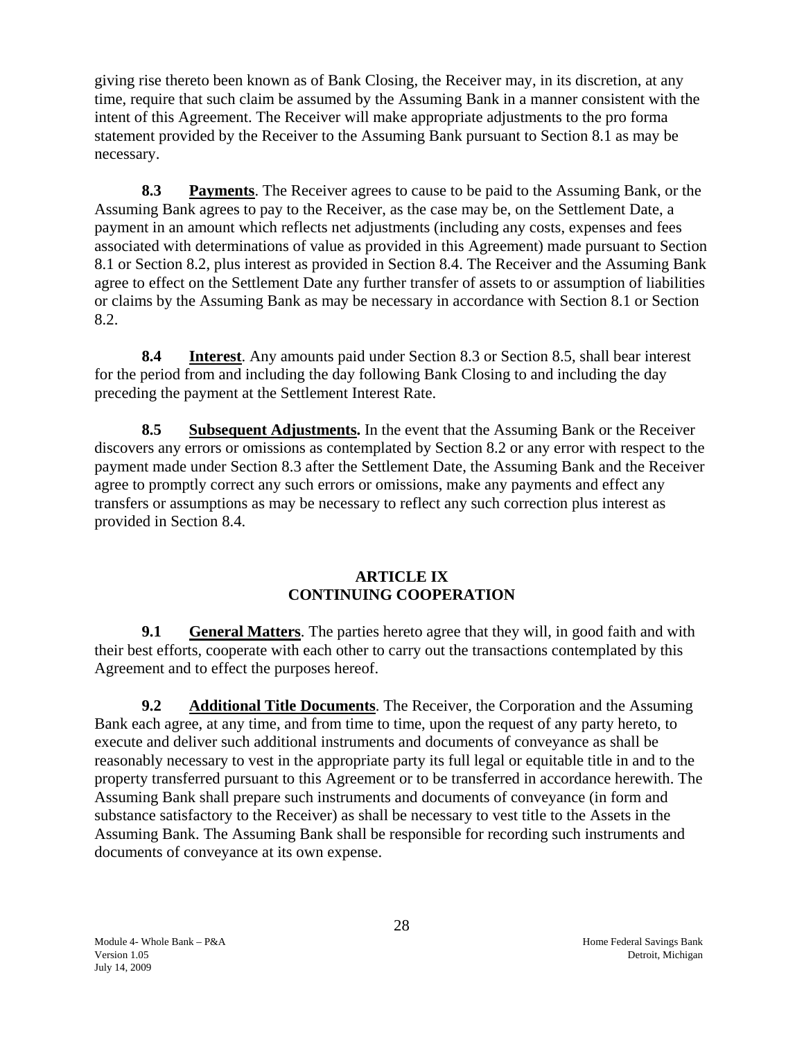giving rise thereto been known as of Bank Closing, the Receiver may, in its discretion, at any time, require that such claim be assumed by the Assuming Bank in a manner consistent with the intent of this Agreement. The Receiver will make appropriate adjustments to the pro forma statement provided by the Receiver to the Assuming Bank pursuant to Section 8.1 as may be necessary.

**8.3 Payments**. The Receiver agrees to cause to be paid to the Assuming Bank, or the Assuming Bank agrees to pay to the Receiver, as the case may be, on the Settlement Date, a payment in an amount which reflects net adjustments (including any costs, expenses and fees associated with determinations of value as provided in this Agreement) made pursuant to Section 8.1 or Section 8.2, plus interest as provided in Section 8.4. The Receiver and the Assuming Bank agree to effect on the Settlement Date any further transfer of assets to or assumption of liabilities or claims by the Assuming Bank as may be necessary in accordance with Section 8.1 or Section 8.2.

**8.4 Interest**. Any amounts paid under Section 8.3 or Section 8.5, shall bear interest for the period from and including the day following Bank Closing to and including the day preceding the payment at the Settlement Interest Rate.

**8.5 Subsequent Adjustments.** In the event that the Assuming Bank or the Receiver discovers any errors or omissions as contemplated by Section 8.2 or any error with respect to the payment made under Section 8.3 after the Settlement Date, the Assuming Bank and the Receiver agree to promptly correct any such errors or omissions, make any payments and effect any transfers or assumptions as may be necessary to reflect any such correction plus interest as provided in Section 8.4.

## ARTICLE IX
## CONTINUING COOPERATION

**9.1 General Matters**. The parties hereto agree that they will, in good faith and with their best efforts, cooperate with each other to carry out the transactions contemplated by this Agreement and to effect the purposes hereof.

**9.2 Additional Title Documents**. The Receiver, the Corporation and the Assuming Bank each agree, at any time, and from time to time, upon the request of any party hereto, to execute and deliver such additional instruments and documents of conveyance as shall be reasonably necessary to vest in the appropriate party its full legal or equitable title in and to the property transferred pursuant to this Agreement or to be transferred in accordance herewith. The Assuming Bank shall prepare such instruments and documents of conveyance (in form and substance satisfactory to the Receiver) as shall be necessary to vest title to the Assets in the Assuming Bank. The Assuming Bank shall be responsible for recording such instruments and documents of conveyance at its own expense.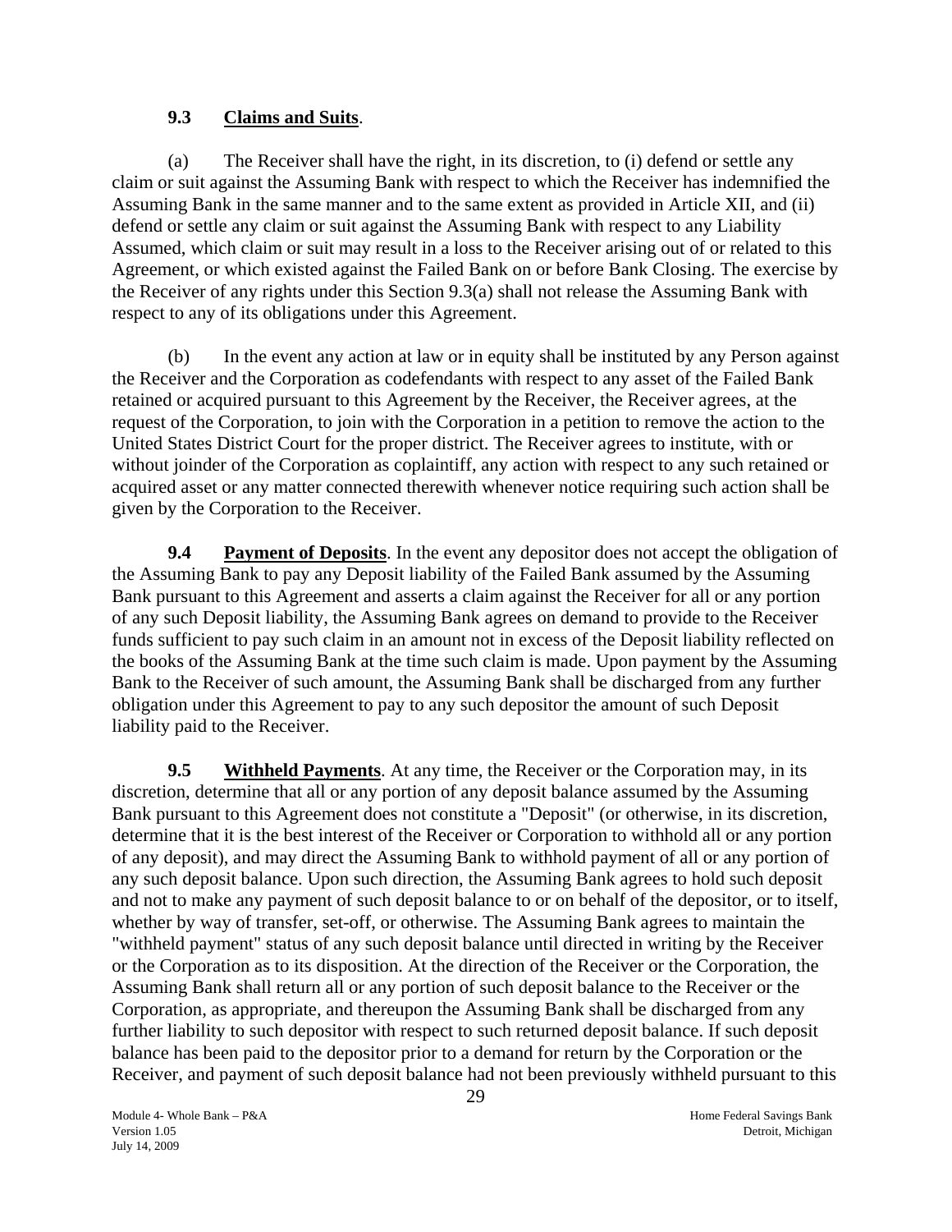**9.3 Claims and Suits**.

(a) The Receiver shall have the right, in its discretion, to (i) defend or settle any claim or suit against the Assuming Bank with respect to which the Receiver has indemnified the Assuming Bank in the same manner and to the same extent as provided in Article XII, and (ii) defend or settle any claim or suit against the Assuming Bank with respect to any Liability Assumed, which claim or suit may result in a loss to the Receiver arising out of or related to this Agreement, or which existed against the Failed Bank on or before Bank Closing. The exercise by the Receiver of any rights under this Section 9.3(a) shall not release the Assuming Bank with respect to any of its obligations under this Agreement.

(b) In the event any action at law or in equity shall be instituted by any Person against the Receiver and the Corporation as codefendants with respect to any asset of the Failed Bank retained or acquired pursuant to this Agreement by the Receiver, the Receiver agrees, at the request of the Corporation, to join with the Corporation in a petition to remove the action to the United States District Court for the proper district. The Receiver agrees to institute, with or without joinder of the Corporation as coplaintiff, any action with respect to any such retained or acquired asset or any matter connected therewith whenever notice requiring such action shall be given by the Corporation to the Receiver.

**9.4 Payment of Deposits**. In the event any depositor does not accept the obligation of the Assuming Bank to pay any Deposit liability of the Failed Bank assumed by the Assuming Bank pursuant to this Agreement and asserts a claim against the Receiver for all or any portion of any such Deposit liability, the Assuming Bank agrees on demand to provide to the Receiver funds sufficient to pay such claim in an amount not in excess of the Deposit liability reflected on the books of the Assuming Bank at the time such claim is made. Upon payment by the Assuming Bank to the Receiver of such amount, the Assuming Bank shall be discharged from any further obligation under this Agreement to pay to any such depositor the amount of such Deposit liability paid to the Receiver.

**9.5 Withheld Payments**. At any time, the Receiver or the Corporation may, in its discretion, determine that all or any portion of any deposit balance assumed by the Assuming Bank pursuant to this Agreement does not constitute a "Deposit" (or otherwise, in its discretion, determine that it is the best interest of the Receiver or Corporation to withhold all or any portion of any deposit), and may direct the Assuming Bank to withhold payment of all or any portion of any such deposit balance. Upon such direction, the Assuming Bank agrees to hold such deposit and not to make any payment of such deposit balance to or on behalf of the depositor, or to itself, whether by way of transfer, set-off, or otherwise. The Assuming Bank agrees to maintain the "withheld payment" status of any such deposit balance until directed in writing by the Receiver or the Corporation as to its disposition. At the direction of the Receiver or the Corporation, the Assuming Bank shall return all or any portion of such deposit balance to the Receiver or the Corporation, as appropriate, and thereupon the Assuming Bank shall be discharged from any further liability to such depositor with respect to such returned deposit balance. If such deposit balance has been paid to the depositor prior to a demand for return by the Corporation or the Receiver, and payment of such deposit balance had not been previously withheld pursuant to this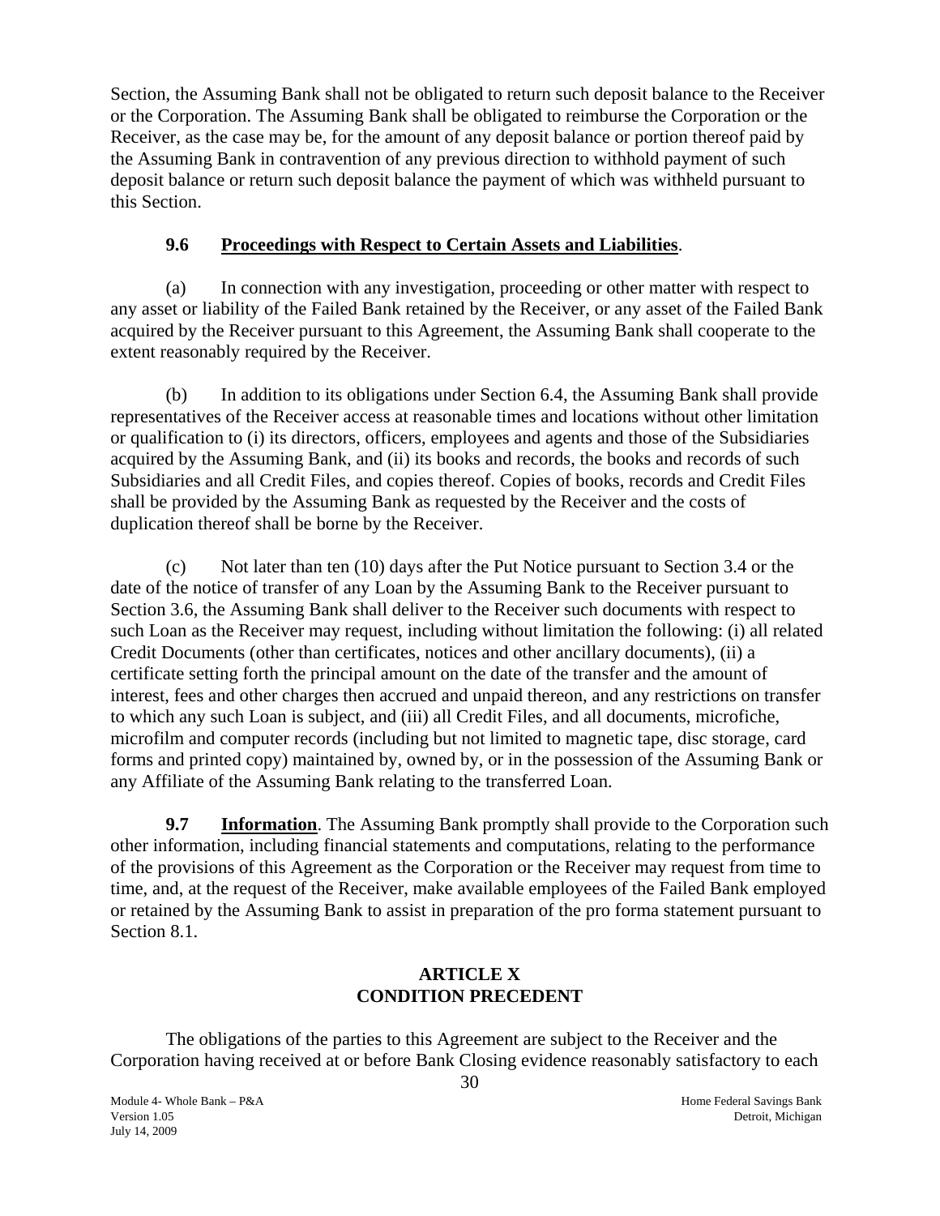Section, the Assuming Bank shall not be obligated to return such deposit balance to the Receiver or the Corporation. The Assuming Bank shall be obligated to reimburse the Corporation or the Receiver, as the case may be, for the amount of any deposit balance or portion thereof paid by the Assuming Bank in contravention of any previous direction to withhold payment of such deposit balance or return such deposit balance the payment of which was withheld pursuant to this Section.

**9.6 Proceedings with Respect to Certain Assets and Liabilities**.

(a) In connection with any investigation, proceeding or other matter with respect to any asset or liability of the Failed Bank retained by the Receiver, or any asset of the Failed Bank acquired by the Receiver pursuant to this Agreement, the Assuming Bank shall cooperate to the extent reasonably required by the Receiver.

(b) In addition to its obligations under Section 6.4, the Assuming Bank shall provide representatives of the Receiver access at reasonable times and locations without other limitation or qualification to (i) its directors, officers, employees and agents and those of the Subsidiaries acquired by the Assuming Bank, and (ii) its books and records, the books and records of such Subsidiaries and all Credit Files, and copies thereof. Copies of books, records and Credit Files shall be provided by the Assuming Bank as requested by the Receiver and the costs of duplication thereof shall be borne by the Receiver.

(c) Not later than ten (10) days after the Put Notice pursuant to Section 3.4 or the date of the notice of transfer of any Loan by the Assuming Bank to the Receiver pursuant to Section 3.6, the Assuming Bank shall deliver to the Receiver such documents with respect to such Loan as the Receiver may request, including without limitation the following: (i) all related Credit Documents (other than certificates, notices and other ancillary documents), (ii) a certificate setting forth the principal amount on the date of the transfer and the amount of interest, fees and other charges then accrued and unpaid thereon, and any restrictions on transfer to which any such Loan is subject, and (iii) all Credit Files, and all documents, microfiche, microfilm and computer records (including but not limited to magnetic tape, disc storage, card forms and printed copy) maintained by, owned by, or in the possession of the Assuming Bank or any Affiliate of the Assuming Bank relating to the transferred Loan.

**9.7 Information**. The Assuming Bank promptly shall provide to the Corporation such other information, including financial statements and computations, relating to the performance of the provisions of this Agreement as the Corporation or the Receiver may request from time to time, and, at the request of the Receiver, make available employees of the Failed Bank employed or retained by the Assuming Bank to assist in preparation of the pro forma statement pursuant to Section 8.1.

## ARTICLE X
## CONDITION PRECEDENT

The obligations of the parties to this Agreement are subject to the Receiver and the Corporation having received at or before Bank Closing evidence reasonably satisfactory to each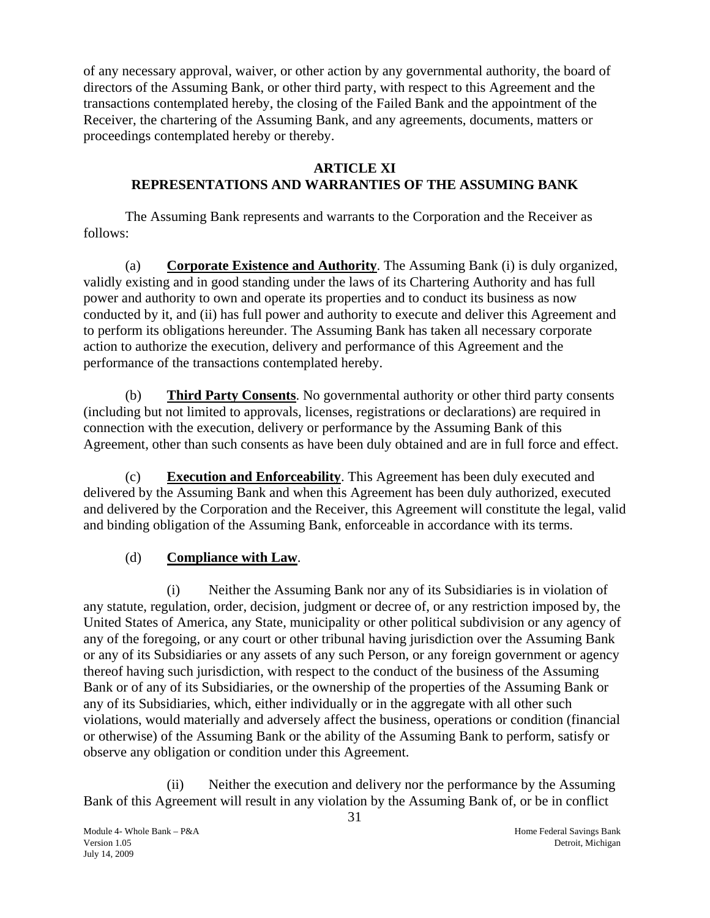of any necessary approval, waiver, or other action by any governmental authority, the board of directors of the Assuming Bank, or other third party, with respect to this Agreement and the transactions contemplated hereby, the closing of the Failed Bank and the appointment of the Receiver, the chartering of the Assuming Bank, and any agreements, documents, matters or proceedings contemplated hereby or thereby.

## ARTICLE XI
## REPRESENTATIONS AND WARRANTIES OF THE ASSUMING BANK

The Assuming Bank represents and warrants to the Corporation and the Receiver as follows:

(a) **Corporate Existence and Authority**. The Assuming Bank (i) is duly organized, validly existing and in good standing under the laws of its Chartering Authority and has full power and authority to own and operate its properties and to conduct its business as now conducted by it, and (ii) has full power and authority to execute and deliver this Agreement and to perform its obligations hereunder. The Assuming Bank has taken all necessary corporate action to authorize the execution, delivery and performance of this Agreement and the performance of the transactions contemplated hereby.

(b) **Third Party Consents**. No governmental authority or other third party consents (including but not limited to approvals, licenses, registrations or declarations) are required in connection with the execution, delivery or performance by the Assuming Bank of this Agreement, other than such consents as have been duly obtained and are in full force and effect.

(c) **Execution and Enforceability**. This Agreement has been duly executed and delivered by the Assuming Bank and when this Agreement has been duly authorized, executed and delivered by the Corporation and the Receiver, this Agreement will constitute the legal, valid and binding obligation of the Assuming Bank, enforceable in accordance with its terms.

(d) **Compliance with Law**.

(i) Neither the Assuming Bank nor any of its Subsidiaries is in violation of any statute, regulation, order, decision, judgment or decree of, or any restriction imposed by, the United States of America, any State, municipality or other political subdivision or any agency of any of the foregoing, or any court or other tribunal having jurisdiction over the Assuming Bank or any of its Subsidiaries or any assets of any such Person, or any foreign government or agency thereof having such jurisdiction, with respect to the conduct of the business of the Assuming Bank or of any of its Subsidiaries, or the ownership of the properties of the Assuming Bank or any of its Subsidiaries, which, either individually or in the aggregate with all other such violations, would materially and adversely affect the business, operations or condition (financial or otherwise) of the Assuming Bank or the ability of the Assuming Bank to perform, satisfy or observe any obligation or condition under this Agreement.

(ii) Neither the execution and delivery nor the performance by the Assuming Bank of this Agreement will result in any violation by the Assuming Bank of, or be in conflict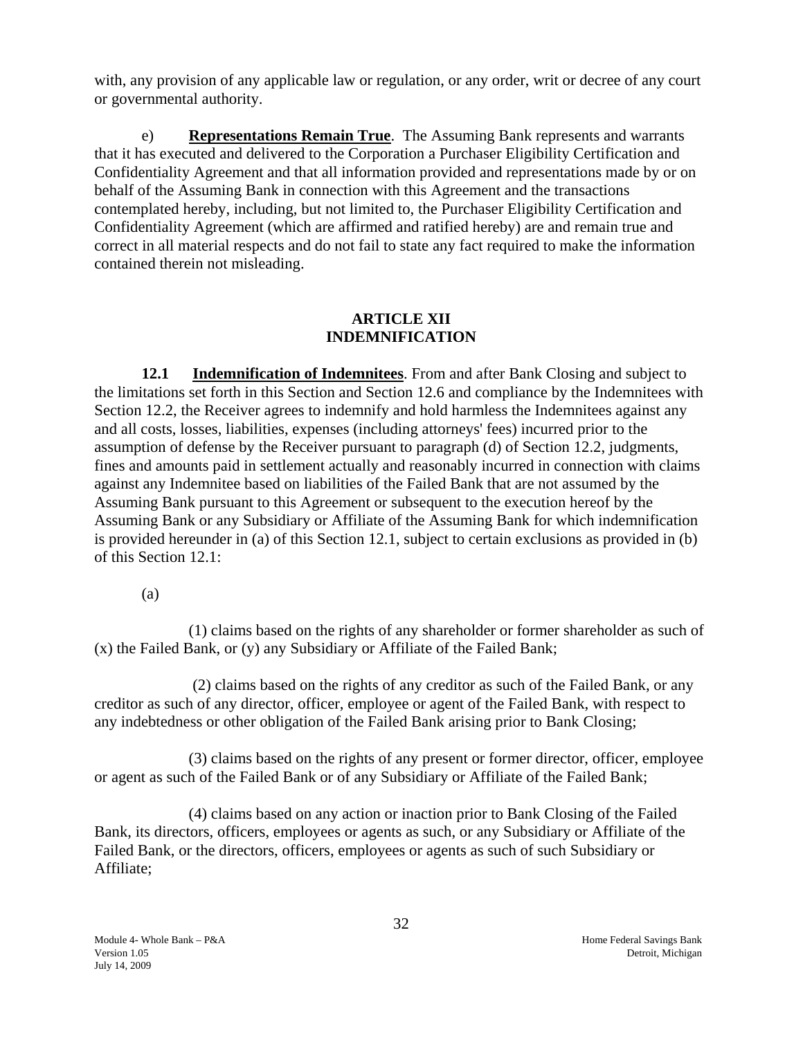with, any provision of any applicable law or regulation, or any order, writ or decree of any court or governmental authority.

e) **Representations Remain True**. The Assuming Bank represents and warrants that it has executed and delivered to the Corporation a Purchaser Eligibility Certification and Confidentiality Agreement and that all information provided and representations made by or on behalf of the Assuming Bank in connection with this Agreement and the transactions contemplated hereby, including, but not limited to, the Purchaser Eligibility Certification and Confidentiality Agreement (which are affirmed and ratified hereby) are and remain true and correct in all material respects and do not fail to state any fact required to make the information contained therein not misleading.

## ARTICLE XII
## INDEMNIFICATION

**12.1 Indemnification of Indemnitees**. From and after Bank Closing and subject to the limitations set forth in this Section and Section 12.6 and compliance by the Indemnitees with Section 12.2, the Receiver agrees to indemnify and hold harmless the Indemnitees against any and all costs, losses, liabilities, expenses (including attorneys' fees) incurred prior to the assumption of defense by the Receiver pursuant to paragraph (d) of Section 12.2, judgments, fines and amounts paid in settlement actually and reasonably incurred in connection with claims against any Indemnitee based on liabilities of the Failed Bank that are not assumed by the Assuming Bank pursuant to this Agreement or subsequent to the execution hereof by the Assuming Bank or any Subsidiary or Affiliate of the Assuming Bank for which indemnification is provided hereunder in (a) of this Section 12.1, subject to certain exclusions as provided in (b) of this Section 12.1:

(a)

(1) claims based on the rights of any shareholder or former shareholder as such of (x) the Failed Bank, or (y) any Subsidiary or Affiliate of the Failed Bank;

(2) claims based on the rights of any creditor as such of the Failed Bank, or any creditor as such of any director, officer, employee or agent of the Failed Bank, with respect to any indebtedness or other obligation of the Failed Bank arising prior to Bank Closing;

(3) claims based on the rights of any present or former director, officer, employee or agent as such of the Failed Bank or of any Subsidiary or Affiliate of the Failed Bank;

(4) claims based on any action or inaction prior to Bank Closing of the Failed Bank, its directors, officers, employees or agents as such, or any Subsidiary or Affiliate of the Failed Bank, or the directors, officers, employees or agents as such of such Subsidiary or Affiliate;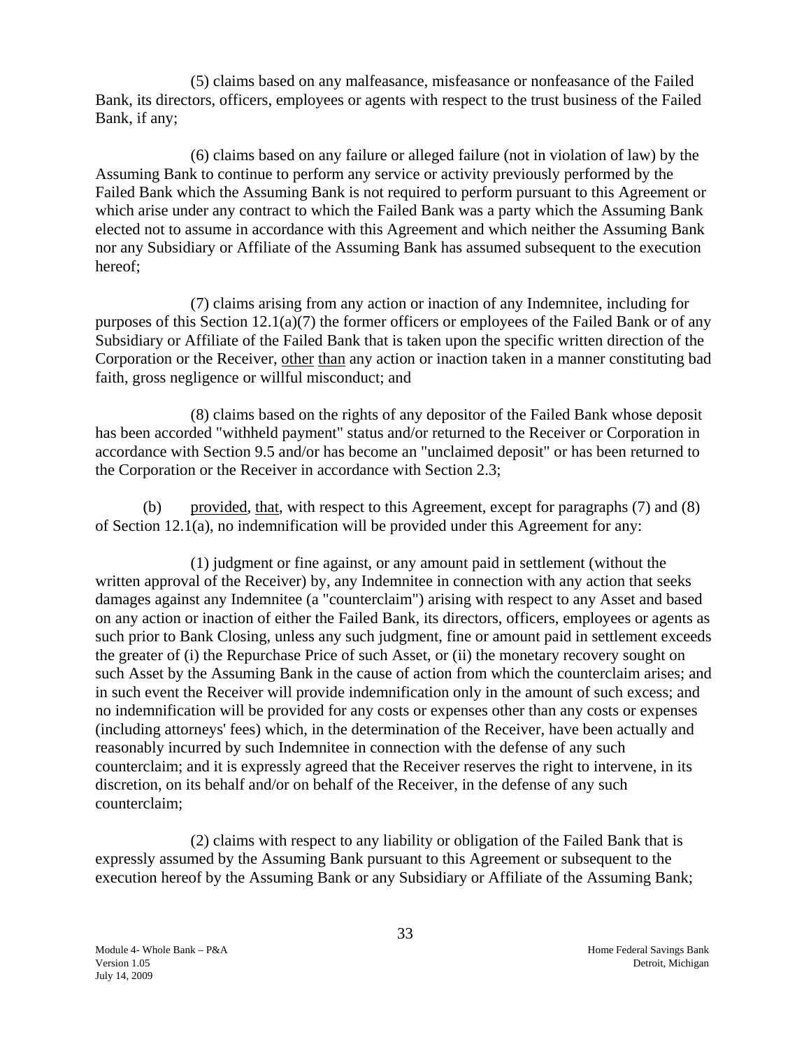(5) claims based on any malfeasance, misfeasance or nonfeasance of the Failed Bank, its directors, officers, employees or agents with respect to the trust business of the Failed Bank, if any;

(6) claims based on any failure or alleged failure (not in violation of law) by the Assuming Bank to continue to perform any service or activity previously performed by the Failed Bank which the Assuming Bank is not required to perform pursuant to this Agreement or which arise under any contract to which the Failed Bank was a party which the Assuming Bank elected not to assume in accordance with this Agreement and which neither the Assuming Bank nor any Subsidiary or Affiliate of the Assuming Bank has assumed subsequent to the execution hereof;

(7) claims arising from any action or inaction of any Indemnitee, including for purposes of this Section 12.1(a)(7) the former officers or employees of the Failed Bank or of any Subsidiary or Affiliate of the Failed Bank that is taken upon the specific written direction of the Corporation or the Receiver, other than any action or inaction taken in a manner constituting bad faith, gross negligence or willful misconduct; and

(8) claims based on the rights of any depositor of the Failed Bank whose deposit has been accorded "withheld payment" status and/or returned to the Receiver or Corporation in accordance with Section 9.5 and/or has become an "unclaimed deposit" or has been returned to the Corporation or the Receiver in accordance with Section 2.3;

(b) provided, that, with respect to this Agreement, except for paragraphs (7) and (8) of Section 12.1(a), no indemnification will be provided under this Agreement for any:

(1) judgment or fine against, or any amount paid in settlement (without the written approval of the Receiver) by, any Indemnitee in connection with any action that seeks damages against any Indemnitee (a "counterclaim") arising with respect to any Asset and based on any action or inaction of either the Failed Bank, its directors, officers, employees or agents as such prior to Bank Closing, unless any such judgment, fine or amount paid in settlement exceeds the greater of (i) the Repurchase Price of such Asset, or (ii) the monetary recovery sought on such Asset by the Assuming Bank in the cause of action from which the counterclaim arises; and in such event the Receiver will provide indemnification only in the amount of such excess; and no indemnification will be provided for any costs or expenses other than any costs or expenses (including attorneys' fees) which, in the determination of the Receiver, have been actually and reasonably incurred by such Indemnitee in connection with the defense of any such counterclaim; and it is expressly agreed that the Receiver reserves the right to intervene, in its discretion, on its behalf and/or on behalf of the Receiver, in the defense of any such counterclaim;

(2) claims with respect to any liability or obligation of the Failed Bank that is expressly assumed by the Assuming Bank pursuant to this Agreement or subsequent to the execution hereof by the Assuming Bank or any Subsidiary or Affiliate of the Assuming Bank;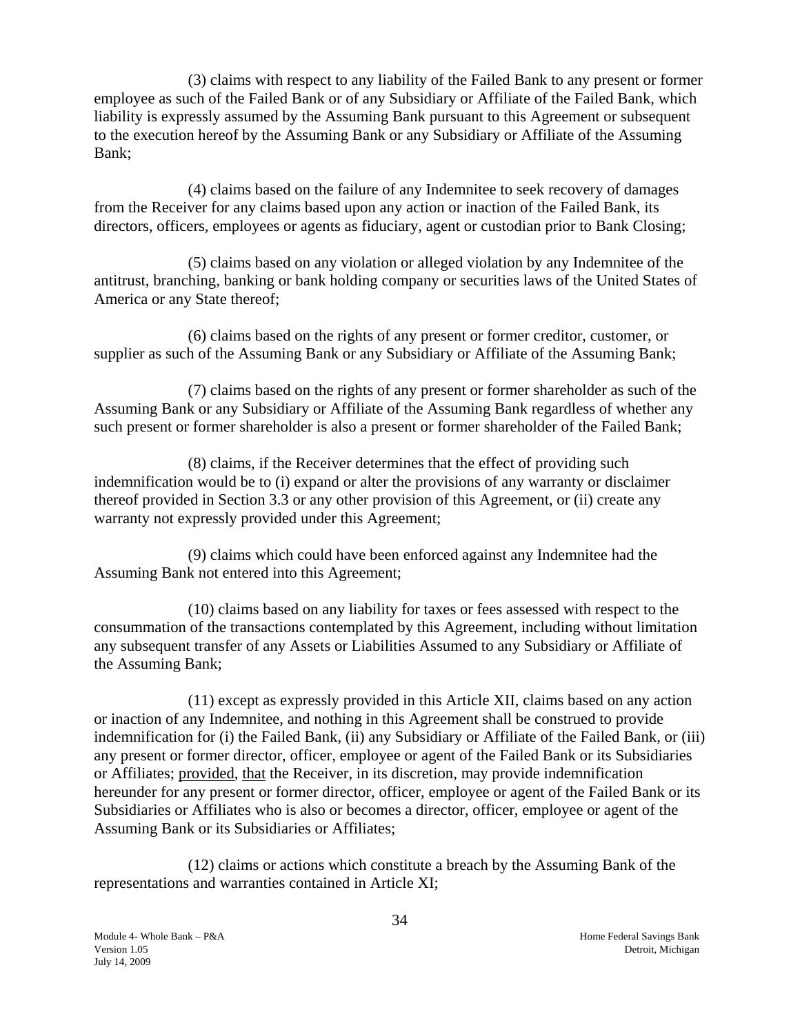(3) claims with respect to any liability of the Failed Bank to any present or former employee as such of the Failed Bank or of any Subsidiary or Affiliate of the Failed Bank, which liability is expressly assumed by the Assuming Bank pursuant to this Agreement or subsequent to the execution hereof by the Assuming Bank or any Subsidiary or Affiliate of the Assuming Bank;

(4) claims based on the failure of any Indemnitee to seek recovery of damages from the Receiver for any claims based upon any action or inaction of the Failed Bank, its directors, officers, employees or agents as fiduciary, agent or custodian prior to Bank Closing;

(5) claims based on any violation or alleged violation by any Indemnitee of the antitrust, branching, banking or bank holding company or securities laws of the United States of America or any State thereof;

(6) claims based on the rights of any present or former creditor, customer, or supplier as such of the Assuming Bank or any Subsidiary or Affiliate of the Assuming Bank;

(7) claims based on the rights of any present or former shareholder as such of the Assuming Bank or any Subsidiary or Affiliate of the Assuming Bank regardless of whether any such present or former shareholder is also a present or former shareholder of the Failed Bank;

(8) claims, if the Receiver determines that the effect of providing such indemnification would be to (i) expand or alter the provisions of any warranty or disclaimer thereof provided in Section 3.3 or any other provision of this Agreement, or (ii) create any warranty not expressly provided under this Agreement;

(9) claims which could have been enforced against any Indemnitee had the Assuming Bank not entered into this Agreement;

(10) claims based on any liability for taxes or fees assessed with respect to the consummation of the transactions contemplated by this Agreement, including without limitation any subsequent transfer of any Assets or Liabilities Assumed to any Subsidiary or Affiliate of the Assuming Bank;

(11) except as expressly provided in this Article XII, claims based on any action or inaction of any Indemnitee, and nothing in this Agreement shall be construed to provide indemnification for (i) the Failed Bank, (ii) any Subsidiary or Affiliate of the Failed Bank, or (iii) any present or former director, officer, employee or agent of the Failed Bank or its Subsidiaries or Affiliates; provided, that the Receiver, in its discretion, may provide indemnification hereunder for any present or former director, officer, employee or agent of the Failed Bank or its Subsidiaries or Affiliates who is also or becomes a director, officer, employee or agent of the Assuming Bank or its Subsidiaries or Affiliates;

(12) claims or actions which constitute a breach by the Assuming Bank of the representations and warranties contained in Article XI;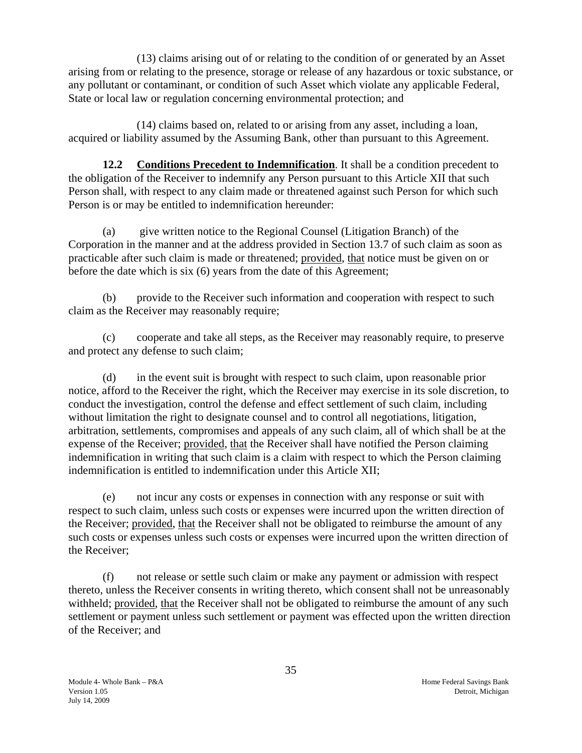(13) claims arising out of or relating to the condition of or generated by an Asset arising from or relating to the presence, storage or release of any hazardous or toxic substance, or any pollutant or contaminant, or condition of such Asset which violate any applicable Federal, State or local law or regulation concerning environmental protection; and

(14) claims based on, related to or arising from any asset, including a loan, acquired or liability assumed by the Assuming Bank, other than pursuant to this Agreement.

**12.2 Conditions Precedent to Indemnification**. It shall be a condition precedent to the obligation of the Receiver to indemnify any Person pursuant to this Article XII that such Person shall, with respect to any claim made or threatened against such Person for which such Person is or may be entitled to indemnification hereunder:

(a) give written notice to the Regional Counsel (Litigation Branch) of the Corporation in the manner and at the address provided in Section 13.7 of such claim as soon as practicable after such claim is made or threatened; provided, that notice must be given on or before the date which is six (6) years from the date of this Agreement;

(b) provide to the Receiver such information and cooperation with respect to such claim as the Receiver may reasonably require;

(c) cooperate and take all steps, as the Receiver may reasonably require, to preserve and protect any defense to such claim;

(d) in the event suit is brought with respect to such claim, upon reasonable prior notice, afford to the Receiver the right, which the Receiver may exercise in its sole discretion, to conduct the investigation, control the defense and effect settlement of such claim, including without limitation the right to designate counsel and to control all negotiations, litigation, arbitration, settlements, compromises and appeals of any such claim, all of which shall be at the expense of the Receiver; provided, that the Receiver shall have notified the Person claiming indemnification in writing that such claim is a claim with respect to which the Person claiming indemnification is entitled to indemnification under this Article XII;

(e) not incur any costs or expenses in connection with any response or suit with respect to such claim, unless such costs or expenses were incurred upon the written direction of the Receiver; provided, that the Receiver shall not be obligated to reimburse the amount of any such costs or expenses unless such costs or expenses were incurred upon the written direction of the Receiver;

(f) not release or settle such claim or make any payment or admission with respect thereto, unless the Receiver consents in writing thereto, which consent shall not be unreasonably withheld; provided, that the Receiver shall not be obligated to reimburse the amount of any such settlement or payment unless such settlement or payment was effected upon the written direction of the Receiver; and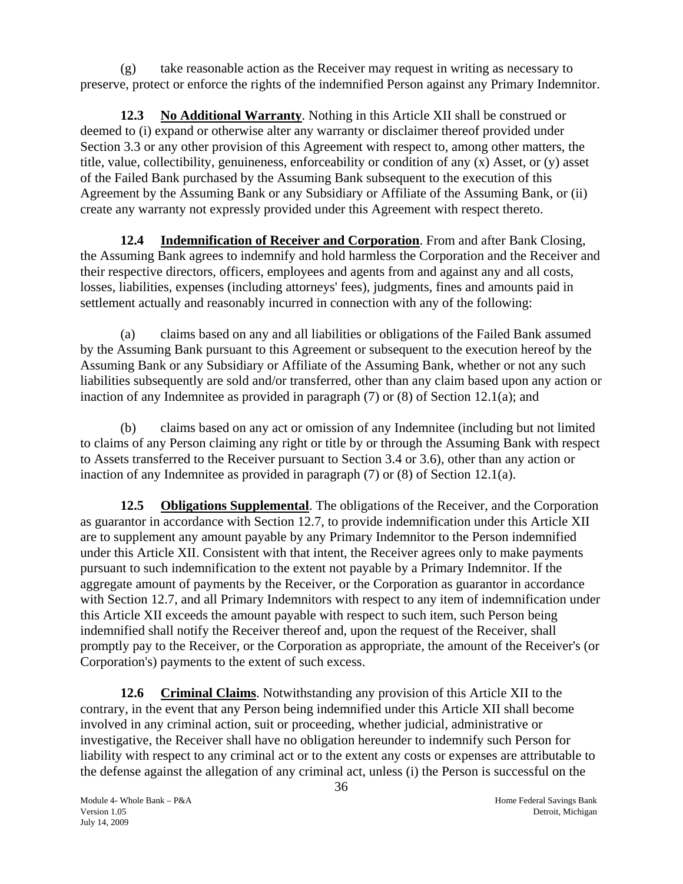(g) take reasonable action as the Receiver may request in writing as necessary to preserve, protect or enforce the rights of the indemnified Person against any Primary Indemnitor.

**12.3 No Additional Warranty**. Nothing in this Article XII shall be construed or deemed to (i) expand or otherwise alter any warranty or disclaimer thereof provided under Section 3.3 or any other provision of this Agreement with respect to, among other matters, the title, value, collectibility, genuineness, enforceability or condition of any (x) Asset, or (y) asset of the Failed Bank purchased by the Assuming Bank subsequent to the execution of this Agreement by the Assuming Bank or any Subsidiary or Affiliate of the Assuming Bank, or (ii) create any warranty not expressly provided under this Agreement with respect thereto.

**12.4 Indemnification of Receiver and Corporation**. From and after Bank Closing, the Assuming Bank agrees to indemnify and hold harmless the Corporation and the Receiver and their respective directors, officers, employees and agents from and against any and all costs, losses, liabilities, expenses (including attorneys' fees), judgments, fines and amounts paid in settlement actually and reasonably incurred in connection with any of the following:

(a) claims based on any and all liabilities or obligations of the Failed Bank assumed by the Assuming Bank pursuant to this Agreement or subsequent to the execution hereof by the Assuming Bank or any Subsidiary or Affiliate of the Assuming Bank, whether or not any such liabilities subsequently are sold and/or transferred, other than any claim based upon any action or inaction of any Indemnitee as provided in paragraph (7) or (8) of Section 12.1(a); and

(b) claims based on any act or omission of any Indemnitee (including but not limited to claims of any Person claiming any right or title by or through the Assuming Bank with respect to Assets transferred to the Receiver pursuant to Section 3.4 or 3.6), other than any action or inaction of any Indemnitee as provided in paragraph (7) or (8) of Section 12.1(a).

**12.5 Obligations Supplemental**. The obligations of the Receiver, and the Corporation as guarantor in accordance with Section 12.7, to provide indemnification under this Article XII are to supplement any amount payable by any Primary Indemnitor to the Person indemnified under this Article XII. Consistent with that intent, the Receiver agrees only to make payments pursuant to such indemnification to the extent not payable by a Primary Indemnitor. If the aggregate amount of payments by the Receiver, or the Corporation as guarantor in accordance with Section 12.7, and all Primary Indemnitors with respect to any item of indemnification under this Article XII exceeds the amount payable with respect to such item, such Person being indemnified shall notify the Receiver thereof and, upon the request of the Receiver, shall promptly pay to the Receiver, or the Corporation as appropriate, the amount of the Receiver's (or Corporation's) payments to the extent of such excess.

**12.6 Criminal Claims**. Notwithstanding any provision of this Article XII to the contrary, in the event that any Person being indemnified under this Article XII shall become involved in any criminal action, suit or proceeding, whether judicial, administrative or investigative, the Receiver shall have no obligation hereunder to indemnify such Person for liability with respect to any criminal act or to the extent any costs or expenses are attributable to the defense against the allegation of any criminal act, unless (i) the Person is successful on the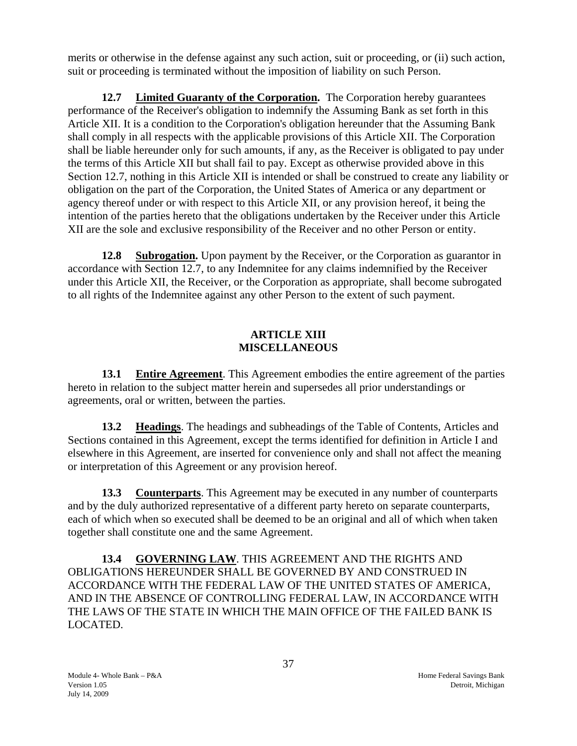merits or otherwise in the defense against any such action, suit or proceeding, or (ii) such action, suit or proceeding is terminated without the imposition of liability on such Person.

**12.7 Limited Guaranty of the Corporation.** The Corporation hereby guarantees performance of the Receiver's obligation to indemnify the Assuming Bank as set forth in this Article XII. It is a condition to the Corporation's obligation hereunder that the Assuming Bank shall comply in all respects with the applicable provisions of this Article XII. The Corporation shall be liable hereunder only for such amounts, if any, as the Receiver is obligated to pay under the terms of this Article XII but shall fail to pay. Except as otherwise provided above in this Section 12.7, nothing in this Article XII is intended or shall be construed to create any liability or obligation on the part of the Corporation, the United States of America or any department or agency thereof under or with respect to this Article XII, or any provision hereof, it being the intention of the parties hereto that the obligations undertaken by the Receiver under this Article XII are the sole and exclusive responsibility of the Receiver and no other Person or entity.

**12.8 Subrogation.** Upon payment by the Receiver, or the Corporation as guarantor in accordance with Section 12.7, to any Indemnitee for any claims indemnified by the Receiver under this Article XII, the Receiver, or the Corporation as appropriate, shall become subrogated to all rights of the Indemnitee against any other Person to the extent of such payment.

## ARTICLE XIII
## MISCELLANEOUS

**13.1 Entire Agreement**. This Agreement embodies the entire agreement of the parties hereto in relation to the subject matter herein and supersedes all prior understandings or agreements, oral or written, between the parties.

**13.2 Headings**. The headings and subheadings of the Table of Contents, Articles and Sections contained in this Agreement, except the terms identified for definition in Article I and elsewhere in this Agreement, are inserted for convenience only and shall not affect the meaning or interpretation of this Agreement or any provision hereof.

**13.3 Counterparts**. This Agreement may be executed in any number of counterparts and by the duly authorized representative of a different party hereto on separate counterparts, each of which when so executed shall be deemed to be an original and all of which when taken together shall constitute one and the same Agreement.

**13.4 GOVERNING LAW**. THIS AGREEMENT AND THE RIGHTS AND OBLIGATIONS HEREUNDER SHALL BE GOVERNED BY AND CONSTRUED IN ACCORDANCE WITH THE FEDERAL LAW OF THE UNITED STATES OF AMERICA, AND IN THE ABSENCE OF CONTROLLING FEDERAL LAW, IN ACCORDANCE WITH THE LAWS OF THE STATE IN WHICH THE MAIN OFFICE OF THE FAILED BANK IS LOCATED.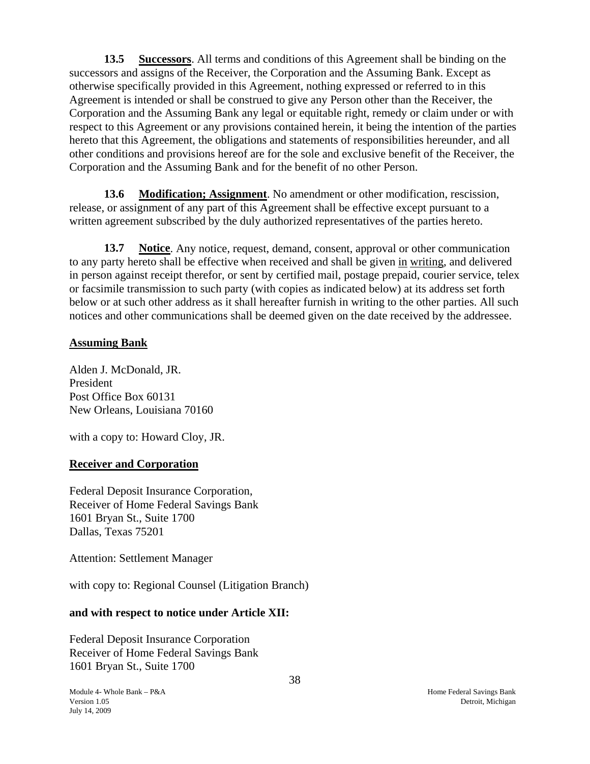**13.5 Successors**. All terms and conditions of this Agreement shall be binding on the successors and assigns of the Receiver, the Corporation and the Assuming Bank. Except as otherwise specifically provided in this Agreement, nothing expressed or referred to in this Agreement is intended or shall be construed to give any Person other than the Receiver, the Corporation and the Assuming Bank any legal or equitable right, remedy or claim under or with respect to this Agreement or any provisions contained herein, it being the intention of the parties hereto that this Agreement, the obligations and statements of responsibilities hereunder, and all other conditions and provisions hereof are for the sole and exclusive benefit of the Receiver, the Corporation and the Assuming Bank and for the benefit of no other Person.

**13.6 Modification; Assignment**. No amendment or other modification, rescission, release, or assignment of any part of this Agreement shall be effective except pursuant to a written agreement subscribed by the duly authorized representatives of the parties hereto.

**13.7 Notice**. Any notice, request, demand, consent, approval or other communication to any party hereto shall be effective when received and shall be given in writing, and delivered in person against receipt therefor, or sent by certified mail, postage prepaid, courier service, telex or facsimile transmission to such party (with copies as indicated below) at its address set forth below or at such other address as it shall hereafter furnish in writing to the other parties. All such notices and other communications shall be deemed given on the date received by the addressee.

**Assuming Bank**

Alden J. McDonald, JR.
President
Post Office Box 60131
New Orleans, Louisiana 70160

with a copy to: Howard Cloy, JR.

**Receiver and Corporation**

Federal Deposit Insurance Corporation,
Receiver of Home Federal Savings Bank
1601 Bryan St., Suite 1700
Dallas, Texas 75201

Attention: Settlement Manager

with copy to: Regional Counsel (Litigation Branch)

**and with respect to notice under Article XII:**

Federal Deposit Insurance Corporation
Receiver of Home Federal Savings Bank
1601 Bryan St., Suite 1700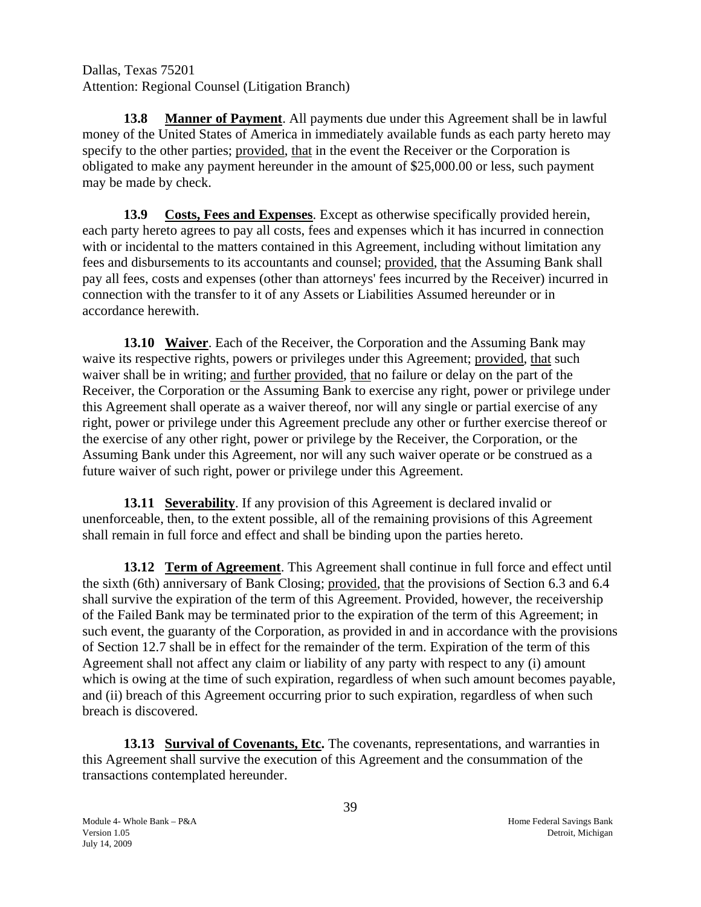Dallas, Texas 75201
Attention: Regional Counsel (Litigation Branch)

**13.8 Manner of Payment**. All payments due under this Agreement shall be in lawful money of the United States of America in immediately available funds as each party hereto may specify to the other parties; provided, that in the event the Receiver or the Corporation is obligated to make any payment hereunder in the amount of $25,000.00 or less, such payment may be made by check.

**13.9 Costs, Fees and Expenses**. Except as otherwise specifically provided herein, each party hereto agrees to pay all costs, fees and expenses which it has incurred in connection with or incidental to the matters contained in this Agreement, including without limitation any fees and disbursements to its accountants and counsel; provided, that the Assuming Bank shall pay all fees, costs and expenses (other than attorneys' fees incurred by the Receiver) incurred in connection with the transfer to it of any Assets or Liabilities Assumed hereunder or in accordance herewith.

**13.10 Waiver**. Each of the Receiver, the Corporation and the Assuming Bank may waive its respective rights, powers or privileges under this Agreement; provided, that such waiver shall be in writing; and further provided, that no failure or delay on the part of the Receiver, the Corporation or the Assuming Bank to exercise any right, power or privilege under this Agreement shall operate as a waiver thereof, nor will any single or partial exercise of any right, power or privilege under this Agreement preclude any other or further exercise thereof or the exercise of any other right, power or privilege by the Receiver, the Corporation, or the Assuming Bank under this Agreement, nor will any such waiver operate or be construed as a future waiver of such right, power or privilege under this Agreement.

**13.11 Severability**. If any provision of this Agreement is declared invalid or unenforceable, then, to the extent possible, all of the remaining provisions of this Agreement shall remain in full force and effect and shall be binding upon the parties hereto.

**13.12 Term of Agreement**. This Agreement shall continue in full force and effect until the sixth (6th) anniversary of Bank Closing; provided, that the provisions of Section 6.3 and 6.4 shall survive the expiration of the term of this Agreement. Provided, however, the receivership of the Failed Bank may be terminated prior to the expiration of the term of this Agreement; in such event, the guaranty of the Corporation, as provided in and in accordance with the provisions of Section 12.7 shall be in effect for the remainder of the term. Expiration of the term of this Agreement shall not affect any claim or liability of any party with respect to any (i) amount which is owing at the time of such expiration, regardless of when such amount becomes payable, and (ii) breach of this Agreement occurring prior to such expiration, regardless of when such breach is discovered.

**13.13 Survival of Covenants, Etc.** The covenants, representations, and warranties in this Agreement shall survive the execution of this Agreement and the consummation of the transactions contemplated hereunder.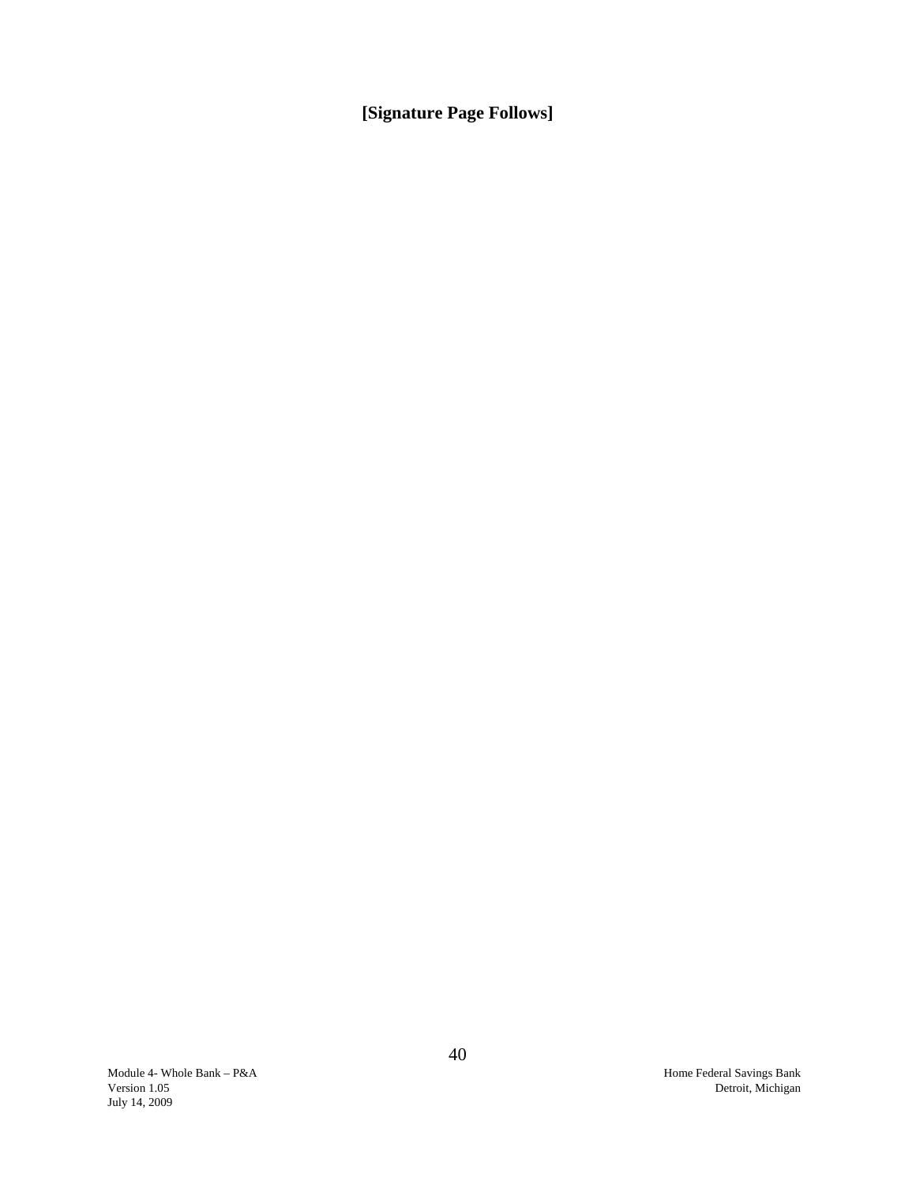**[Signature Page Follows]**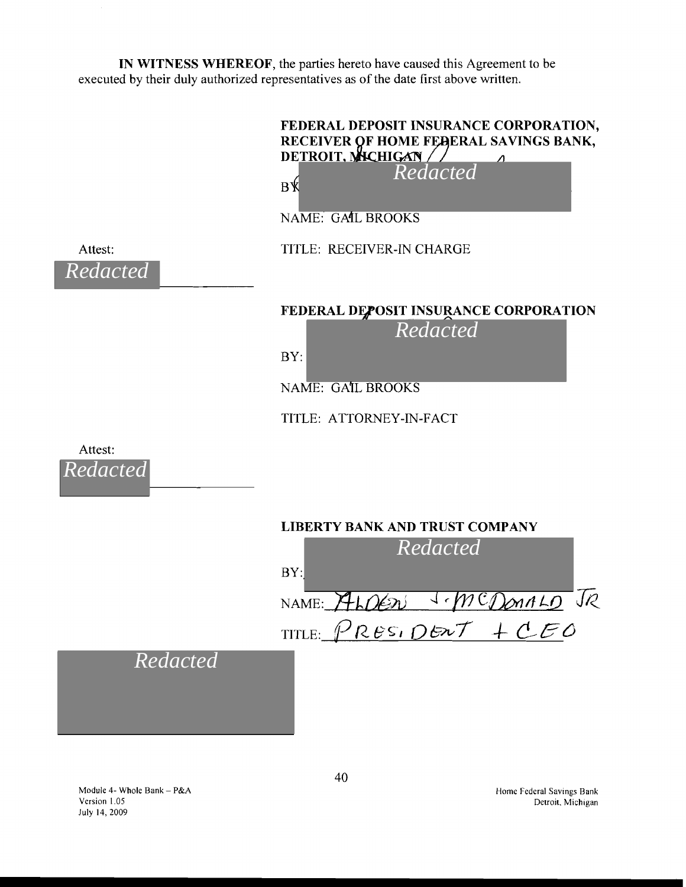**IN WITNESS WHEREOF**, the parties hereto have caused this Agreement to be executed by their duly authorized representatives as of the date first above written.

**FEDERAL DEPOSIT INSURANCE CORPORATION, RECEIVER OF HOME FEDERAL SAVINGS BANK, DETROIT, MICHIGAN**

BY: *Redacted*

NAME: GAIL BROOKS

TITLE: RECEIVER-IN CHARGE

Attest:

*Redacted*

**FEDERAL DEPOSIT INSURANCE CORPORATION**

BY: *Redacted*

NAME: GAIL BROOKS

TITLE: ATTORNEY-IN-FACT

Attest:

*Redacted*

**LIBERTY BANK AND TRUST COMPANY**

BY: *Redacted*

NAME: ALDEN J. MCDONALD JR

TITLE: PRESIDENT + CEO

*Redacted*

Module 4- Whole Bank – P&A
Version 1.05
July 14, 2009

Home Federal Savings Bank
Detroit, Michigan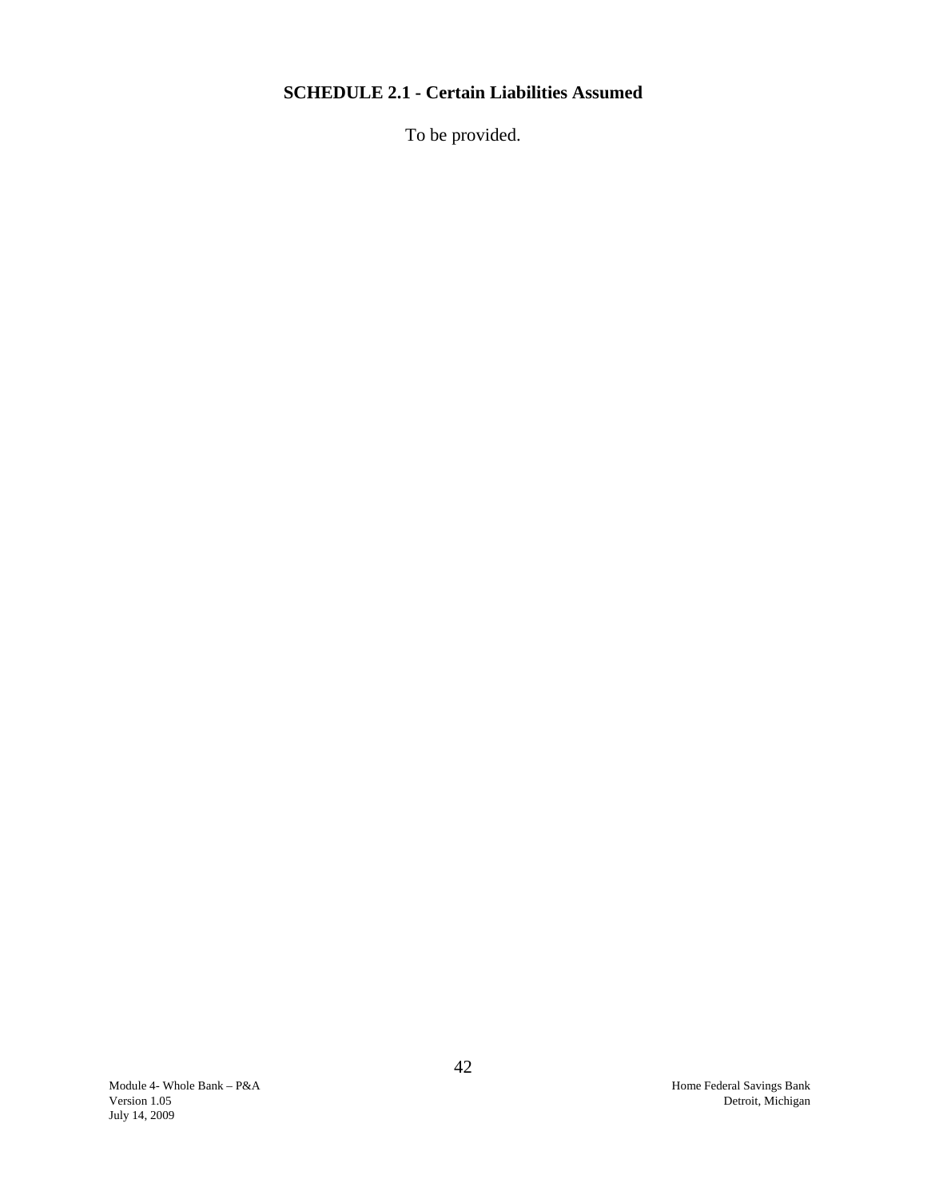## SCHEDULE 2.1 - Certain Liabilities Assumed

To be provided.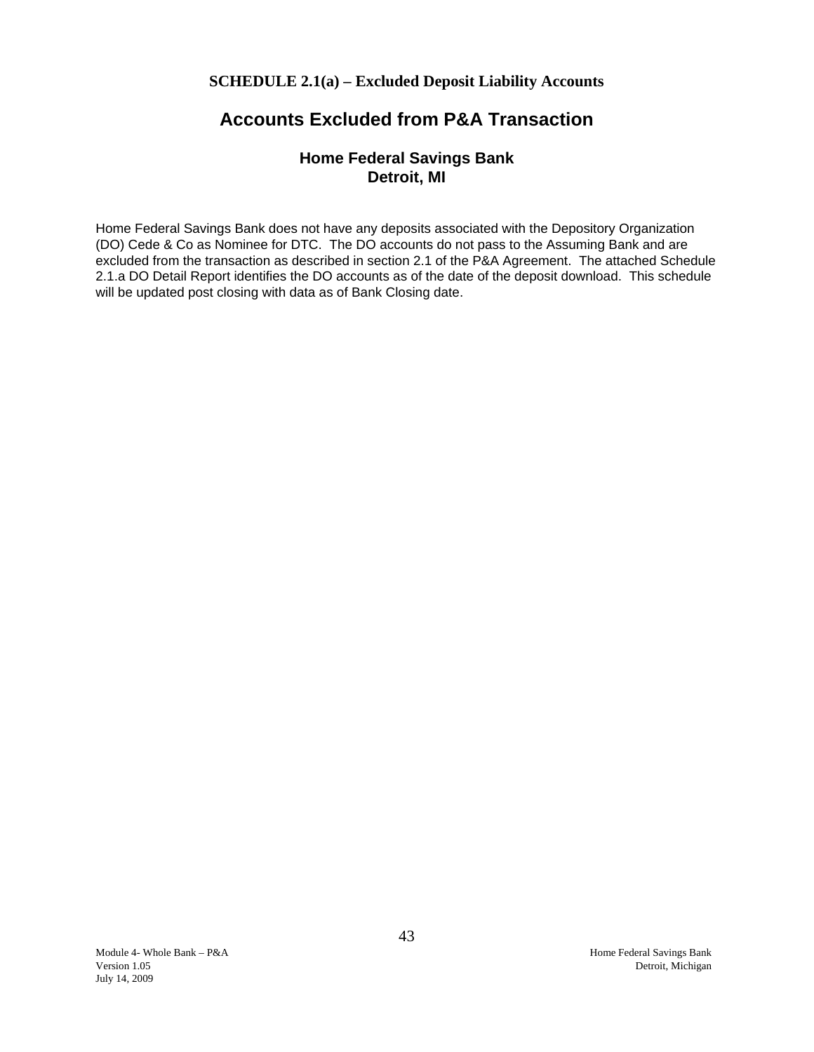**SCHEDULE 2.1(a) – Excluded Deposit Liability Accounts**

# Accounts Excluded from P&A Transaction

## Home Federal Savings Bank
## Detroit, MI

Home Federal Savings Bank does not have any deposits associated with the Depository Organization (DO) Cede & Co as Nominee for DTC. The DO accounts do not pass to the Assuming Bank and are excluded from the transaction as described in section 2.1 of the P&A Agreement. The attached Schedule 2.1.a DO Detail Report identifies the DO accounts as of the date of the deposit download. This schedule will be updated post closing with data as of Bank Closing date.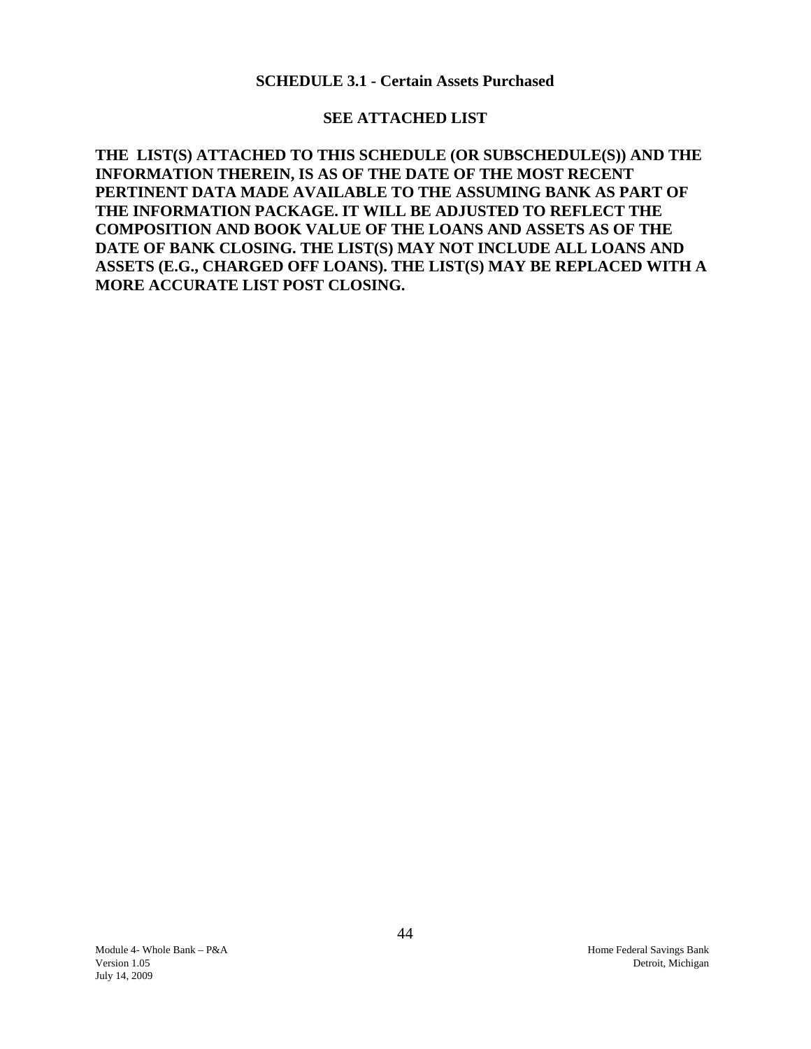## SCHEDULE 3.1 - Certain Assets Purchased

**SEE ATTACHED LIST**

**THE LIST(S) ATTACHED TO THIS SCHEDULE (OR SUBSCHEDULE(S)) AND THE INFORMATION THEREIN, IS AS OF THE DATE OF THE MOST RECENT PERTINENT DATA MADE AVAILABLE TO THE ASSUMING BANK AS PART OF THE INFORMATION PACKAGE. IT WILL BE ADJUSTED TO REFLECT THE COMPOSITION AND BOOK VALUE OF THE LOANS AND ASSETS AS OF THE DATE OF BANK CLOSING. THE LIST(S) MAY NOT INCLUDE ALL LOANS AND ASSETS (E.G., CHARGED OFF LOANS). THE LIST(S) MAY BE REPLACED WITH A MORE ACCURATE LIST POST CLOSING.**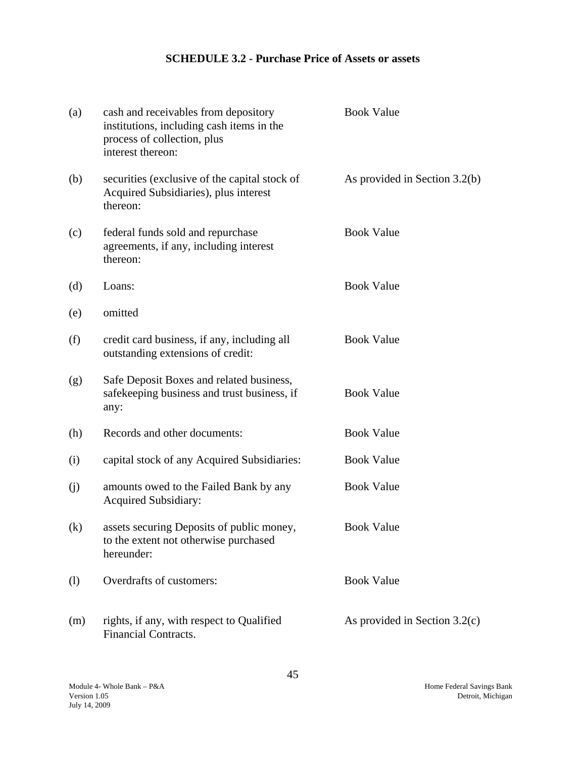**SCHEDULE 3.2 - Purchase Price of Assets or assets**

| | | |
|---|---|---|
| (a) | cash and receivables from depository institutions, including cash items in the process of collection, plus interest thereon: | Book Value |
| (b) | securities (exclusive of the capital stock of Acquired Subsidiaries), plus interest thereon: | As provided in Section 3.2(b) |
| (c) | federal funds sold and repurchase agreements, if any, including interest thereon: | Book Value |
| (d) | Loans: | Book Value |
| (e) | omitted | |
| (f) | credit card business, if any, including all outstanding extensions of credit: | Book Value |
| (g) | Safe Deposit Boxes and related business, safekeeping business and trust business, if any: | Book Value |
| (h) | Records and other documents: | Book Value |
| (i) | capital stock of any Acquired Subsidiaries: | Book Value |
| (j) | amounts owed to the Failed Bank by any Acquired Subsidiary: | Book Value |
| (k) | assets securing Deposits of public money, to the extent not otherwise purchased hereunder: | Book Value |
| (l) | Overdrafts of customers: | Book Value |
| (m) | rights, if any, with respect to Qualified Financial Contracts. | As provided in Section 3.2(c) |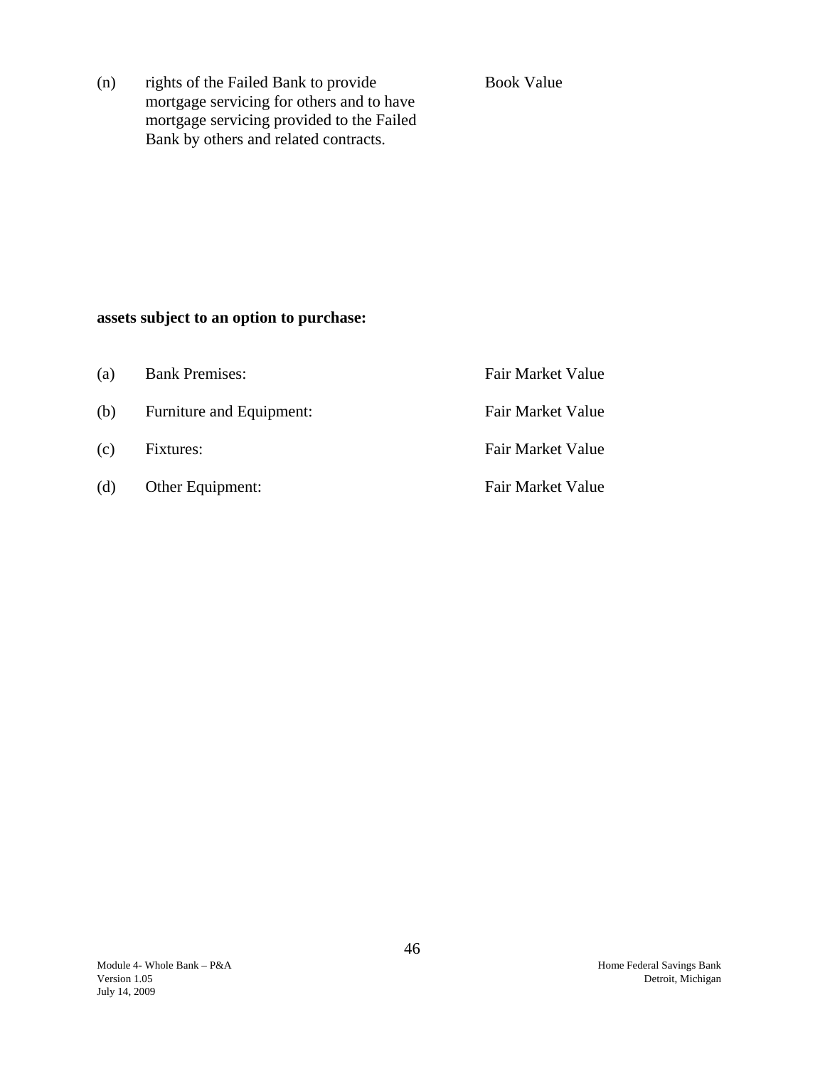| | | |
|---|---|---|
| (n) | rights of the Failed Bank to provide mortgage servicing for others and to have mortgage servicing provided to the Failed Bank by others and related contracts. | Book Value |

**assets subject to an option to purchase:**

| | | |
|---|---|---|
| (a) | Bank Premises: | Fair Market Value |
| (b) | Furniture and Equipment: | Fair Market Value |
| (c) | Fixtures: | Fair Market Value |
| (d) | Other Equipment: | Fair Market Value |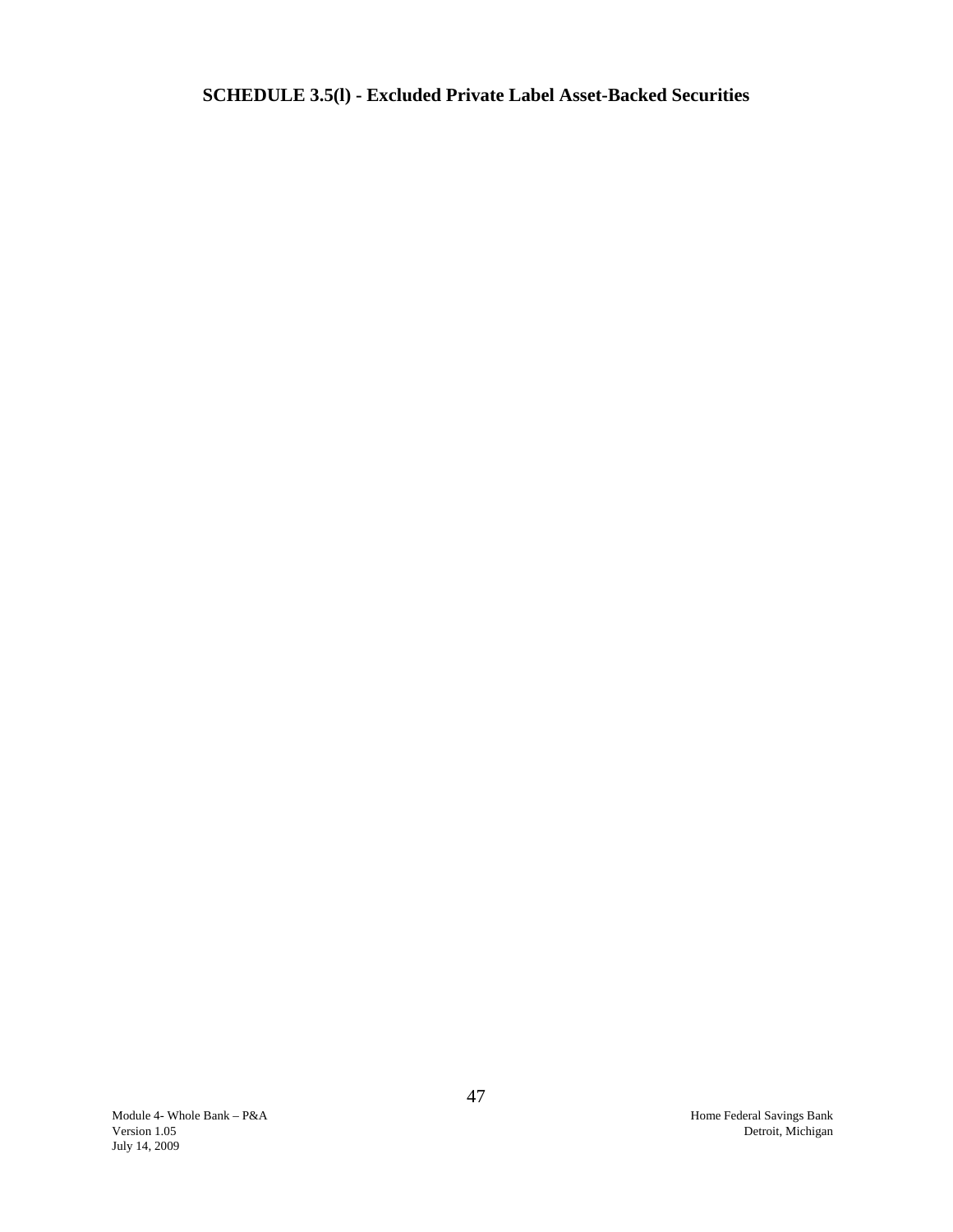# SCHEDULE 3.5(l) - Excluded Private Label Asset-Backed Securities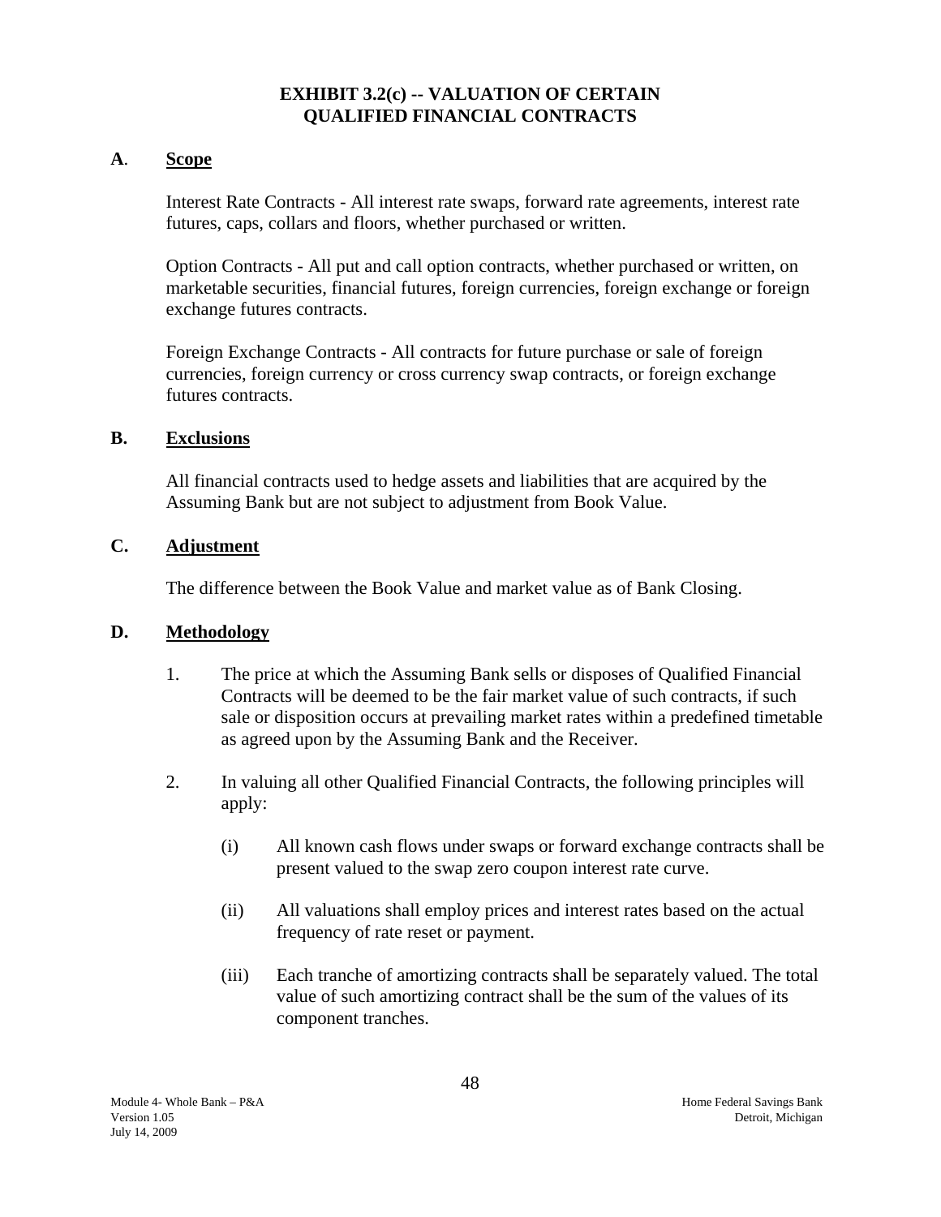# EXHIBIT 3.2(c) -- VALUATION OF CERTAIN QUALIFIED FINANCIAL CONTRACTS

**A. Scope**

Interest Rate Contracts - All interest rate swaps, forward rate agreements, interest rate futures, caps, collars and floors, whether purchased or written.

Option Contracts - All put and call option contracts, whether purchased or written, on marketable securities, financial futures, foreign currencies, foreign exchange or foreign exchange futures contracts.

Foreign Exchange Contracts - All contracts for future purchase or sale of foreign currencies, foreign currency or cross currency swap contracts, or foreign exchange futures contracts.

**B. Exclusions**

All financial contracts used to hedge assets and liabilities that are acquired by the Assuming Bank but are not subject to adjustment from Book Value.

**C. Adjustment**

The difference between the Book Value and market value as of Bank Closing.

**D. Methodology**

1. The price at which the Assuming Bank sells or disposes of Qualified Financial Contracts will be deemed to be the fair market value of such contracts, if such sale or disposition occurs at prevailing market rates within a predefined timetable as agreed upon by the Assuming Bank and the Receiver.

2. In valuing all other Qualified Financial Contracts, the following principles will apply:

   (i) All known cash flows under swaps or forward exchange contracts shall be present valued to the swap zero coupon interest rate curve.

   (ii) All valuations shall employ prices and interest rates based on the actual frequency of rate reset or payment.

   (iii) Each tranche of amortizing contracts shall be separately valued. The total value of such amortizing contract shall be the sum of the values of its component tranches.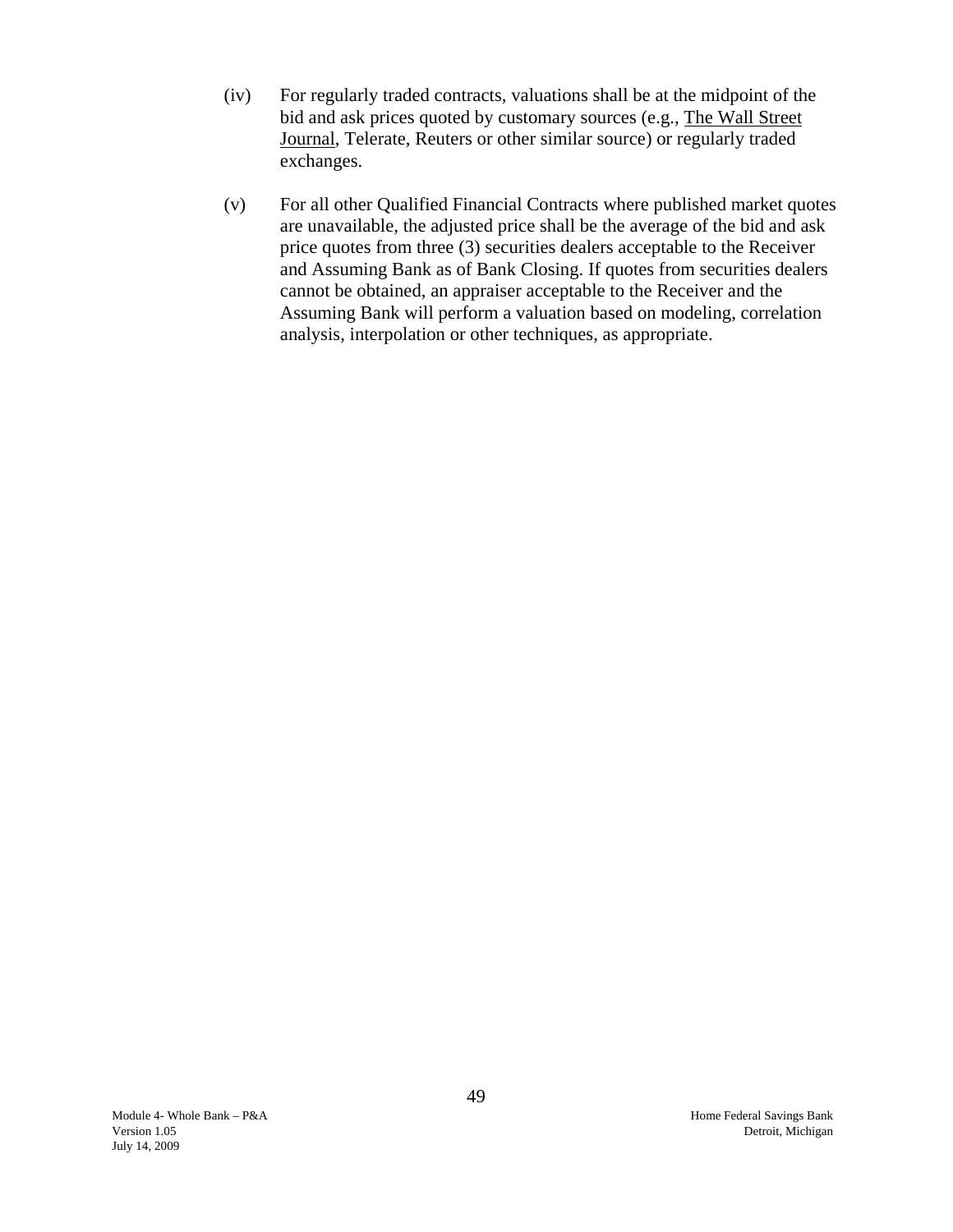(iv) For regularly traded contracts, valuations shall be at the midpoint of the bid and ask prices quoted by customary sources (e.g., The Wall Street Journal, Telerate, Reuters or other similar source) or regularly traded exchanges.

(v) For all other Qualified Financial Contracts where published market quotes are unavailable, the adjusted price shall be the average of the bid and ask price quotes from three (3) securities dealers acceptable to the Receiver and Assuming Bank as of Bank Closing. If quotes from securities dealers cannot be obtained, an appraiser acceptable to the Receiver and the Assuming Bank will perform a valuation based on modeling, correlation analysis, interpolation or other techniques, as appropriate.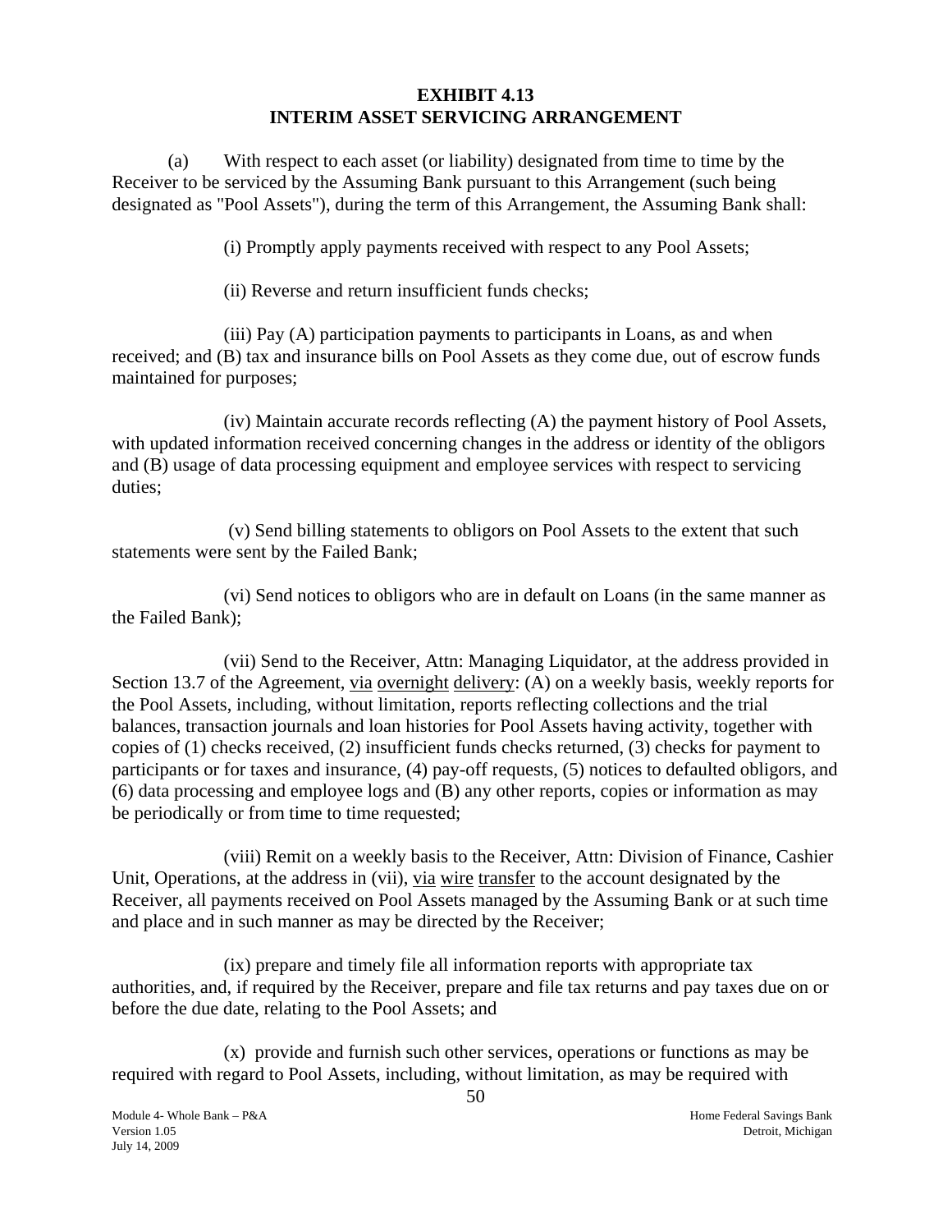# EXHIBIT 4.13
# INTERIM ASSET SERVICING ARRANGEMENT

(a) With respect to each asset (or liability) designated from time to time by the Receiver to be serviced by the Assuming Bank pursuant to this Arrangement (such being designated as "Pool Assets"), during the term of this Arrangement, the Assuming Bank shall:

(i) Promptly apply payments received with respect to any Pool Assets;

(ii) Reverse and return insufficient funds checks;

(iii) Pay (A) participation payments to participants in Loans, as and when received; and (B) tax and insurance bills on Pool Assets as they come due, out of escrow funds maintained for purposes;

(iv) Maintain accurate records reflecting (A) the payment history of Pool Assets, with updated information received concerning changes in the address or identity of the obligors and (B) usage of data processing equipment and employee services with respect to servicing duties;

(v) Send billing statements to obligors on Pool Assets to the extent that such statements were sent by the Failed Bank;

(vi) Send notices to obligors who are in default on Loans (in the same manner as the Failed Bank);

(vii) Send to the Receiver, Attn: Managing Liquidator, at the address provided in Section 13.7 of the Agreement, via overnight delivery: (A) on a weekly basis, weekly reports for the Pool Assets, including, without limitation, reports reflecting collections and the trial balances, transaction journals and loan histories for Pool Assets having activity, together with copies of (1) checks received, (2) insufficient funds checks returned, (3) checks for payment to participants or for taxes and insurance, (4) pay-off requests, (5) notices to defaulted obligors, and (6) data processing and employee logs and (B) any other reports, copies or information as may be periodically or from time to time requested;

(viii) Remit on a weekly basis to the Receiver, Attn: Division of Finance, Cashier Unit, Operations, at the address in (vii), via wire transfer to the account designated by the Receiver, all payments received on Pool Assets managed by the Assuming Bank or at such time and place and in such manner as may be directed by the Receiver;

(ix) prepare and timely file all information reports with appropriate tax authorities, and, if required by the Receiver, prepare and file tax returns and pay taxes due on or before the due date, relating to the Pool Assets; and

(x) provide and furnish such other services, operations or functions as may be required with regard to Pool Assets, including, without limitation, as may be required with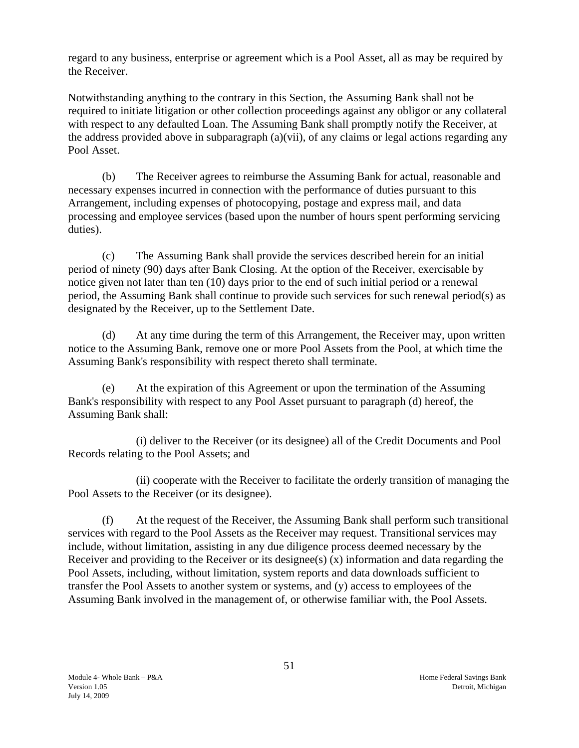regard to any business, enterprise or agreement which is a Pool Asset, all as may be required by the Receiver.

Notwithstanding anything to the contrary in this Section, the Assuming Bank shall not be required to initiate litigation or other collection proceedings against any obligor or any collateral with respect to any defaulted Loan. The Assuming Bank shall promptly notify the Receiver, at the address provided above in subparagraph (a)(vii), of any claims or legal actions regarding any Pool Asset.

(b) The Receiver agrees to reimburse the Assuming Bank for actual, reasonable and necessary expenses incurred in connection with the performance of duties pursuant to this Arrangement, including expenses of photocopying, postage and express mail, and data processing and employee services (based upon the number of hours spent performing servicing duties).

(c) The Assuming Bank shall provide the services described herein for an initial period of ninety (90) days after Bank Closing. At the option of the Receiver, exercisable by notice given not later than ten (10) days prior to the end of such initial period or a renewal period, the Assuming Bank shall continue to provide such services for such renewal period(s) as designated by the Receiver, up to the Settlement Date.

(d) At any time during the term of this Arrangement, the Receiver may, upon written notice to the Assuming Bank, remove one or more Pool Assets from the Pool, at which time the Assuming Bank's responsibility with respect thereto shall terminate.

(e) At the expiration of this Agreement or upon the termination of the Assuming Bank's responsibility with respect to any Pool Asset pursuant to paragraph (d) hereof, the Assuming Bank shall:

(i) deliver to the Receiver (or its designee) all of the Credit Documents and Pool Records relating to the Pool Assets; and

(ii) cooperate with the Receiver to facilitate the orderly transition of managing the Pool Assets to the Receiver (or its designee).

(f) At the request of the Receiver, the Assuming Bank shall perform such transitional services with regard to the Pool Assets as the Receiver may request. Transitional services may include, without limitation, assisting in any due diligence process deemed necessary by the Receiver and providing to the Receiver or its designee(s) (x) information and data regarding the Pool Assets, including, without limitation, system reports and data downloads sufficient to transfer the Pool Assets to another system or systems, and (y) access to employees of the Assuming Bank involved in the management of, or otherwise familiar with, the Pool Assets.